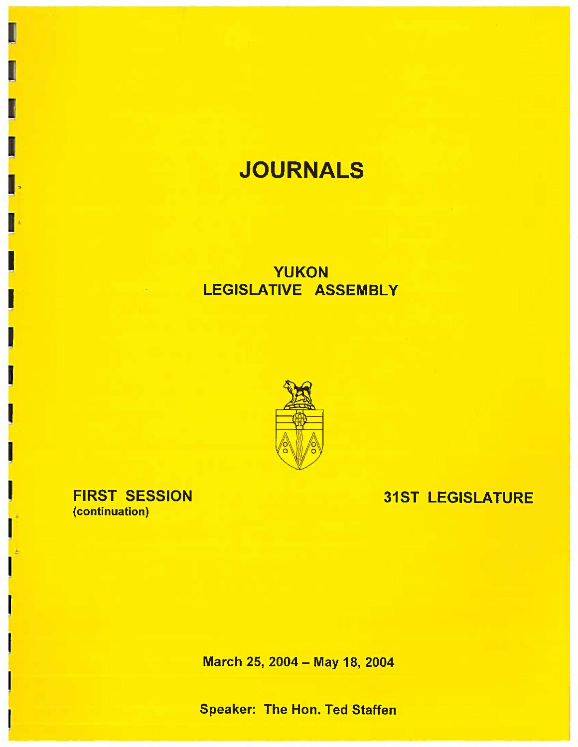# JOURNALS

## YUKON LEGISLATIVE ASSEMBLY

**FIRST SESSION**
(continuation)

**31ST LEGISLATURE**

**March 25, 2004 – May 18, 2004**

**Speaker: The Hon. Ted Staffen**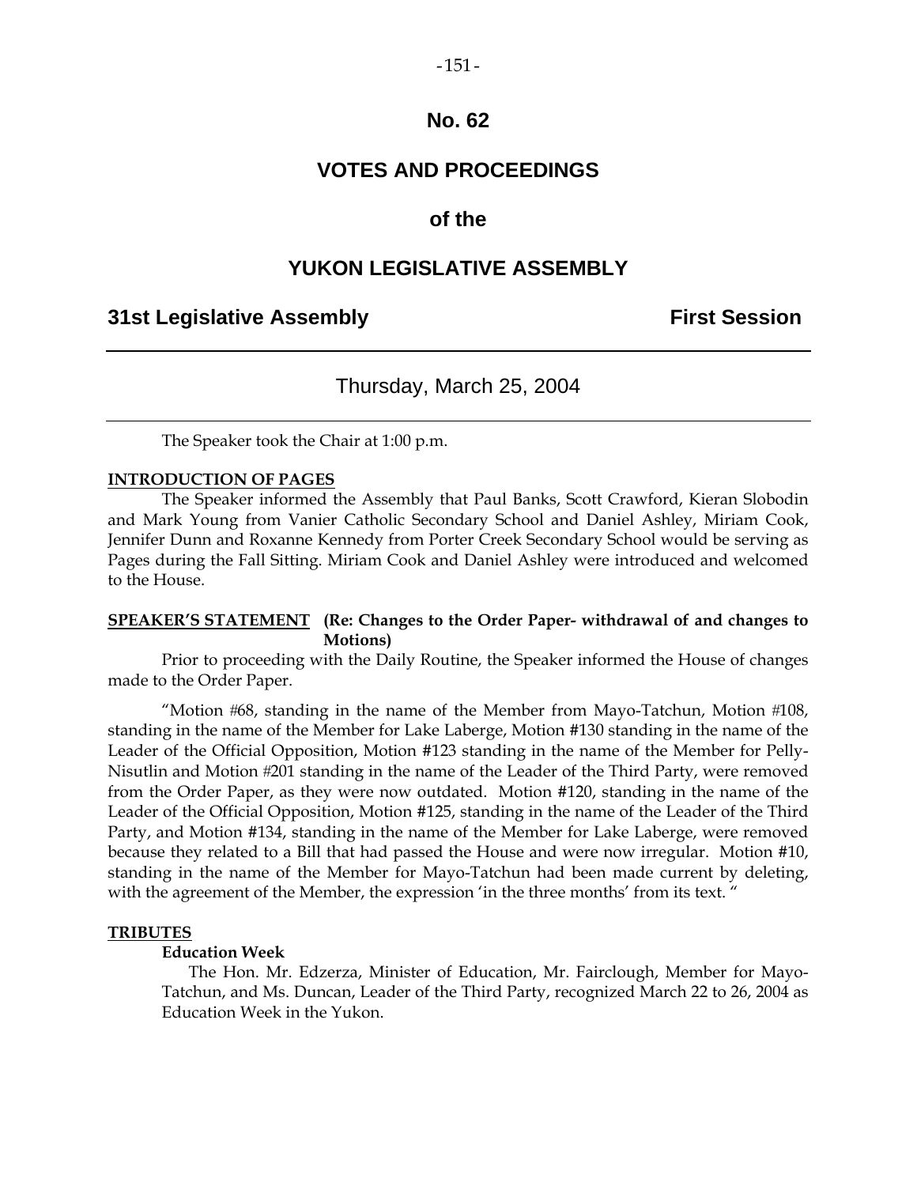# No. 62

# VOTES AND PROCEEDINGS

# of the

# YUKON LEGISLATIVE ASSEMBLY

**31st Legislative Assembly** **First Session**

---

Thursday, March 25, 2004

---

The Speaker took the Chair at 1:00 p.m.

**INTRODUCTION OF PAGES**

The Speaker informed the Assembly that Paul Banks, Scott Crawford, Kieran Slobodin and Mark Young from Vanier Catholic Secondary School and Daniel Ashley, Miriam Cook, Jennifer Dunn and Roxanne Kennedy from Porter Creek Secondary School would be serving as Pages during the Fall Sitting. Miriam Cook and Daniel Ashley were introduced and welcomed to the House.

**SPEAKER'S STATEMENT** **(Re: Changes to the Order Paper- withdrawal of and changes to Motions)**

Prior to proceeding with the Daily Routine, the Speaker informed the House of changes made to the Order Paper.

"Motion #68, standing in the name of the Member from Mayo-Tatchun, Motion #108, standing in the name of the Member for Lake Laberge, Motion #130 standing in the name of the Leader of the Official Opposition, Motion #123 standing in the name of the Member for Pelly-Nisutlin and Motion #201 standing in the name of the Leader of the Third Party, were removed from the Order Paper, as they were now outdated. Motion #120, standing in the name of the Leader of the Official Opposition, Motion #125, standing in the name of the Leader of the Third Party, and Motion #134, standing in the name of the Member for Lake Laberge, were removed because they related to a Bill that had passed the House and were now irregular. Motion #10, standing in the name of the Member for Mayo-Tatchun had been made current by deleting, with the agreement of the Member, the expression 'in the three months' from its text. "

**TRIBUTES**

**Education Week**

The Hon. Mr. Edzerza, Minister of Education, Mr. Fairclough, Member for Mayo-Tatchun, and Ms. Duncan, Leader of the Third Party, recognized March 22 to 26, 2004 as Education Week in the Yukon.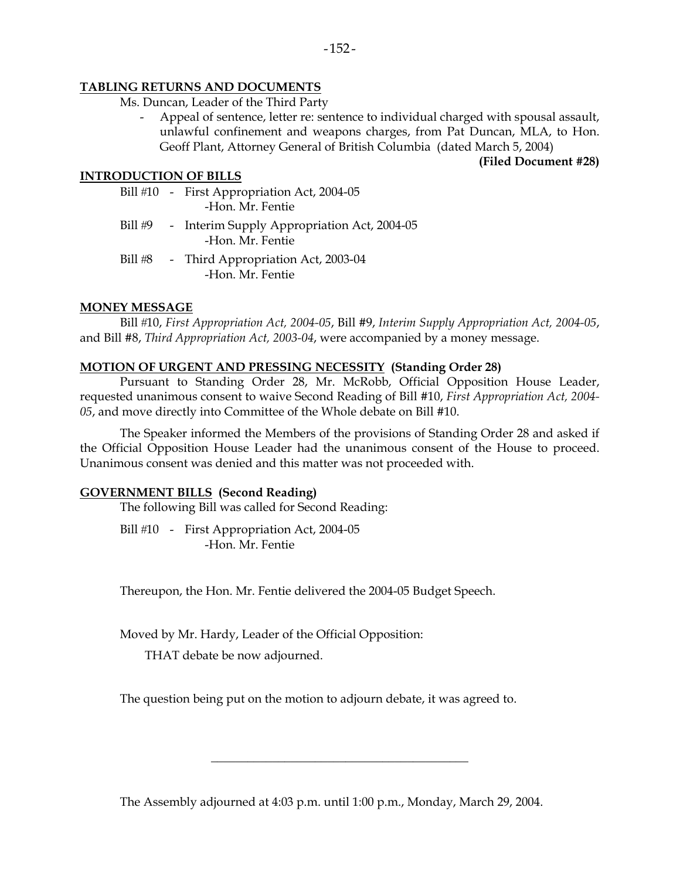## TABLING RETURNS AND DOCUMENTS

Ms. Duncan, Leader of the Third Party

- Appeal of sentence, letter re: sentence to individual charged with spousal assault, unlawful confinement and weapons charges, from Pat Duncan, MLA, to Hon. Geoff Plant, Attorney General of British Columbia (dated March 5, 2004)

**(Filed Document #28)**

## INTRODUCTION OF BILLS

Bill #10 - First Appropriation Act, 2004-05
-Hon. Mr. Fentie

Bill #9 - Interim Supply Appropriation Act, 2004-05
-Hon. Mr. Fentie

Bill #8 - Third Appropriation Act, 2003-04
-Hon. Mr. Fentie

## MONEY MESSAGE

Bill #10, *First Appropriation Act, 2004-05*, Bill #9, *Interim Supply Appropriation Act, 2004-05*, and Bill #8, *Third Appropriation Act, 2003-04*, were accompanied by a money message.

## MOTION OF URGENT AND PRESSING NECESSITY (Standing Order 28)

Pursuant to Standing Order 28, Mr. McRobb, Official Opposition House Leader, requested unanimous consent to waive Second Reading of Bill #10, *First Appropriation Act, 2004-05*, and move directly into Committee of the Whole debate on Bill #10.

The Speaker informed the Members of the provisions of Standing Order 28 and asked if the Official Opposition House Leader had the unanimous consent of the House to proceed. Unanimous consent was denied and this matter was not proceeded with.

## GOVERNMENT BILLS (Second Reading)

The following Bill was called for Second Reading:

Bill #10 - First Appropriation Act, 2004-05
-Hon. Mr. Fentie

Thereupon, the Hon. Mr. Fentie delivered the 2004-05 Budget Speech.

Moved by Mr. Hardy, Leader of the Official Opposition:

THAT debate be now adjourned.

The question being put on the motion to adjourn debate, it was agreed to.

---

The Assembly adjourned at 4:03 p.m. until 1:00 p.m., Monday, March 29, 2004.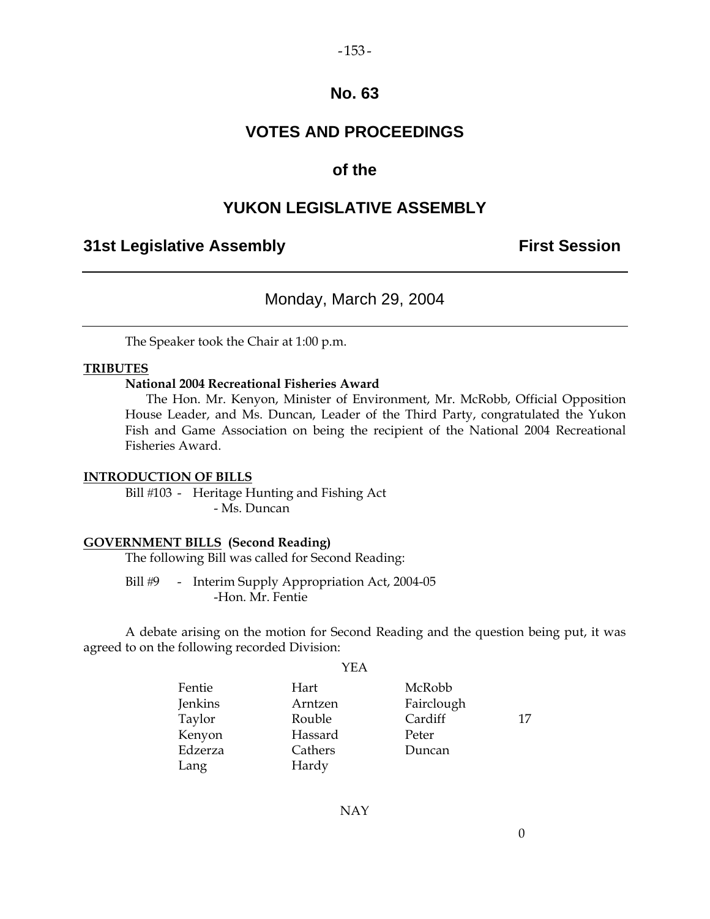# No. 63

# VOTES AND PROCEEDINGS

# of the

# YUKON LEGISLATIVE ASSEMBLY

## 31st Legislative Assembly — First Session

### Monday, March 29, 2004

The Speaker took the Chair at 1:00 p.m.

**TRIBUTES**

**National 2004 Recreational Fisheries Award**

The Hon. Mr. Kenyon, Minister of Environment, Mr. McRobb, Official Opposition House Leader, and Ms. Duncan, Leader of the Third Party, congratulated the Yukon Fish and Game Association on being the recipient of the National 2004 Recreational Fisheries Award.

**INTRODUCTION OF BILLS**

Bill #103 - Heritage Hunting and Fishing Act
- Ms. Duncan

**GOVERNMENT BILLS (Second Reading)**

The following Bill was called for Second Reading:

Bill #9 - Interim Supply Appropriation Act, 2004-05
-Hon. Mr. Fentie

A debate arising on the motion for Second Reading and the question being put, it was agreed to on the following recorded Division:

YEA

| | | | |
|---|---|---|---|
| Fentie | Hart | McRobb | |
| Jenkins | Arntzen | Fairclough | |
| Taylor | Rouble | Cardiff | 17 |
| Kenyon | Hassard | Peter | |
| Edzerza | Cathers | Duncan | |
| Lang | Hardy | | |

NAY

0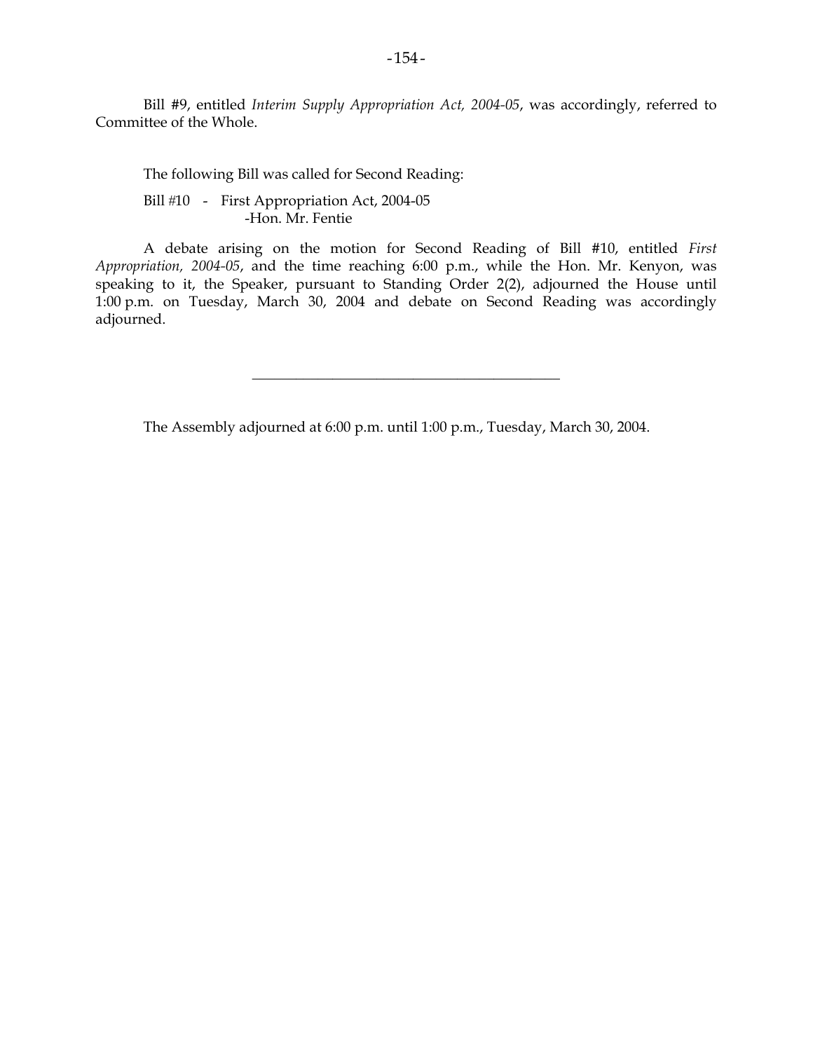Bill #9, entitled *Interim Supply Appropriation Act, 2004-05*, was accordingly, referred to Committee of the Whole.

The following Bill was called for Second Reading:

Bill #10 - First Appropriation Act, 2004-05
-Hon. Mr. Fentie

A debate arising on the motion for Second Reading of Bill #10, entitled *First Appropriation, 2004-05*, and the time reaching 6:00 p.m., while the Hon. Mr. Kenyon, was speaking to it, the Speaker, pursuant to Standing Order 2(2), adjourned the House until 1:00 p.m. on Tuesday, March 30, 2004 and debate on Second Reading was accordingly adjourned.

---

The Assembly adjourned at 6:00 p.m. until 1:00 p.m., Tuesday, March 30, 2004.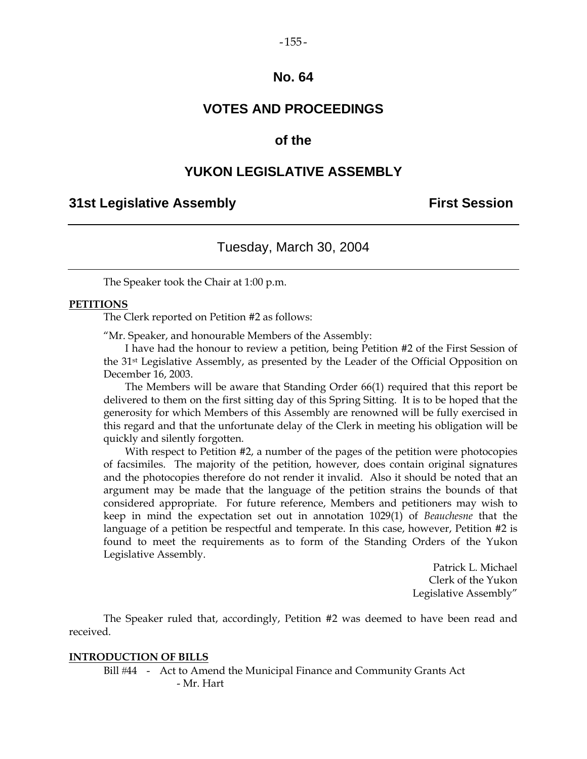# No. 64

## VOTES AND PROCEEDINGS

## of the

## YUKON LEGISLATIVE ASSEMBLY

**31st Legislative Assembly** **First Session**

---

Tuesday, March 30, 2004

---

The Speaker took the Chair at 1:00 p.m.

**PETITIONS**

The Clerk reported on Petition #2 as follows:

"Mr. Speaker, and honourable Members of the Assembly:

I have had the honour to review a petition, being Petition #2 of the First Session of the 31st Legislative Assembly, as presented by the Leader of the Official Opposition on December 16, 2003.

The Members will be aware that Standing Order 66(1) required that this report be delivered to them on the first sitting day of this Spring Sitting. It is to be hoped that the generosity for which Members of this Assembly are renowned will be fully exercised in this regard and that the unfortunate delay of the Clerk in meeting his obligation will be quickly and silently forgotten.

With respect to Petition #2, a number of the pages of the petition were photocopies of facsimiles. The majority of the petition, however, does contain original signatures and the photocopies therefore do not render it invalid. Also it should be noted that an argument may be made that the language of the petition strains the bounds of that considered appropriate. For future reference, Members and petitioners may wish to keep in mind the expectation set out in annotation 1029(1) of *Beauchesne* that the language of a petition be respectful and temperate. In this case, however, Petition #2 is found to meet the requirements as to form of the Standing Orders of the Yukon Legislative Assembly.

Patrick L. Michael
Clerk of the Yukon
Legislative Assembly"

The Speaker ruled that, accordingly, Petition #2 was deemed to have been read and received.

**INTRODUCTION OF BILLS**

Bill #44 - Act to Amend the Municipal Finance and Community Grants Act
- Mr. Hart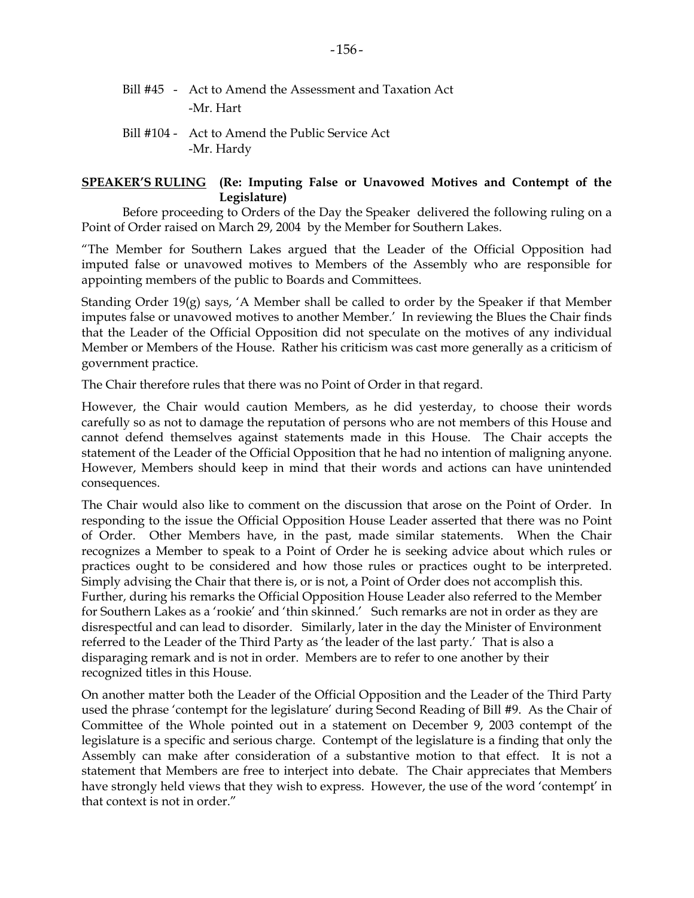Bill #45 - Act to Amend the Assessment and Taxation Act
-Mr. Hart

Bill #104 - Act to Amend the Public Service Act
-Mr. Hardy

**SPEAKER'S RULING (Re: Imputing False or Unavowed Motives and Contempt of the Legislature)**

Before proceeding to Orders of the Day the Speaker delivered the following ruling on a Point of Order raised on March 29, 2004 by the Member for Southern Lakes.

"The Member for Southern Lakes argued that the Leader of the Official Opposition had imputed false or unavowed motives to Members of the Assembly who are responsible for appointing members of the public to Boards and Committees.

Standing Order 19(g) says, 'A Member shall be called to order by the Speaker if that Member imputes false or unavowed motives to another Member.' In reviewing the Blues the Chair finds that the Leader of the Official Opposition did not speculate on the motives of any individual Member or Members of the House. Rather his criticism was cast more generally as a criticism of government practice.

The Chair therefore rules that there was no Point of Order in that regard.

However, the Chair would caution Members, as he did yesterday, to choose their words carefully so as not to damage the reputation of persons who are not members of this House and cannot defend themselves against statements made in this House. The Chair accepts the statement of the Leader of the Official Opposition that he had no intention of maligning anyone. However, Members should keep in mind that their words and actions can have unintended consequences.

The Chair would also like to comment on the discussion that arose on the Point of Order. In responding to the issue the Official Opposition House Leader asserted that there was no Point of Order. Other Members have, in the past, made similar statements. When the Chair recognizes a Member to speak to a Point of Order he is seeking advice about which rules or practices ought to be considered and how those rules or practices ought to be interpreted. Simply advising the Chair that there is, or is not, a Point of Order does not accomplish this. Further, during his remarks the Official Opposition House Leader also referred to the Member for Southern Lakes as a 'rookie' and 'thin skinned.' Such remarks are not in order as they are disrespectful and can lead to disorder. Similarly, later in the day the Minister of Environment referred to the Leader of the Third Party as 'the leader of the last party.' That is also a disparaging remark and is not in order. Members are to refer to one another by their recognized titles in this House.

On another matter both the Leader of the Official Opposition and the Leader of the Third Party used the phrase 'contempt for the legislature' during Second Reading of Bill #9. As the Chair of Committee of the Whole pointed out in a statement on December 9, 2003 contempt of the legislature is a specific and serious charge. Contempt of the legislature is a finding that only the Assembly can make after consideration of a substantive motion to that effect. It is not a statement that Members are free to interject into debate. The Chair appreciates that Members have strongly held views that they wish to express. However, the use of the word 'contempt' in that context is not in order."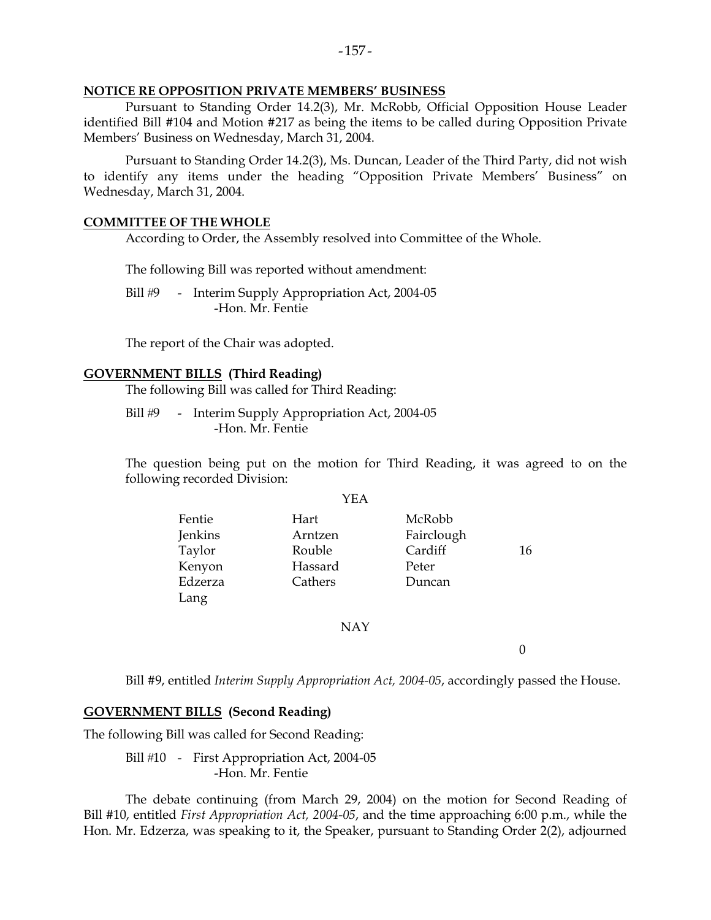**NOTICE RE OPPOSITION PRIVATE MEMBERS' BUSINESS**

Pursuant to Standing Order 14.2(3), Mr. McRobb, Official Opposition House Leader identified Bill #104 and Motion #217 as being the items to be called during Opposition Private Members' Business on Wednesday, March 31, 2004.

Pursuant to Standing Order 14.2(3), Ms. Duncan, Leader of the Third Party, did not wish to identify any items under the heading "Opposition Private Members' Business" on Wednesday, March 31, 2004.

**COMMITTEE OF THE WHOLE**

According to Order, the Assembly resolved into Committee of the Whole.

The following Bill was reported without amendment:

Bill #9 - Interim Supply Appropriation Act, 2004-05
-Hon. Mr. Fentie

The report of the Chair was adopted.

**GOVERNMENT BILLS (Third Reading)**

The following Bill was called for Third Reading:

Bill #9 - Interim Supply Appropriation Act, 2004-05
-Hon. Mr. Fentie

The question being put on the motion for Third Reading, it was agreed to on the following recorded Division:

YEA

| | | | |
|---|---|---|---|
| Fentie | Hart | McRobb | |
| Jenkins | Arntzen | Fairclough | |
| Taylor | Rouble | Cardiff | 16 |
| Kenyon | Hassard | Peter | |
| Edzerza | Cathers | Duncan | |
| Lang | | | |

NAY

0

Bill #9, entitled *Interim Supply Appropriation Act, 2004-05*, accordingly passed the House.

**GOVERNMENT BILLS (Second Reading)**

The following Bill was called for Second Reading:

Bill #10 - First Appropriation Act, 2004-05
-Hon. Mr. Fentie

The debate continuing (from March 29, 2004) on the motion for Second Reading of Bill #10, entitled *First Appropriation Act, 2004-05*, and the time approaching 6:00 p.m., while the Hon. Mr. Edzerza, was speaking to it, the Speaker, pursuant to Standing Order 2(2), adjourned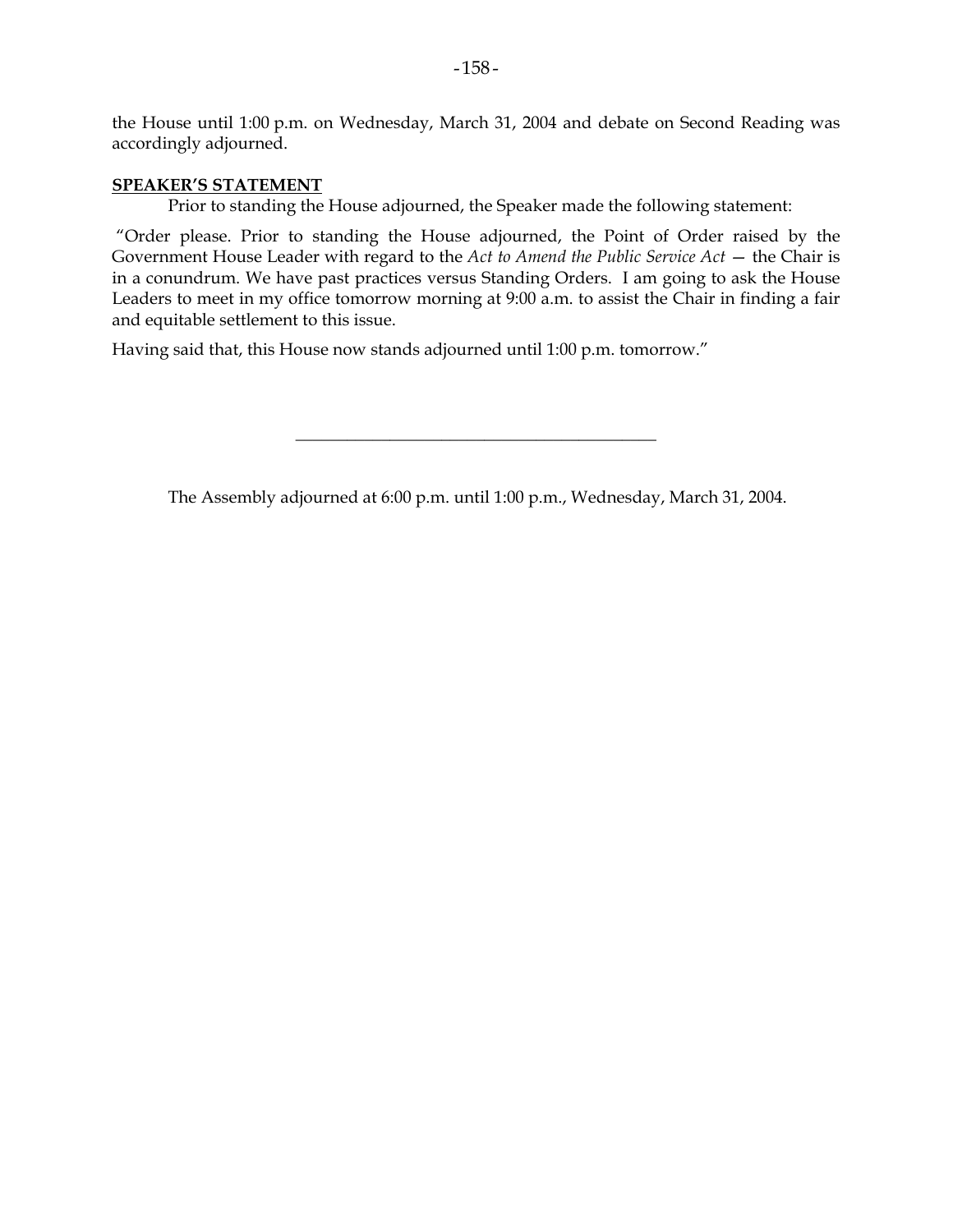the House until 1:00 p.m. on Wednesday, March 31, 2004 and debate on Second Reading was accordingly adjourned.

**SPEAKER'S STATEMENT**

Prior to standing the House adjourned, the Speaker made the following statement:

"Order please. Prior to standing the House adjourned, the Point of Order raised by the Government House Leader with regard to the *Act to Amend the Public Service Act* — the Chair is in a conundrum. We have past practices versus Standing Orders. I am going to ask the House Leaders to meet in my office tomorrow morning at 9:00 a.m. to assist the Chair in finding a fair and equitable settlement to this issue.

Having said that, this House now stands adjourned until 1:00 p.m. tomorrow."

---

The Assembly adjourned at 6:00 p.m. until 1:00 p.m., Wednesday, March 31, 2004.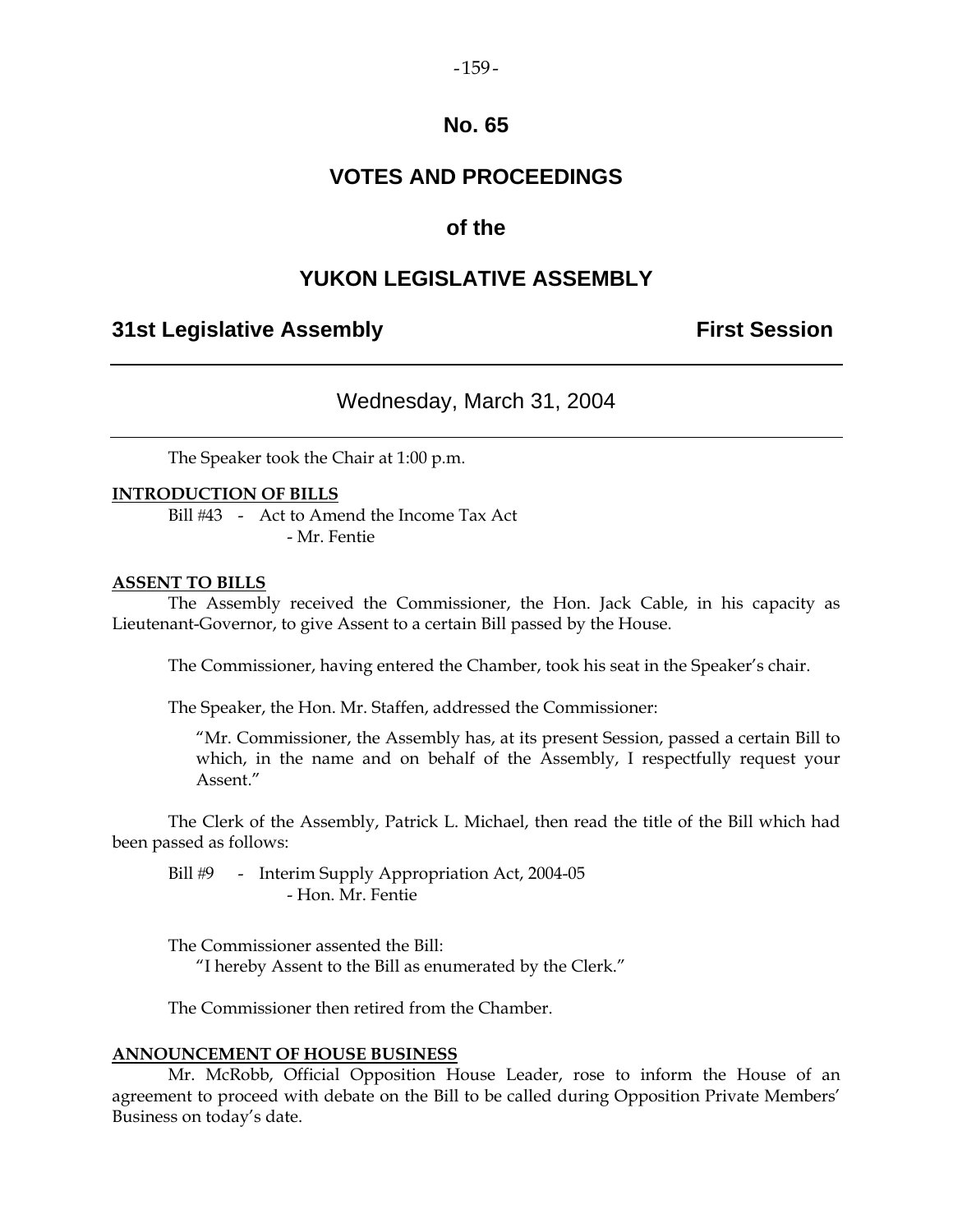# No. 65

# VOTES AND PROCEEDINGS

# of the

# YUKON LEGISLATIVE ASSEMBLY

## 31st Legislative Assembly — First Session

### Wednesday, March 31, 2004

The Speaker took the Chair at 1:00 p.m.

**INTRODUCTION OF BILLS**

Bill #43 - Act to Amend the Income Tax Act
- Mr. Fentie

**ASSENT TO BILLS**

The Assembly received the Commissioner, the Hon. Jack Cable, in his capacity as Lieutenant-Governor, to give Assent to a certain Bill passed by the House.

The Commissioner, having entered the Chamber, took his seat in the Speaker's chair.

The Speaker, the Hon. Mr. Staffen, addressed the Commissioner:

> "Mr. Commissioner, the Assembly has, at its present Session, passed a certain Bill to which, in the name and on behalf of the Assembly, I respectfully request your Assent."

The Clerk of the Assembly, Patrick L. Michael, then read the title of the Bill which had been passed as follows:

Bill #9 - Interim Supply Appropriation Act, 2004-05
- Hon. Mr. Fentie

The Commissioner assented the Bill:

> "I hereby Assent to the Bill as enumerated by the Clerk."

The Commissioner then retired from the Chamber.

**ANNOUNCEMENT OF HOUSE BUSINESS**

Mr. McRobb, Official Opposition House Leader, rose to inform the House of an agreement to proceed with debate on the Bill to be called during Opposition Private Members' Business on today's date.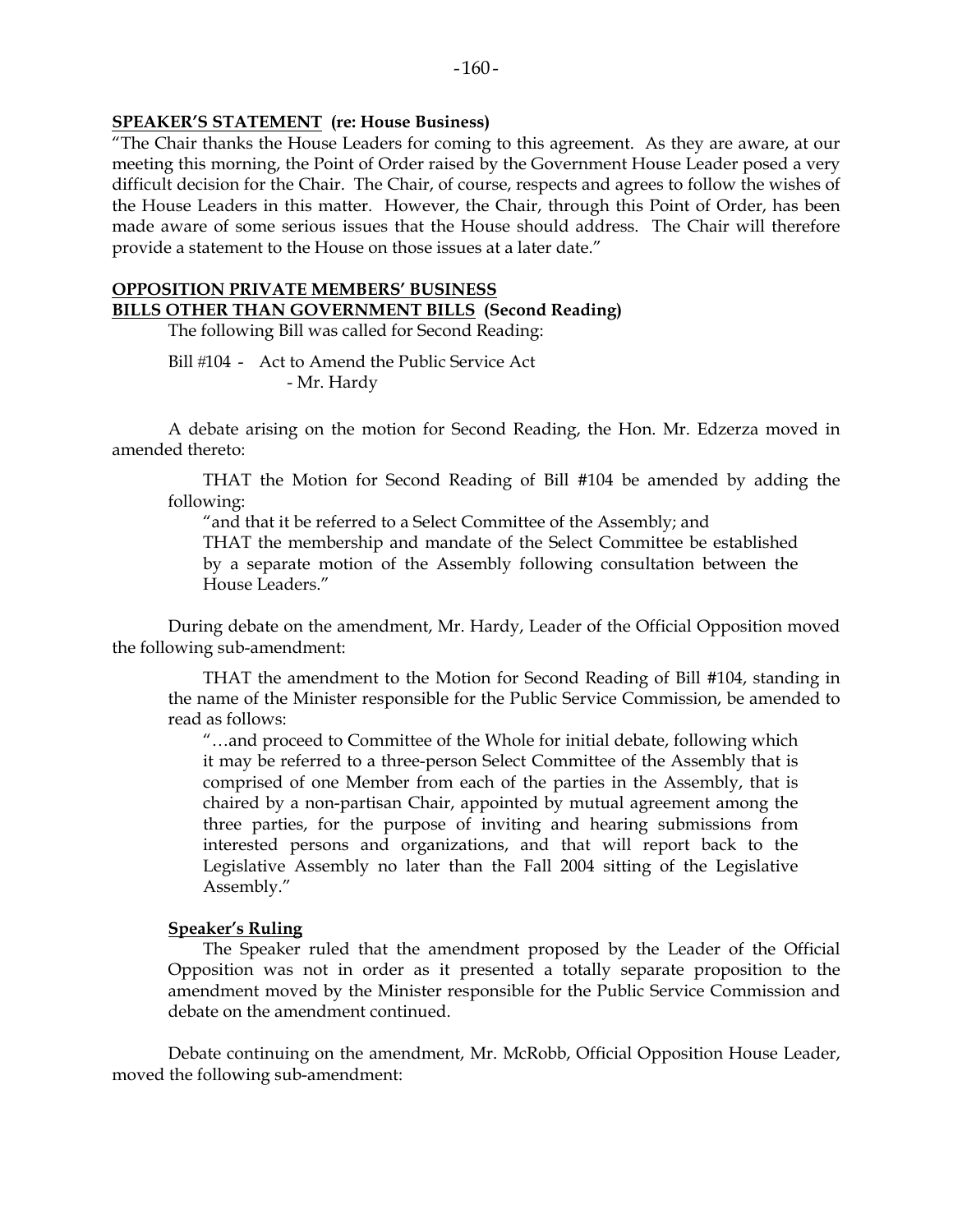**SPEAKER'S STATEMENT (re: House Business)**

"The Chair thanks the House Leaders for coming to this agreement. As they are aware, at our meeting this morning, the Point of Order raised by the Government House Leader posed a very difficult decision for the Chair. The Chair, of course, respects and agrees to follow the wishes of the House Leaders in this matter. However, the Chair, through this Point of Order, has been made aware of some serious issues that the House should address. The Chair will therefore provide a statement to the House on those issues at a later date."

**OPPOSITION PRIVATE MEMBERS' BUSINESS**
**BILLS OTHER THAN GOVERNMENT BILLS (Second Reading)**

The following Bill was called for Second Reading:

Bill #104 - Act to Amend the Public Service Act
- Mr. Hardy

A debate arising on the motion for Second Reading, the Hon. Mr. Edzerza moved in amended thereto:

THAT the Motion for Second Reading of Bill #104 be amended by adding the following:

"and that it be referred to a Select Committee of the Assembly; and

THAT the membership and mandate of the Select Committee be established by a separate motion of the Assembly following consultation between the House Leaders."

During debate on the amendment, Mr. Hardy, Leader of the Official Opposition moved the following sub-amendment:

THAT the amendment to the Motion for Second Reading of Bill #104, standing in the name of the Minister responsible for the Public Service Commission, be amended to read as follows:

"…and proceed to Committee of the Whole for initial debate, following which it may be referred to a three-person Select Committee of the Assembly that is comprised of one Member from each of the parties in the Assembly, that is chaired by a non-partisan Chair, appointed by mutual agreement among the three parties, for the purpose of inviting and hearing submissions from interested persons and organizations, and that will report back to the Legislative Assembly no later than the Fall 2004 sitting of the Legislative Assembly."

**Speaker's Ruling**

The Speaker ruled that the amendment proposed by the Leader of the Official Opposition was not in order as it presented a totally separate proposition to the amendment moved by the Minister responsible for the Public Service Commission and debate on the amendment continued.

Debate continuing on the amendment, Mr. McRobb, Official Opposition House Leader, moved the following sub-amendment: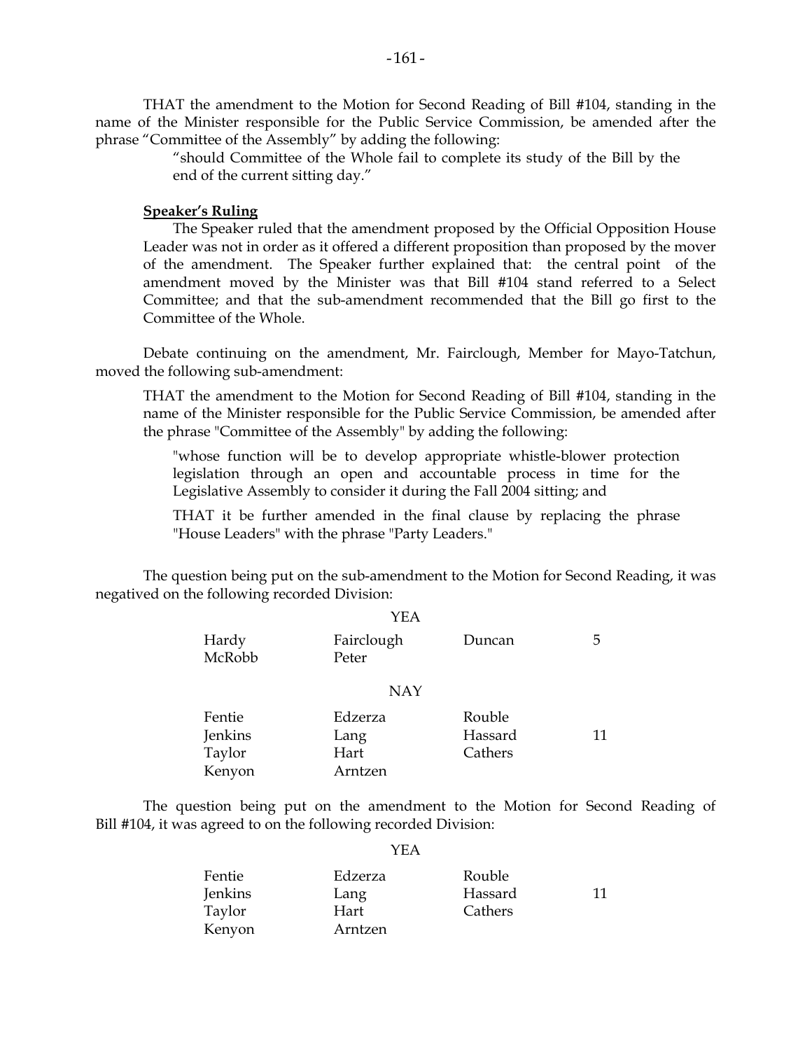THAT the amendment to the Motion for Second Reading of Bill #104, standing in the name of the Minister responsible for the Public Service Commission, be amended after the phrase "Committee of the Assembly" by adding the following:

> "should Committee of the Whole fail to complete its study of the Bill by the end of the current sitting day."

**Speaker's Ruling**

The Speaker ruled that the amendment proposed by the Official Opposition House Leader was not in order as it offered a different proposition than proposed by the mover of the amendment. The Speaker further explained that: the central point of the amendment moved by the Minister was that Bill #104 stand referred to a Select Committee; and that the sub-amendment recommended that the Bill go first to the Committee of the Whole.

Debate continuing on the amendment, Mr. Fairclough, Member for Mayo-Tatchun, moved the following sub-amendment:

THAT the amendment to the Motion for Second Reading of Bill #104, standing in the name of the Minister responsible for the Public Service Commission, be amended after the phrase "Committee of the Assembly" by adding the following:

> "whose function will be to develop appropriate whistle-blower protection legislation through an open and accountable process in time for the Legislative Assembly to consider it during the Fall 2004 sitting; and
>
> THAT it be further amended in the final clause by replacing the phrase "House Leaders" with the phrase "Party Leaders."

The question being put on the sub-amendment to the Motion for Second Reading, it was negatived on the following recorded Division:

YEA

| | | | |
|---|---|---|---|
| Hardy | Fairclough | Duncan | 5 |
| McRobb | Peter | | |

NAY

| | | | |
|---|---|---|---|
| Fentie | Edzerza | Rouble | |
| Jenkins | Lang | Hassard | 11 |
| Taylor | Hart | Cathers | |
| Kenyon | Arntzen | | |

The question being put on the amendment to the Motion for Second Reading of Bill #104, it was agreed to on the following recorded Division:

YEA

| | | | |
|---|---|---|---|
| Fentie | Edzerza | Rouble | |
| Jenkins | Lang | Hassard | 11 |
| Taylor | Hart | Cathers | |
| Kenyon | Arntzen | | |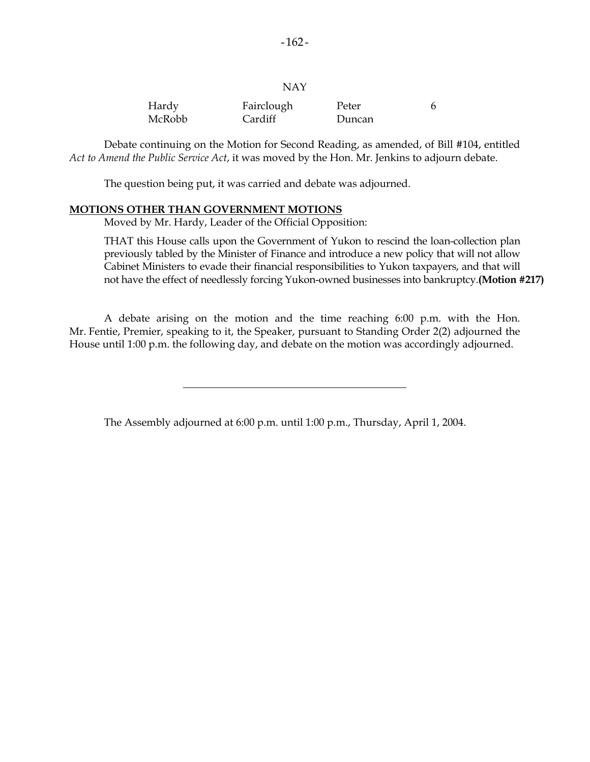NAY

| | | | |
|---|---|---|---|
| Hardy | Fairclough | Peter | 6 |
| McRobb | Cardiff | Duncan | |

Debate continuing on the Motion for Second Reading, as amended, of Bill #104, entitled *Act to Amend the Public Service Act*, it was moved by the Hon. Mr. Jenkins to adjourn debate.

The question being put, it was carried and debate was adjourned.

## MOTIONS OTHER THAN GOVERNMENT MOTIONS

Moved by Mr. Hardy, Leader of the Official Opposition:

THAT this House calls upon the Government of Yukon to rescind the loan-collection plan previously tabled by the Minister of Finance and introduce a new policy that will not allow Cabinet Ministers to evade their financial responsibilities to Yukon taxpayers, and that will not have the effect of needlessly forcing Yukon-owned businesses into bankruptcy. **(Motion #217)**

A debate arising on the motion and the time reaching 6:00 p.m. with the Hon. Mr. Fentie, Premier, speaking to it, the Speaker, pursuant to Standing Order 2(2) adjourned the House until 1:00 p.m. the following day, and debate on the motion was accordingly adjourned.

---

The Assembly adjourned at 6:00 p.m. until 1:00 p.m., Thursday, April 1, 2004.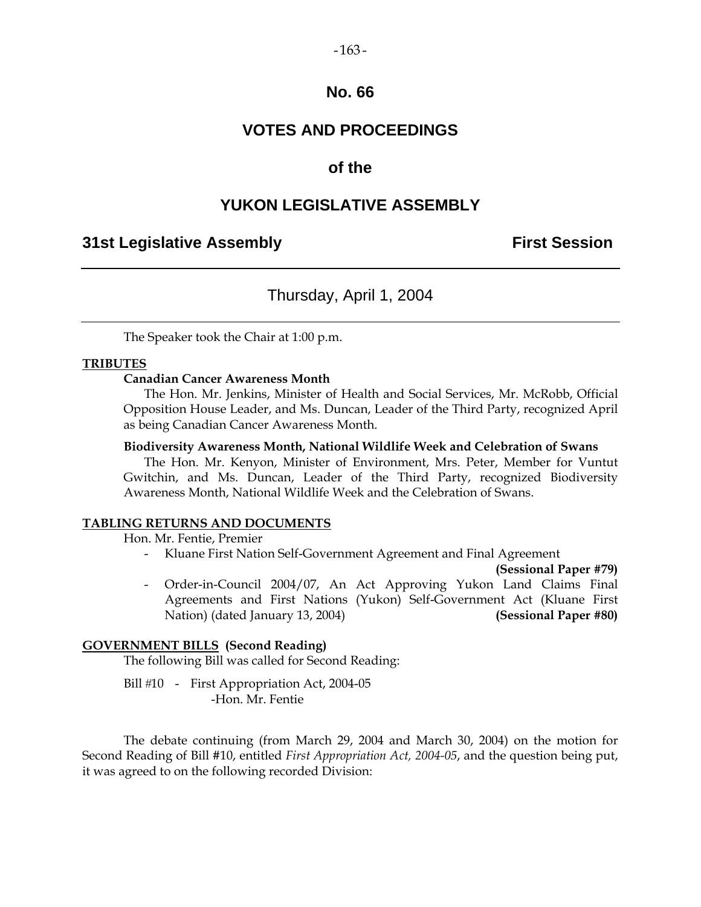# No. 66

# VOTES AND PROCEEDINGS

# of the

# YUKON LEGISLATIVE ASSEMBLY

**31st Legislative Assembly** **First Session**

---

Thursday, April 1, 2004

---

The Speaker took the Chair at 1:00 p.m.

**TRIBUTES**

**Canadian Cancer Awareness Month**

The Hon. Mr. Jenkins, Minister of Health and Social Services, Mr. McRobb, Official Opposition House Leader, and Ms. Duncan, Leader of the Third Party, recognized April as being Canadian Cancer Awareness Month.

**Biodiversity Awareness Month, National Wildlife Week and Celebration of Swans**

The Hon. Mr. Kenyon, Minister of Environment, Mrs. Peter, Member for Vuntut Gwitchin, and Ms. Duncan, Leader of the Third Party, recognized Biodiversity Awareness Month, National Wildlife Week and the Celebration of Swans.

**TABLING RETURNS AND DOCUMENTS**

Hon. Mr. Fentie, Premier

- Kluane First Nation Self-Government Agreement and Final Agreement **(Sessional Paper #79)**
- Order-in-Council 2004/07, An Act Approving Yukon Land Claims Final Agreements and First Nations (Yukon) Self-Government Act (Kluane First Nation) (dated January 13, 2004) **(Sessional Paper #80)**

**GOVERNMENT BILLS (Second Reading)**

The following Bill was called for Second Reading:

Bill #10 - First Appropriation Act, 2004-05
-Hon. Mr. Fentie

The debate continuing (from March 29, 2004 and March 30, 2004) on the motion for Second Reading of Bill #10, entitled *First Appropriation Act, 2004-05*, and the question being put, it was agreed to on the following recorded Division: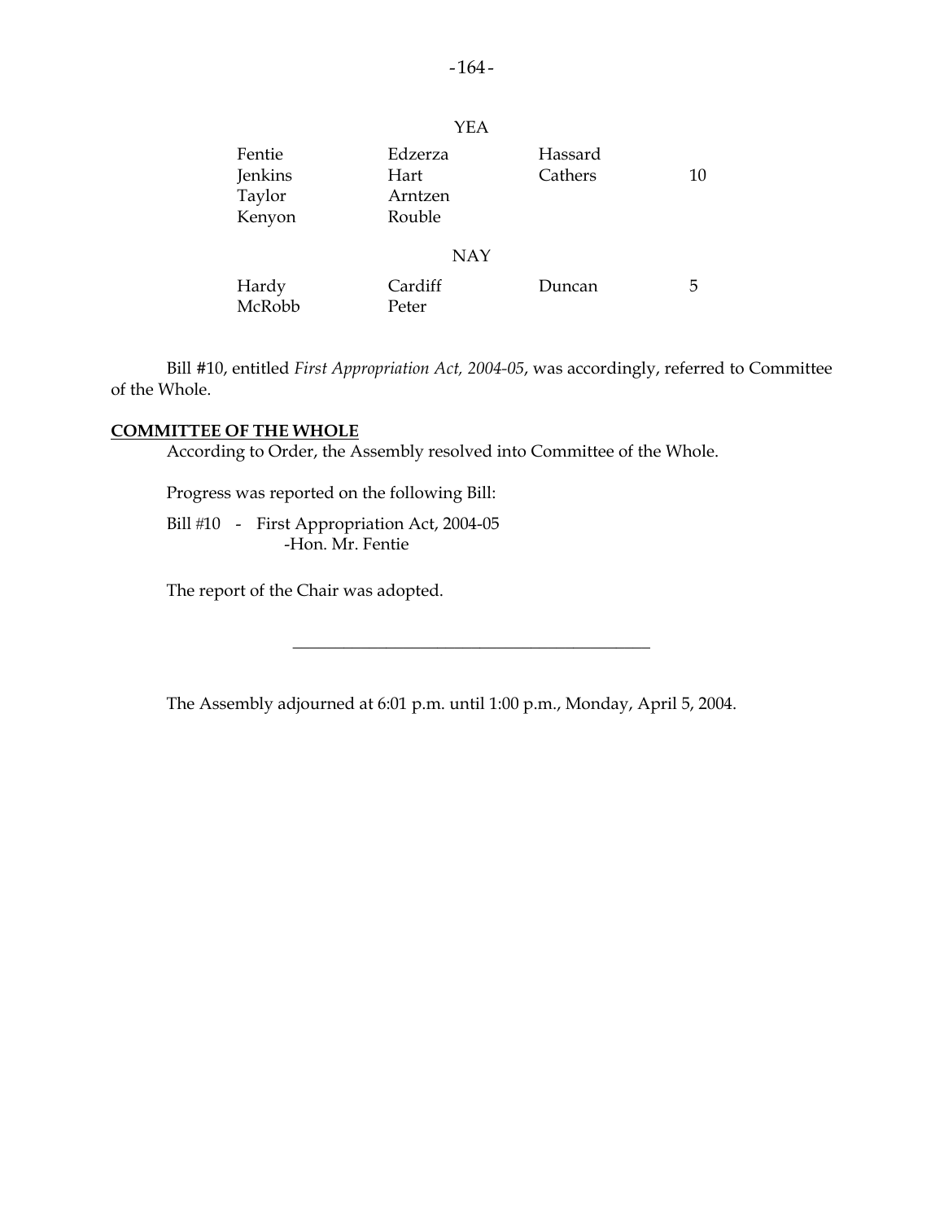YEA

| | | | |
|---|---|---|---|
| Fentie | Edzerza | Hassard | |
| Jenkins | Hart | Cathers | 10 |
| Taylor | Arntzen | | |
| Kenyon | Rouble | | |

NAY

| | | | |
|---|---|---|---|
| Hardy | Cardiff | Duncan | 5 |
| McRobb | Peter | | |

Bill #10, entitled *First Appropriation Act, 2004-05*, was accordingly, referred to Committee of the Whole.

**COMMITTEE OF THE WHOLE**

According to Order, the Assembly resolved into Committee of the Whole.

Progress was reported on the following Bill:

Bill #10 - First Appropriation Act, 2004-05
-Hon. Mr. Fentie

The report of the Chair was adopted.

---

The Assembly adjourned at 6:01 p.m. until 1:00 p.m., Monday, April 5, 2004.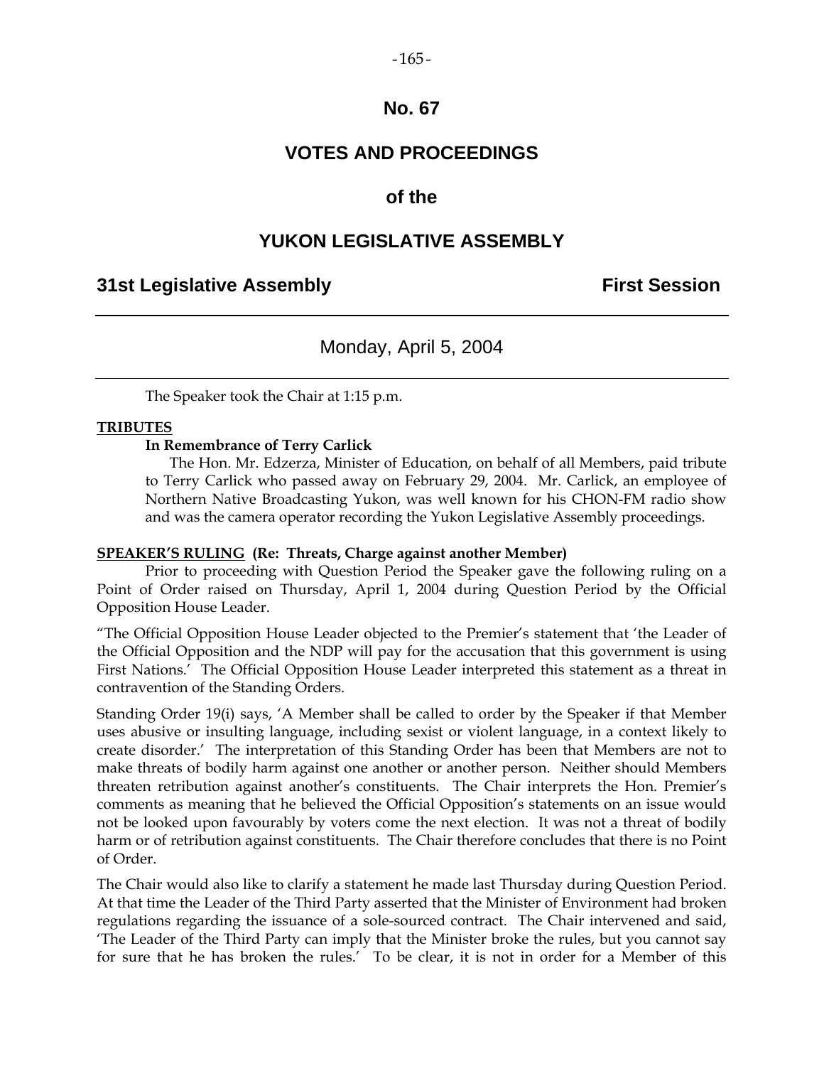# No. 67

# VOTES AND PROCEEDINGS

# of the

# YUKON LEGISLATIVE ASSEMBLY

**31st Legislative Assembly** **First Session**

---

Monday, April 5, 2004

---

The Speaker took the Chair at 1:15 p.m.

**TRIBUTES**

**In Remembrance of Terry Carlick**

The Hon. Mr. Edzerza, Minister of Education, on behalf of all Members, paid tribute to Terry Carlick who passed away on February 29, 2004. Mr. Carlick, an employee of Northern Native Broadcasting Yukon, was well known for his CHON-FM radio show and was the camera operator recording the Yukon Legislative Assembly proceedings.

**SPEAKER'S RULING (Re: Threats, Charge against another Member)**

Prior to proceeding with Question Period the Speaker gave the following ruling on a Point of Order raised on Thursday, April 1, 2004 during Question Period by the Official Opposition House Leader.

"The Official Opposition House Leader objected to the Premier's statement that 'the Leader of the Official Opposition and the NDP will pay for the accusation that this government is using First Nations.' The Official Opposition House Leader interpreted this statement as a threat in contravention of the Standing Orders.

Standing Order 19(i) says, 'A Member shall be called to order by the Speaker if that Member uses abusive or insulting language, including sexist or violent language, in a context likely to create disorder.' The interpretation of this Standing Order has been that Members are not to make threats of bodily harm against one another or another person. Neither should Members threaten retribution against another's constituents. The Chair interprets the Hon. Premier's comments as meaning that he believed the Official Opposition's statements on an issue would not be looked upon favourably by voters come the next election. It was not a threat of bodily harm or of retribution against constituents. The Chair therefore concludes that there is no Point of Order.

The Chair would also like to clarify a statement he made last Thursday during Question Period. At that time the Leader of the Third Party asserted that the Minister of Environment had broken regulations regarding the issuance of a sole-sourced contract. The Chair intervened and said, 'The Leader of the Third Party can imply that the Minister broke the rules, but you cannot say for sure that he has broken the rules.' To be clear, it is not in order for a Member of this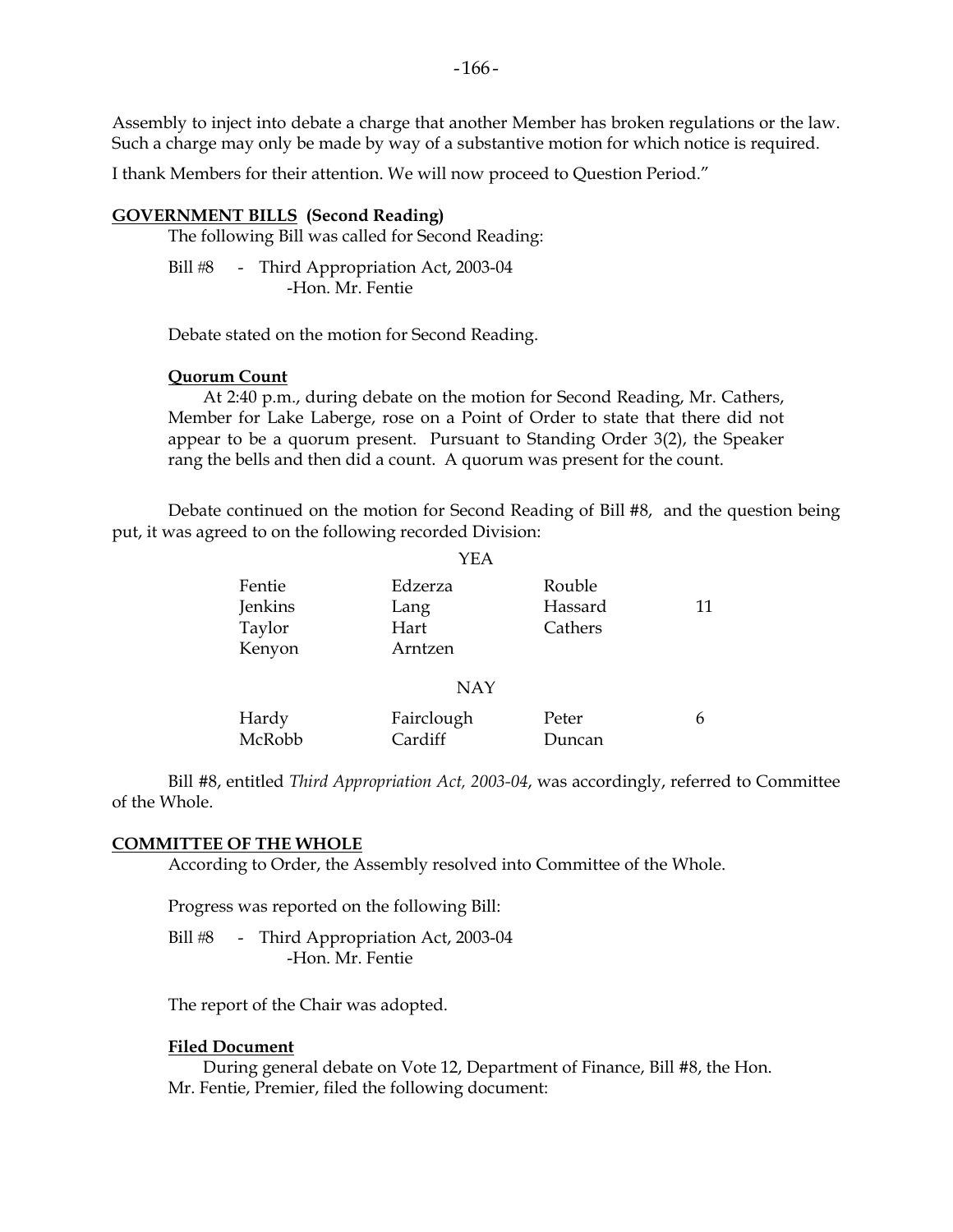Assembly to inject into debate a charge that another Member has broken regulations or the law. Such a charge may only be made by way of a substantive motion for which notice is required.

I thank Members for their attention. We will now proceed to Question Period."

**GOVERNMENT BILLS (Second Reading)**

The following Bill was called for Second Reading:

Bill #8 - Third Appropriation Act, 2003-04
-Hon. Mr. Fentie

Debate stated on the motion for Second Reading.

**Quorum Count**

At 2:40 p.m., during debate on the motion for Second Reading, Mr. Cathers, Member for Lake Laberge, rose on a Point of Order to state that there did not appear to be a quorum present. Pursuant to Standing Order 3(2), the Speaker rang the bells and then did a count. A quorum was present for the count.

Debate continued on the motion for Second Reading of Bill #8, and the question being put, it was agreed to on the following recorded Division:

YEA

| | | | |
|---|---|---|---|
| Fentie | Edzerza | Rouble | |
| Jenkins | Lang | Hassard | 11 |
| Taylor | Hart | Cathers | |
| Kenyon | Arntzen | | |

NAY

| | | | |
|---|---|---|---|
| Hardy | Fairclough | Peter | 6 |
| McRobb | Cardiff | Duncan | |

Bill #8, entitled *Third Appropriation Act, 2003-04*, was accordingly, referred to Committee of the Whole.

**COMMITTEE OF THE WHOLE**

According to Order, the Assembly resolved into Committee of the Whole.

Progress was reported on the following Bill:

Bill #8 - Third Appropriation Act, 2003-04
-Hon. Mr. Fentie

The report of the Chair was adopted.

**Filed Document**

During general debate on Vote 12, Department of Finance, Bill #8, the Hon. Mr. Fentie, Premier, filed the following document: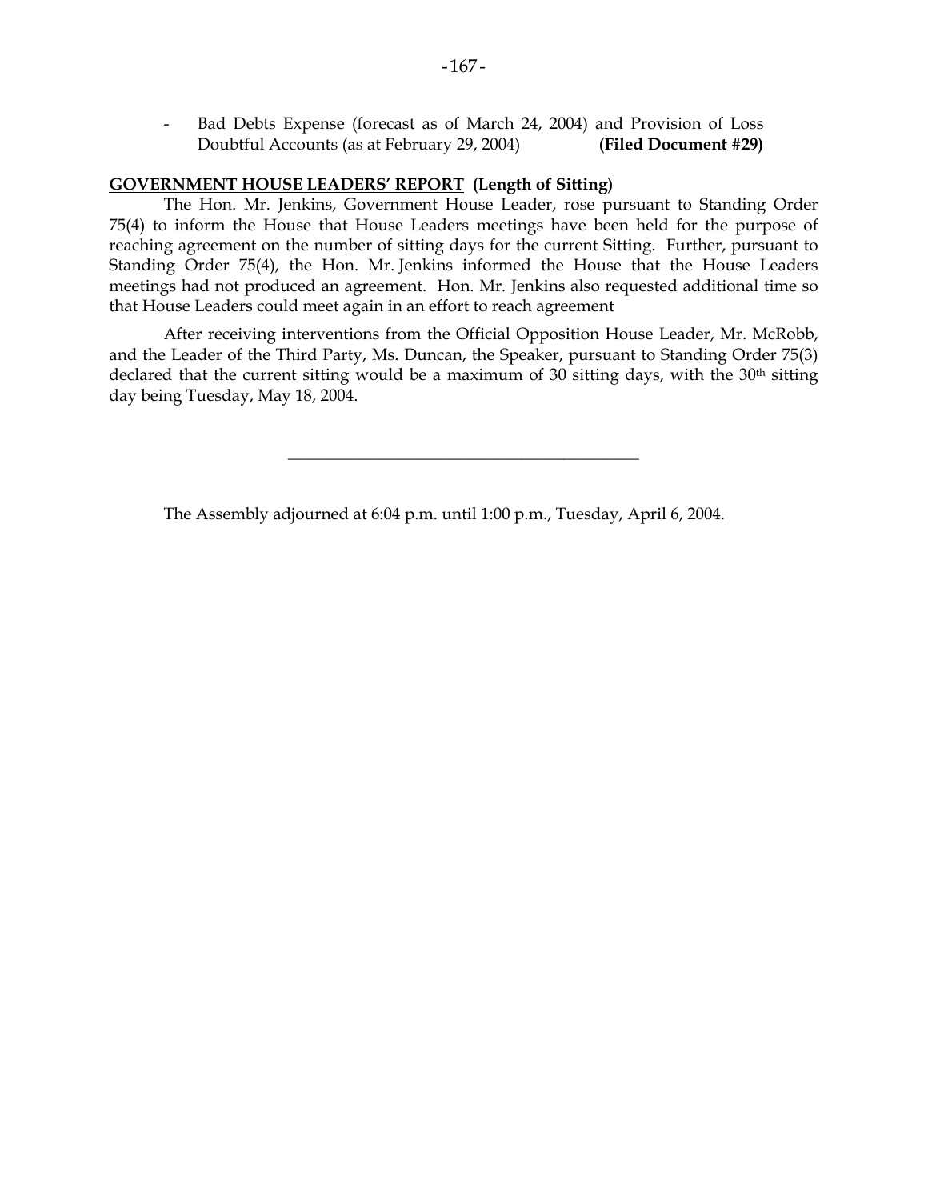- Bad Debts Expense (forecast as of March 24, 2004) and Provision of Loss Doubtful Accounts (as at February 29, 2004) **(Filed Document #29)**

**GOVERNMENT HOUSE LEADERS' REPORT (Length of Sitting)**

The Hon. Mr. Jenkins, Government House Leader, rose pursuant to Standing Order 75(4) to inform the House that House Leaders meetings have been held for the purpose of reaching agreement on the number of sitting days for the current Sitting. Further, pursuant to Standing Order 75(4), the Hon. Mr. Jenkins informed the House that the House Leaders meetings had not produced an agreement. Hon. Mr. Jenkins also requested additional time so that House Leaders could meet again in an effort to reach agreement

After receiving interventions from the Official Opposition House Leader, Mr. McRobb, and the Leader of the Third Party, Ms. Duncan, the Speaker, pursuant to Standing Order 75(3) declared that the current sitting would be a maximum of 30 sitting days, with the 30th sitting day being Tuesday, May 18, 2004.

---

The Assembly adjourned at 6:04 p.m. until 1:00 p.m., Tuesday, April 6, 2004.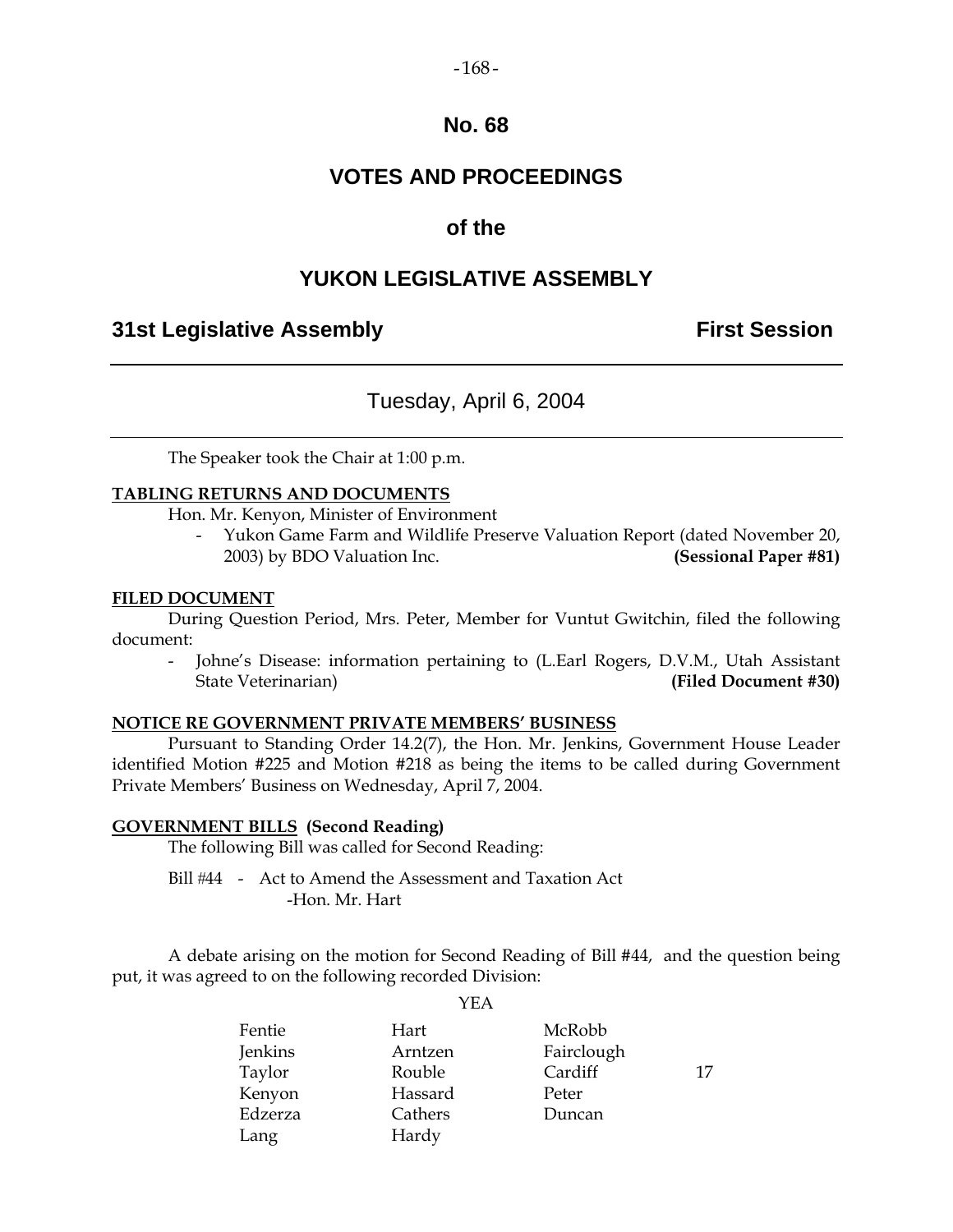# No. 68

# VOTES AND PROCEEDINGS

## of the

# YUKON LEGISLATIVE ASSEMBLY

**31st Legislative Assembly** **First Session**

---

Tuesday, April 6, 2004

---

The Speaker took the Chair at 1:00 p.m.

**TABLING RETURNS AND DOCUMENTS**

Hon. Mr. Kenyon, Minister of Environment

- Yukon Game Farm and Wildlife Preserve Valuation Report (dated November 20, 2003) by BDO Valuation Inc. **(Sessional Paper #81)**

**FILED DOCUMENT**

During Question Period, Mrs. Peter, Member for Vuntut Gwitchin, filed the following document:

- Johne's Disease: information pertaining to (L.Earl Rogers, D.V.M., Utah Assistant State Veterinarian) **(Filed Document #30)**

**NOTICE RE GOVERNMENT PRIVATE MEMBERS' BUSINESS**

Pursuant to Standing Order 14.2(7), the Hon. Mr. Jenkins, Government House Leader identified Motion #225 and Motion #218 as being the items to be called during Government Private Members' Business on Wednesday, April 7, 2004.

**GOVERNMENT BILLS (Second Reading)**

The following Bill was called for Second Reading:

Bill #44 - Act to Amend the Assessment and Taxation Act
-Hon. Mr. Hart

A debate arising on the motion for Second Reading of Bill #44, and the question being put, it was agreed to on the following recorded Division:

YEA

| | | | |
|---|---|---|---|
| Fentie | Hart | McRobb | |
| Jenkins | Arntzen | Fairclough | |
| Taylor | Rouble | Cardiff | 17 |
| Kenyon | Hassard | Peter | |
| Edzerza | Cathers | Duncan | |
| Lang | Hardy | | |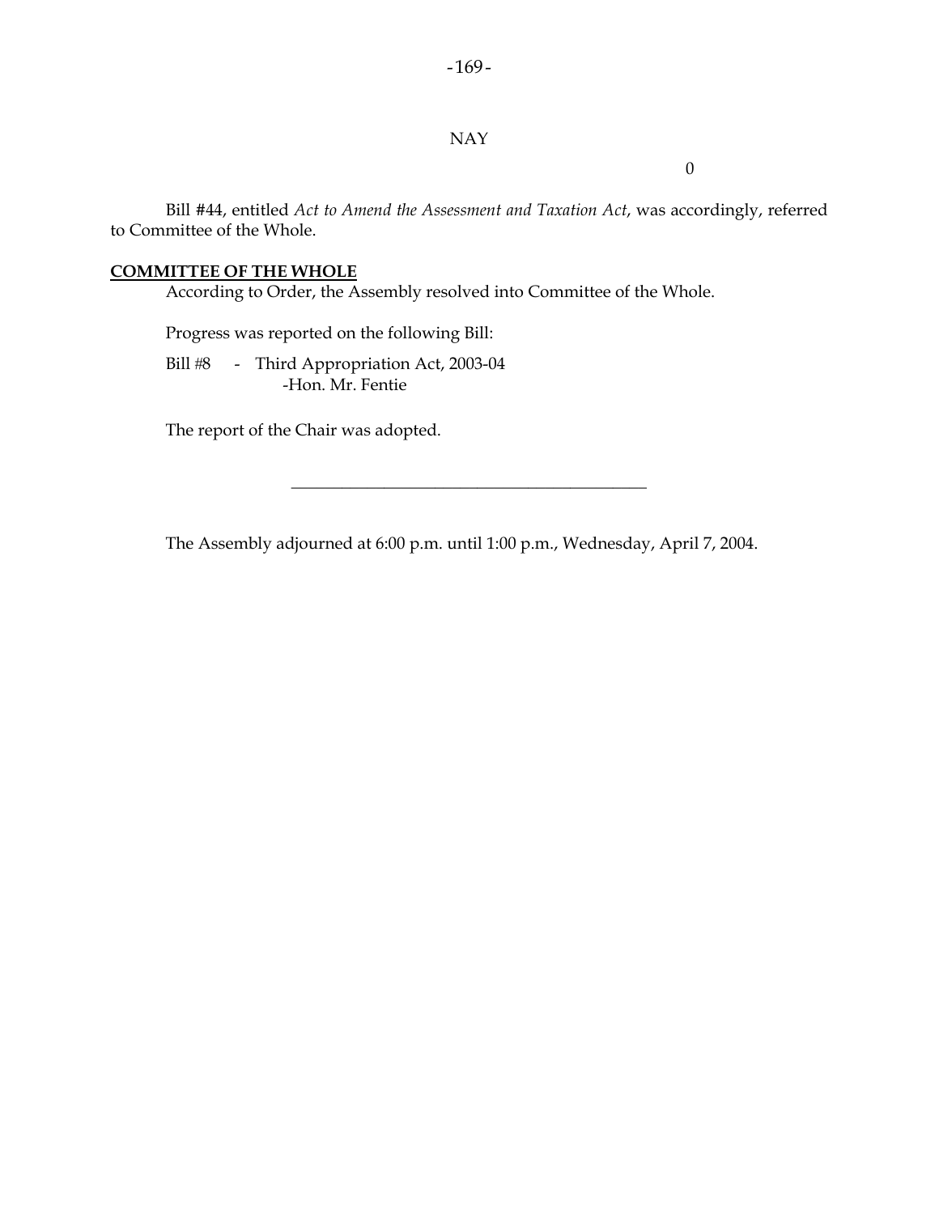NAY

0

Bill #44, entitled *Act to Amend the Assessment and Taxation Act*, was accordingly, referred to Committee of the Whole.

**COMMITTEE OF THE WHOLE**

According to Order, the Assembly resolved into Committee of the Whole.

Progress was reported on the following Bill:

Bill #8 - Third Appropriation Act, 2003-04
-Hon. Mr. Fentie

The report of the Chair was adopted.

---

The Assembly adjourned at 6:00 p.m. until 1:00 p.m., Wednesday, April 7, 2004.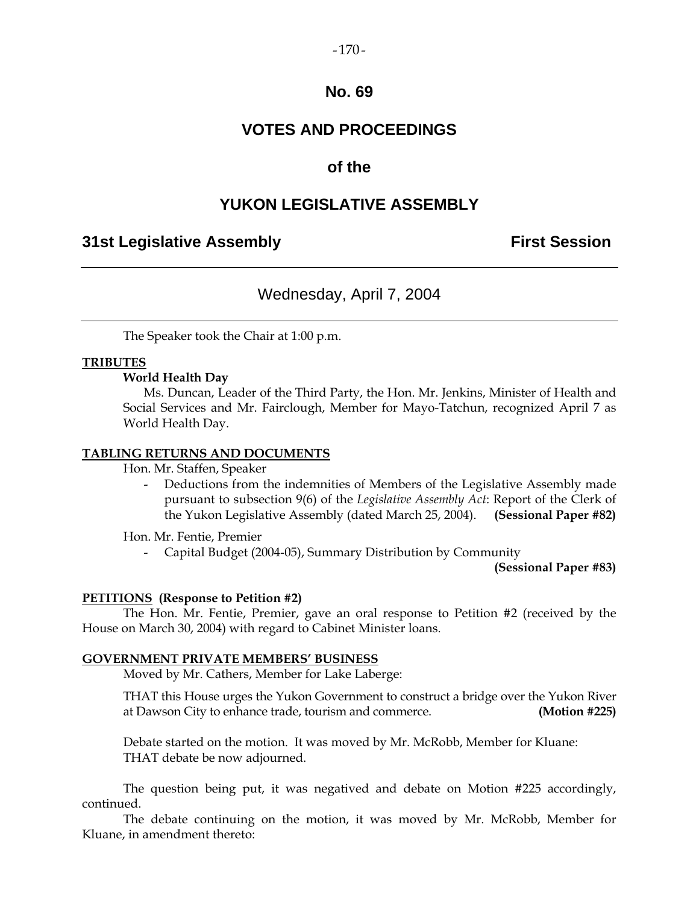# No. 69

## VOTES AND PROCEEDINGS

## of the

## YUKON LEGISLATIVE ASSEMBLY

### 31st Legislative Assembly — First Session

---

Wednesday, April 7, 2004

---

The Speaker took the Chair at 1:00 p.m.

**TRIBUTES**

**World Health Day**

Ms. Duncan, Leader of the Third Party, the Hon. Mr. Jenkins, Minister of Health and Social Services and Mr. Fairclough, Member for Mayo-Tatchun, recognized April 7 as World Health Day.

**TABLING RETURNS AND DOCUMENTS**

Hon. Mr. Staffen, Speaker

- Deductions from the indemnities of Members of the Legislative Assembly made pursuant to subsection 9(6) of the *Legislative Assembly Act*: Report of the Clerk of the Yukon Legislative Assembly (dated March 25, 2004). **(Sessional Paper #82)**

Hon. Mr. Fentie, Premier

- Capital Budget (2004-05), Summary Distribution by Community **(Sessional Paper #83)**

**PETITIONS (Response to Petition #2)**

The Hon. Mr. Fentie, Premier, gave an oral response to Petition #2 (received by the House on March 30, 2004) with regard to Cabinet Minister loans.

**GOVERNMENT PRIVATE MEMBERS' BUSINESS**

Moved by Mr. Cathers, Member for Lake Laberge:

THAT this House urges the Yukon Government to construct a bridge over the Yukon River at Dawson City to enhance trade, tourism and commerce. **(Motion #225)**

Debate started on the motion. It was moved by Mr. McRobb, Member for Kluane:
THAT debate be now adjourned.

The question being put, it was negatived and debate on Motion #225 accordingly, continued.

The debate continuing on the motion, it was moved by Mr. McRobb, Member for Kluane, in amendment thereto: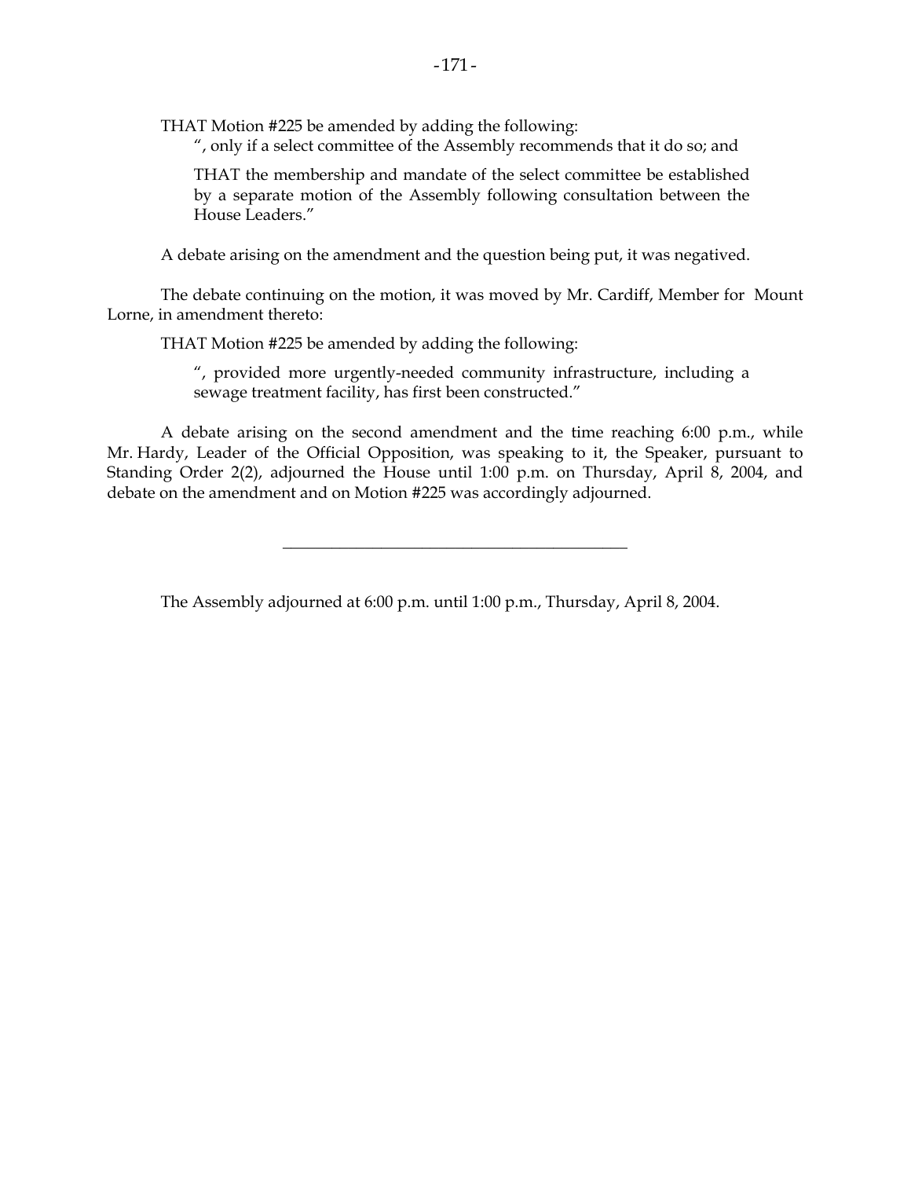THAT Motion #225 be amended by adding the following:

> ", only if a select committee of the Assembly recommends that it do so; and
>
> THAT the membership and mandate of the select committee be established by a separate motion of the Assembly following consultation between the House Leaders."

A debate arising on the amendment and the question being put, it was negatived.

The debate continuing on the motion, it was moved by Mr. Cardiff, Member for Mount Lorne, in amendment thereto:

THAT Motion #225 be amended by adding the following:

> ", provided more urgently-needed community infrastructure, including a sewage treatment facility, has first been constructed."

A debate arising on the second amendment and the time reaching 6:00 p.m., while Mr. Hardy, Leader of the Official Opposition, was speaking to it, the Speaker, pursuant to Standing Order 2(2), adjourned the House until 1:00 p.m. on Thursday, April 8, 2004, and debate on the amendment and on Motion #225 was accordingly adjourned.

---

The Assembly adjourned at 6:00 p.m. until 1:00 p.m., Thursday, April 8, 2004.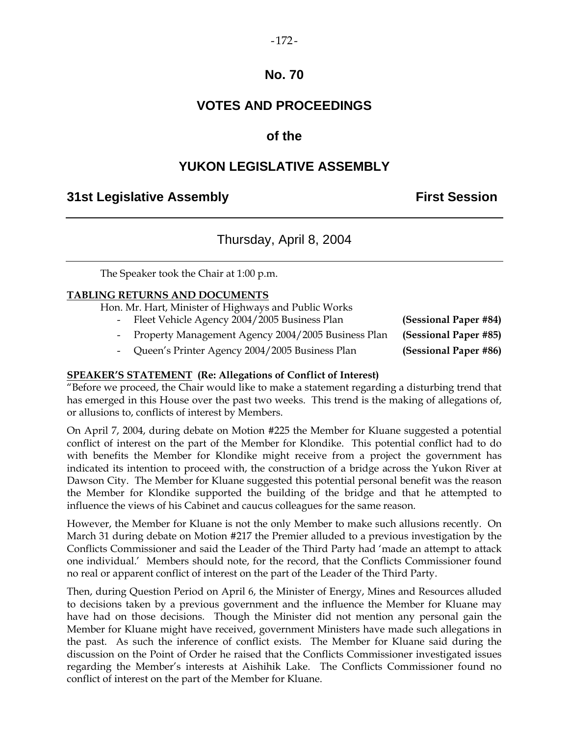# No. 70

## VOTES AND PROCEEDINGS

## of the

## YUKON LEGISLATIVE ASSEMBLY

**31st Legislative Assembly** **First Session**

---

Thursday, April 8, 2004

---

The Speaker took the Chair at 1:00 p.m.

**TABLING RETURNS AND DOCUMENTS**

Hon. Mr. Hart, Minister of Highways and Public Works

- Fleet Vehicle Agency 2004/2005 Business Plan **(Sessional Paper #84)**
- Property Management Agency 2004/2005 Business Plan **(Sessional Paper #85)**
- Queen's Printer Agency 2004/2005 Business Plan **(Sessional Paper #86)**

**SPEAKER'S STATEMENT (Re: Allegations of Conflict of Interest)**

"Before we proceed, the Chair would like to make a statement regarding a disturbing trend that has emerged in this House over the past two weeks. This trend is the making of allegations of, or allusions to, conflicts of interest by Members.

On April 7, 2004, during debate on Motion #225 the Member for Kluane suggested a potential conflict of interest on the part of the Member for Klondike. This potential conflict had to do with benefits the Member for Klondike might receive from a project the government has indicated its intention to proceed with, the construction of a bridge across the Yukon River at Dawson City. The Member for Kluane suggested this potential personal benefit was the reason the Member for Klondike supported the building of the bridge and that he attempted to influence the views of his Cabinet and caucus colleagues for the same reason.

However, the Member for Kluane is not the only Member to make such allusions recently. On March 31 during debate on Motion #217 the Premier alluded to a previous investigation by the Conflicts Commissioner and said the Leader of the Third Party had 'made an attempt to attack one individual.' Members should note, for the record, that the Conflicts Commissioner found no real or apparent conflict of interest on the part of the Leader of the Third Party.

Then, during Question Period on April 6, the Minister of Energy, Mines and Resources alluded to decisions taken by a previous government and the influence the Member for Kluane may have had on those decisions. Though the Minister did not mention any personal gain the Member for Kluane might have received, government Ministers have made such allegations in the past. As such the inference of conflict exists. The Member for Kluane said during the discussion on the Point of Order he raised that the Conflicts Commissioner investigated issues regarding the Member's interests at Aishihik Lake. The Conflicts Commissioner found no conflict of interest on the part of the Member for Kluane.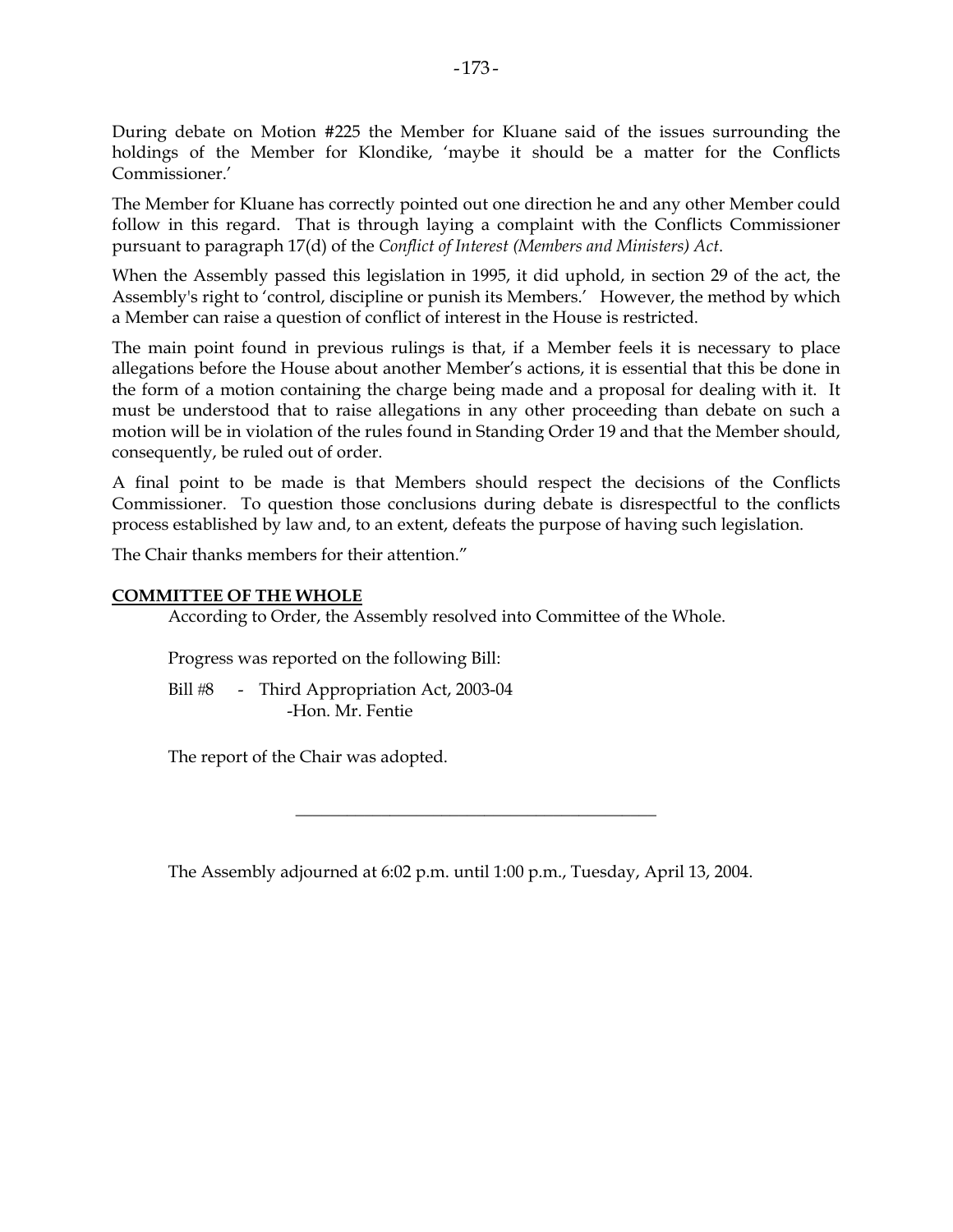During debate on Motion #225 the Member for Kluane said of the issues surrounding the holdings of the Member for Klondike, 'maybe it should be a matter for the Conflicts Commissioner.'

The Member for Kluane has correctly pointed out one direction he and any other Member could follow in this regard. That is through laying a complaint with the Conflicts Commissioner pursuant to paragraph 17(d) of the *Conflict of Interest (Members and Ministers) Act*.

When the Assembly passed this legislation in 1995, it did uphold, in section 29 of the act, the Assembly's right to 'control, discipline or punish its Members.' However, the method by which a Member can raise a question of conflict of interest in the House is restricted.

The main point found in previous rulings is that, if a Member feels it is necessary to place allegations before the House about another Member's actions, it is essential that this be done in the form of a motion containing the charge being made and a proposal for dealing with it. It must be understood that to raise allegations in any other proceeding than debate on such a motion will be in violation of the rules found in Standing Order 19 and that the Member should, consequently, be ruled out of order.

A final point to be made is that Members should respect the decisions of the Conflicts Commissioner. To question those conclusions during debate is disrespectful to the conflicts process established by law and, to an extent, defeats the purpose of having such legislation.

The Chair thanks members for their attention."

## COMMITTEE OF THE WHOLE

According to Order, the Assembly resolved into Committee of the Whole.

Progress was reported on the following Bill:

Bill #8 - Third Appropriation Act, 2003-04
-Hon. Mr. Fentie

The report of the Chair was adopted.

---

The Assembly adjourned at 6:02 p.m. until 1:00 p.m., Tuesday, April 13, 2004.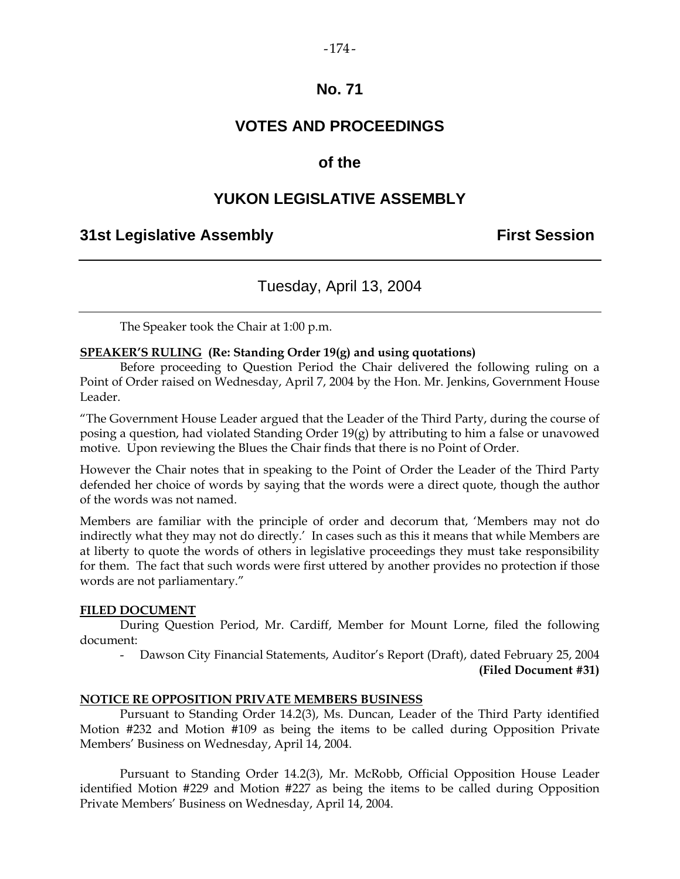# No. 71

# VOTES AND PROCEEDINGS

## of the

# YUKON LEGISLATIVE ASSEMBLY

**31st Legislative Assembly** **First Session**

---

Tuesday, April 13, 2004

---

The Speaker took the Chair at 1:00 p.m.

**SPEAKER'S RULING (Re: Standing Order 19(g) and using quotations)**

Before proceeding to Question Period the Chair delivered the following ruling on a Point of Order raised on Wednesday, April 7, 2004 by the Hon. Mr. Jenkins, Government House Leader.

"The Government House Leader argued that the Leader of the Third Party, during the course of posing a question, had violated Standing Order 19(g) by attributing to him a false or unavowed motive. Upon reviewing the Blues the Chair finds that there is no Point of Order.

However the Chair notes that in speaking to the Point of Order the Leader of the Third Party defended her choice of words by saying that the words were a direct quote, though the author of the words was not named.

Members are familiar with the principle of order and decorum that, 'Members may not do indirectly what they may not do directly.' In cases such as this it means that while Members are at liberty to quote the words of others in legislative proceedings they must take responsibility for them. The fact that such words were first uttered by another provides no protection if those words are not parliamentary."

**FILED DOCUMENT**

During Question Period, Mr. Cardiff, Member for Mount Lorne, filed the following document:

- Dawson City Financial Statements, Auditor's Report (Draft), dated February 25, 2004 **(Filed Document #31)**

**NOTICE RE OPPOSITION PRIVATE MEMBERS BUSINESS**

Pursuant to Standing Order 14.2(3), Ms. Duncan, Leader of the Third Party identified Motion #232 and Motion #109 as being the items to be called during Opposition Private Members' Business on Wednesday, April 14, 2004.

Pursuant to Standing Order 14.2(3), Mr. McRobb, Official Opposition House Leader identified Motion #229 and Motion #227 as being the items to be called during Opposition Private Members' Business on Wednesday, April 14, 2004.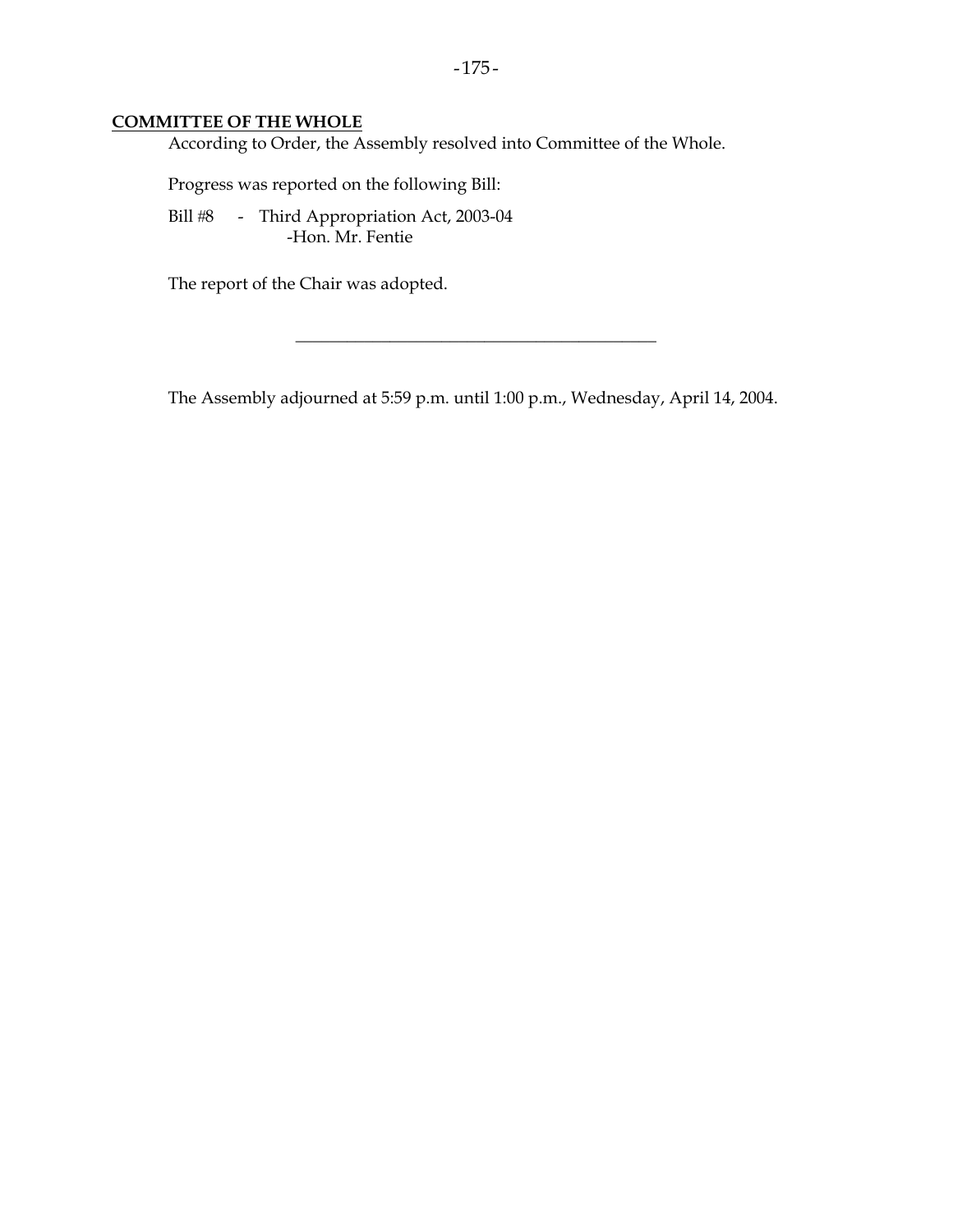**COMMITTEE OF THE WHOLE**

According to Order, the Assembly resolved into Committee of the Whole.

Progress was reported on the following Bill:

Bill #8 - Third Appropriation Act, 2003-04
-Hon. Mr. Fentie

The report of the Chair was adopted.

---

The Assembly adjourned at 5:59 p.m. until 1:00 p.m., Wednesday, April 14, 2004.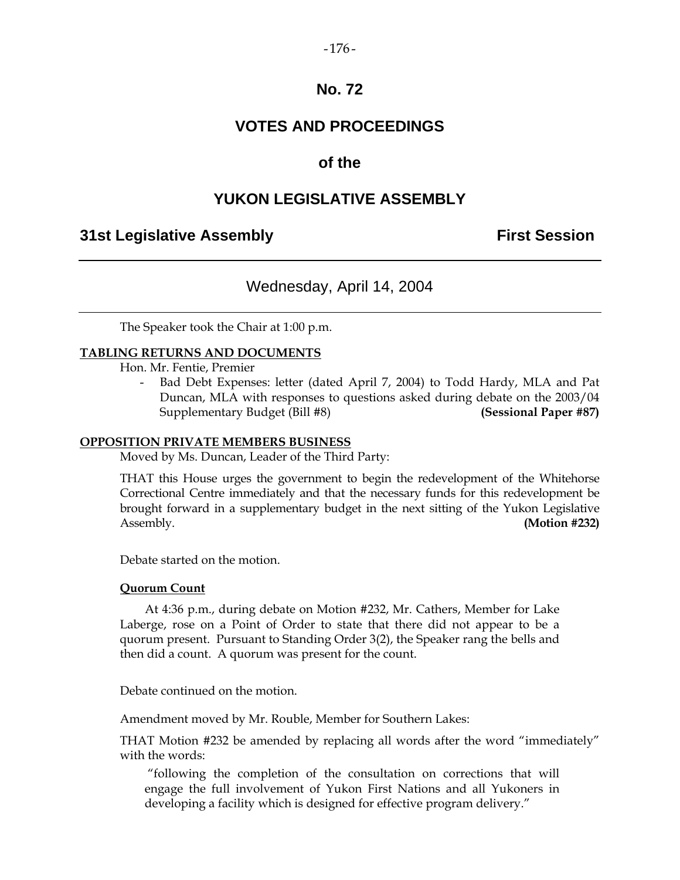# No. 72

# VOTES AND PROCEEDINGS

## of the

# YUKON LEGISLATIVE ASSEMBLY

**31st Legislative Assembly** **First Session**

---

Wednesday, April 14, 2004

---

The Speaker took the Chair at 1:00 p.m.

**TABLING RETURNS AND DOCUMENTS**

Hon. Mr. Fentie, Premier

- Bad Debt Expenses: letter (dated April 7, 2004) to Todd Hardy, MLA and Pat Duncan, MLA with responses to questions asked during debate on the 2003/04 Supplementary Budget (Bill #8) **(Sessional Paper #87)**

**OPPOSITION PRIVATE MEMBERS BUSINESS**

Moved by Ms. Duncan, Leader of the Third Party:

THAT this House urges the government to begin the redevelopment of the Whitehorse Correctional Centre immediately and that the necessary funds for this redevelopment be brought forward in a supplementary budget in the next sitting of the Yukon Legislative Assembly. **(Motion #232)**

Debate started on the motion.

**Quorum Count**

At 4:36 p.m., during debate on Motion #232, Mr. Cathers, Member for Lake Laberge, rose on a Point of Order to state that there did not appear to be a quorum present. Pursuant to Standing Order 3(2), the Speaker rang the bells and then did a count. A quorum was present for the count.

Debate continued on the motion.

Amendment moved by Mr. Rouble, Member for Southern Lakes:

THAT Motion #232 be amended by replacing all words after the word "immediately" with the words:

"following the completion of the consultation on corrections that will engage the full involvement of Yukon First Nations and all Yukoners in developing a facility which is designed for effective program delivery."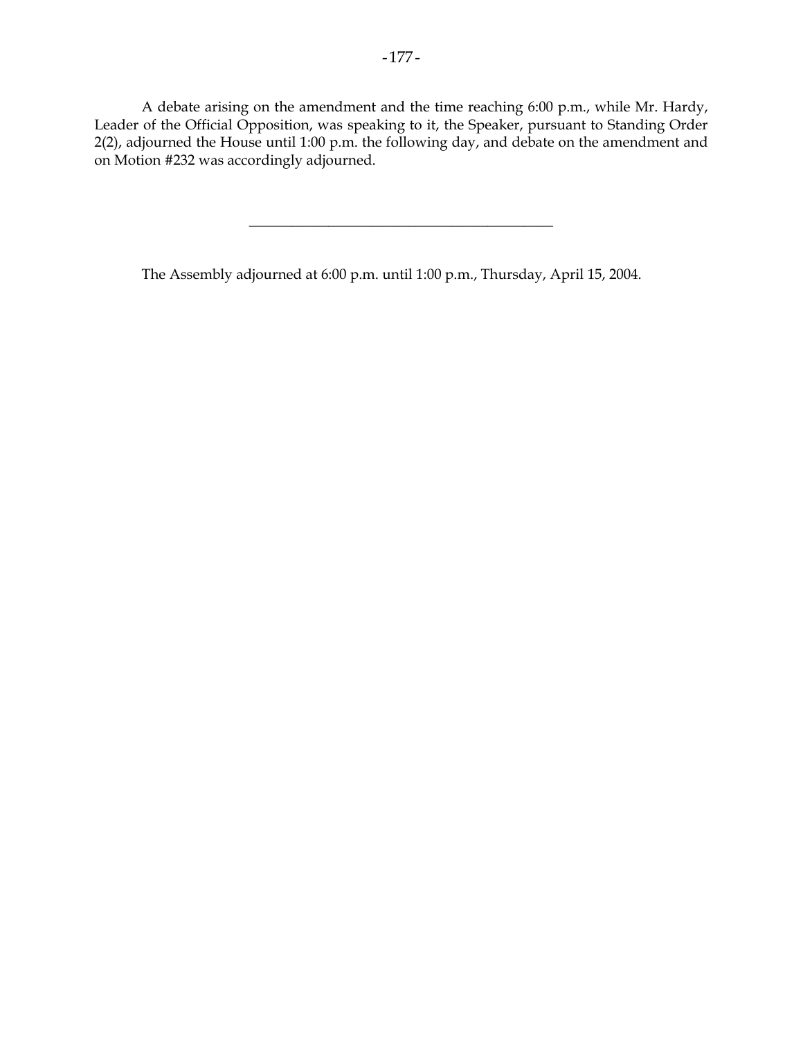A debate arising on the amendment and the time reaching 6:00 p.m., while Mr. Hardy, Leader of the Official Opposition, was speaking to it, the Speaker, pursuant to Standing Order 2(2), adjourned the House until 1:00 p.m. the following day, and debate on the amendment and on Motion #232 was accordingly adjourned.

---

The Assembly adjourned at 6:00 p.m. until 1:00 p.m., Thursday, April 15, 2004.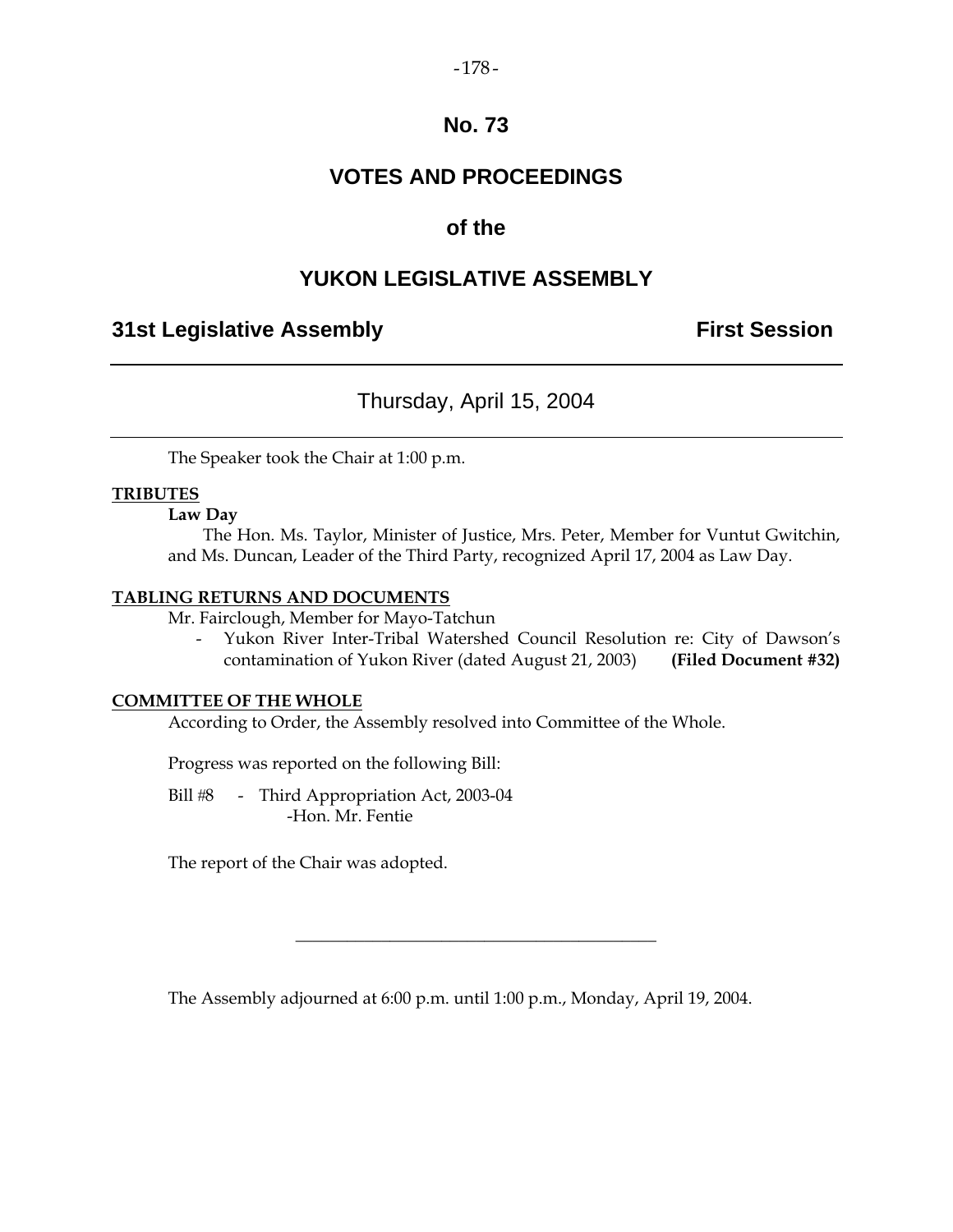# No. 73

# VOTES AND PROCEEDINGS

## of the

# YUKON LEGISLATIVE ASSEMBLY

**31st Legislative Assembly** **First Session**

---

Thursday, April 15, 2004

---

The Speaker took the Chair at 1:00 p.m.

**TRIBUTES**

**Law Day**

The Hon. Ms. Taylor, Minister of Justice, Mrs. Peter, Member for Vuntut Gwitchin, and Ms. Duncan, Leader of the Third Party, recognized April 17, 2004 as Law Day.

**TABLING RETURNS AND DOCUMENTS**

Mr. Fairclough, Member for Mayo-Tatchun

- Yukon River Inter-Tribal Watershed Council Resolution re: City of Dawson's contamination of Yukon River (dated August 21, 2003) **(Filed Document #32)**

**COMMITTEE OF THE WHOLE**

According to Order, the Assembly resolved into Committee of the Whole.

Progress was reported on the following Bill:

Bill #8 - Third Appropriation Act, 2003-04
-Hon. Mr. Fentie

The report of the Chair was adopted.

---

The Assembly adjourned at 6:00 p.m. until 1:00 p.m., Monday, April 19, 2004.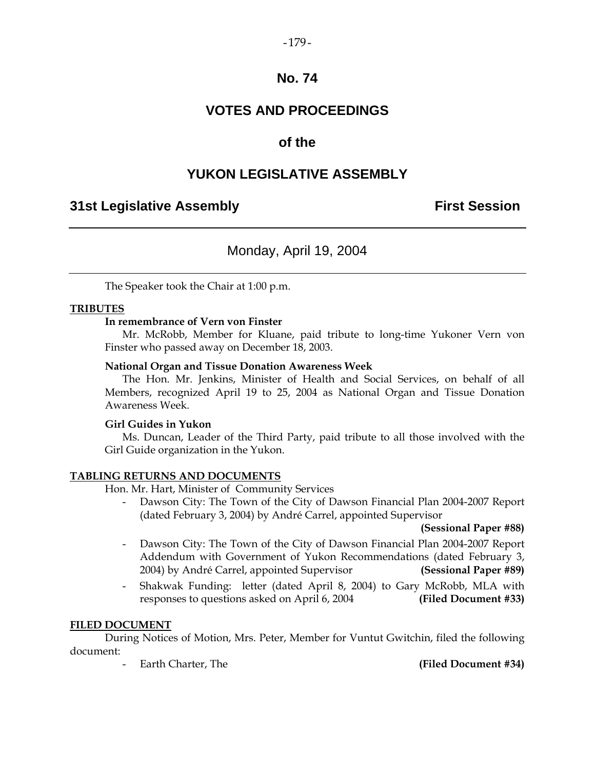# No. 74

# VOTES AND PROCEEDINGS

# of the

# YUKON LEGISLATIVE ASSEMBLY

## 31st Legislative Assembly — First Session

---

### Monday, April 19, 2004

---

The Speaker took the Chair at 1:00 p.m.

**TRIBUTES**

**In remembrance of Vern von Finster**

Mr. McRobb, Member for Kluane, paid tribute to long-time Yukoner Vern von Finster who passed away on December 18, 2003.

**National Organ and Tissue Donation Awareness Week**

The Hon. Mr. Jenkins, Minister of Health and Social Services, on behalf of all Members, recognized April 19 to 25, 2004 as National Organ and Tissue Donation Awareness Week.

**Girl Guides in Yukon**

Ms. Duncan, Leader of the Third Party, paid tribute to all those involved with the Girl Guide organization in the Yukon.

**TABLING RETURNS AND DOCUMENTS**

Hon. Mr. Hart, Minister of Community Services

- Dawson City: The Town of the City of Dawson Financial Plan 2004-2007 Report (dated February 3, 2004) by André Carrel, appointed Supervisor **(Sessional Paper #88)**
- Dawson City: The Town of the City of Dawson Financial Plan 2004-2007 Report Addendum with Government of Yukon Recommendations (dated February 3, 2004) by André Carrel, appointed Supervisor **(Sessional Paper #89)**
- Shakwak Funding: letter (dated April 8, 2004) to Gary McRobb, MLA with responses to questions asked on April 6, 2004 **(Filed Document #33)**

**FILED DOCUMENT**

During Notices of Motion, Mrs. Peter, Member for Vuntut Gwitchin, filed the following document:

- Earth Charter, The **(Filed Document #34)**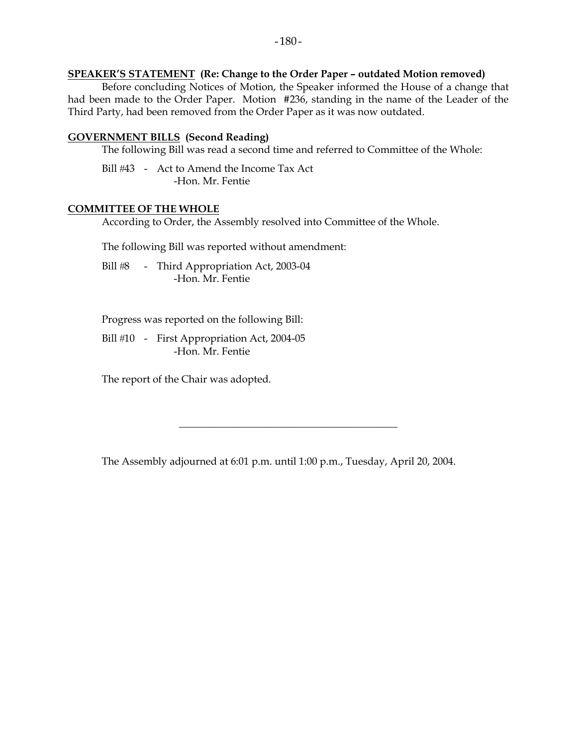**SPEAKER'S STATEMENT (Re: Change to the Order Paper – outdated Motion removed)**

Before concluding Notices of Motion, the Speaker informed the House of a change that had been made to the Order Paper. Motion #236, standing in the name of the Leader of the Third Party, had been removed from the Order Paper as it was now outdated.

**GOVERNMENT BILLS (Second Reading)**

The following Bill was read a second time and referred to Committee of the Whole:

Bill #43 - Act to Amend the Income Tax Act
-Hon. Mr. Fentie

**COMMITTEE OF THE WHOLE**

According to Order, the Assembly resolved into Committee of the Whole.

The following Bill was reported without amendment:

Bill #8 - Third Appropriation Act, 2003-04
-Hon. Mr. Fentie

Progress was reported on the following Bill:

Bill #10 - First Appropriation Act, 2004-05
-Hon. Mr. Fentie

The report of the Chair was adopted.

---

The Assembly adjourned at 6:01 p.m. until 1:00 p.m., Tuesday, April 20, 2004.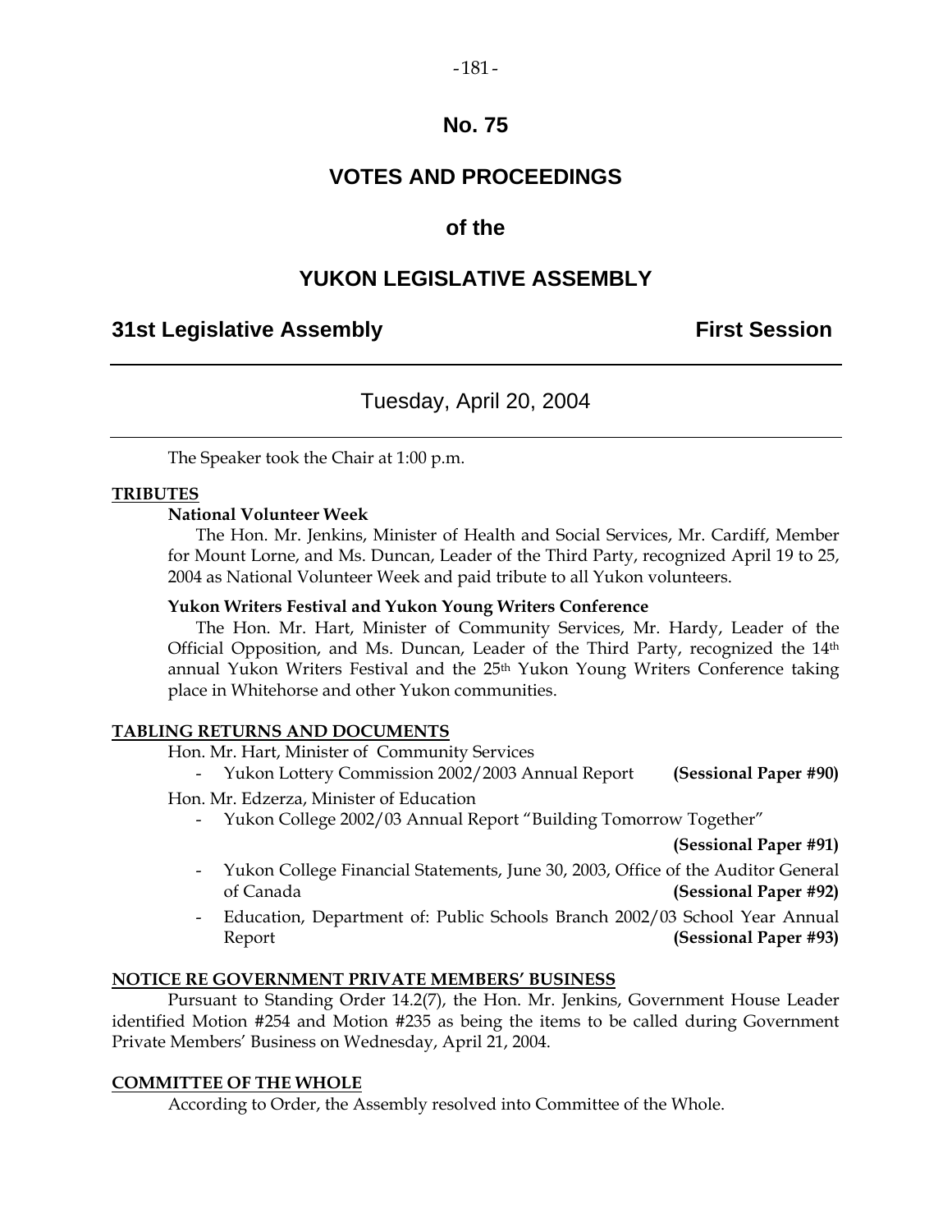# No. 75

# VOTES AND PROCEEDINGS

# of the

# YUKON LEGISLATIVE ASSEMBLY

## 31st Legislative Assembly — First Session

---

### Tuesday, April 20, 2004

---

The Speaker took the Chair at 1:00 p.m.

**TRIBUTES**

**National Volunteer Week**

The Hon. Mr. Jenkins, Minister of Health and Social Services, Mr. Cardiff, Member for Mount Lorne, and Ms. Duncan, Leader of the Third Party, recognized April 19 to 25, 2004 as National Volunteer Week and paid tribute to all Yukon volunteers.

**Yukon Writers Festival and Yukon Young Writers Conference**

The Hon. Mr. Hart, Minister of Community Services, Mr. Hardy, Leader of the Official Opposition, and Ms. Duncan, Leader of the Third Party, recognized the 14th annual Yukon Writers Festival and the 25th Yukon Young Writers Conference taking place in Whitehorse and other Yukon communities.

**TABLING RETURNS AND DOCUMENTS**

Hon. Mr. Hart, Minister of Community Services

- Yukon Lottery Commission 2002/2003 Annual Report **(Sessional Paper #90)**

Hon. Mr. Edzerza, Minister of Education

- Yukon College 2002/03 Annual Report "Building Tomorrow Together" **(Sessional Paper #91)**
- Yukon College Financial Statements, June 30, 2003, Office of the Auditor General of Canada **(Sessional Paper #92)**
- Education, Department of: Public Schools Branch 2002/03 School Year Annual Report **(Sessional Paper #93)**

**NOTICE RE GOVERNMENT PRIVATE MEMBERS' BUSINESS**

Pursuant to Standing Order 14.2(7), the Hon. Mr. Jenkins, Government House Leader identified Motion #254 and Motion #235 as being the items to be called during Government Private Members' Business on Wednesday, April 21, 2004.

**COMMITTEE OF THE WHOLE**

According to Order, the Assembly resolved into Committee of the Whole.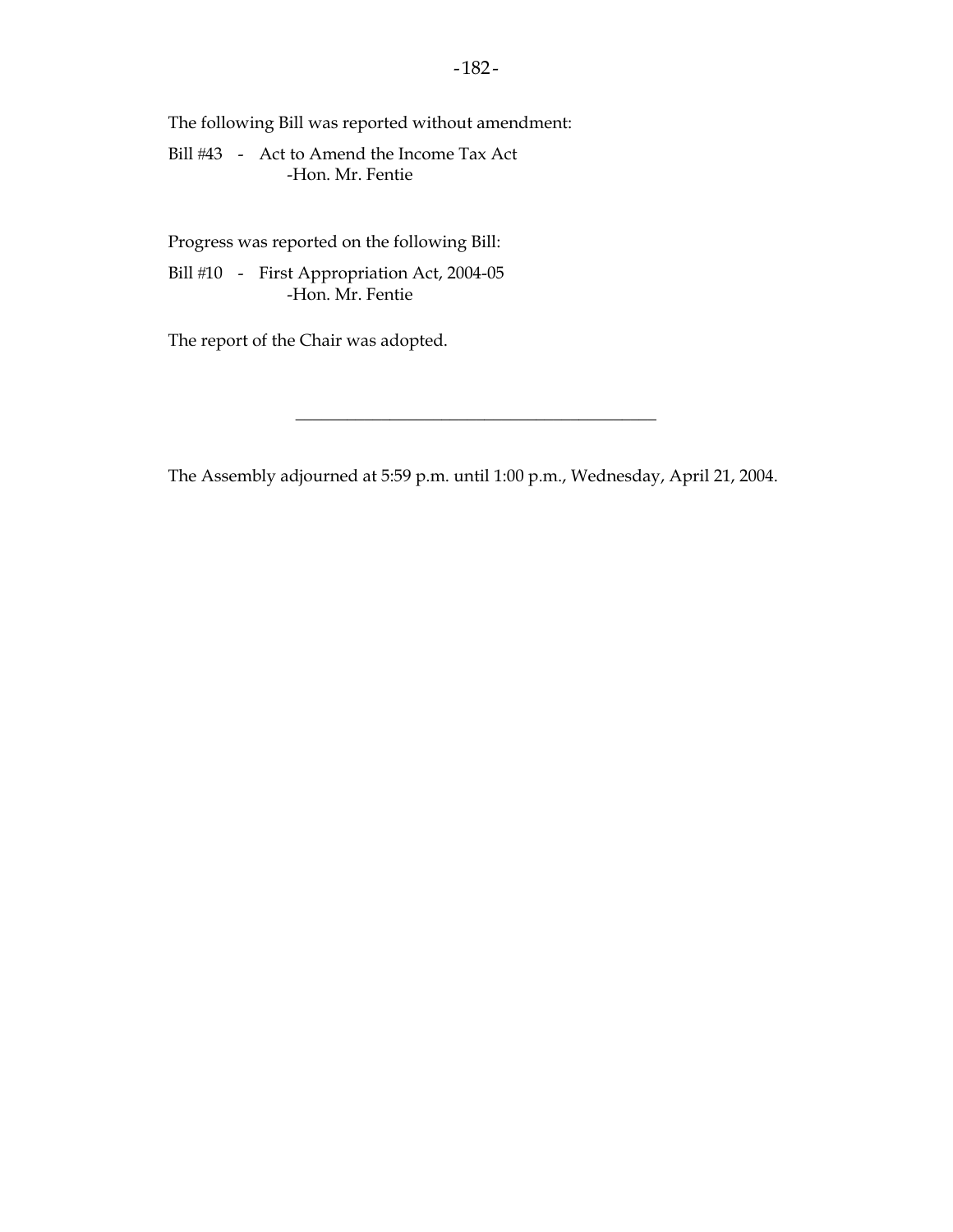The following Bill was reported without amendment:

Bill #43 - Act to Amend the Income Tax Act
-Hon. Mr. Fentie

Progress was reported on the following Bill:

Bill #10 - First Appropriation Act, 2004-05
-Hon. Mr. Fentie

The report of the Chair was adopted.

---

The Assembly adjourned at 5:59 p.m. until 1:00 p.m., Wednesday, April 21, 2004.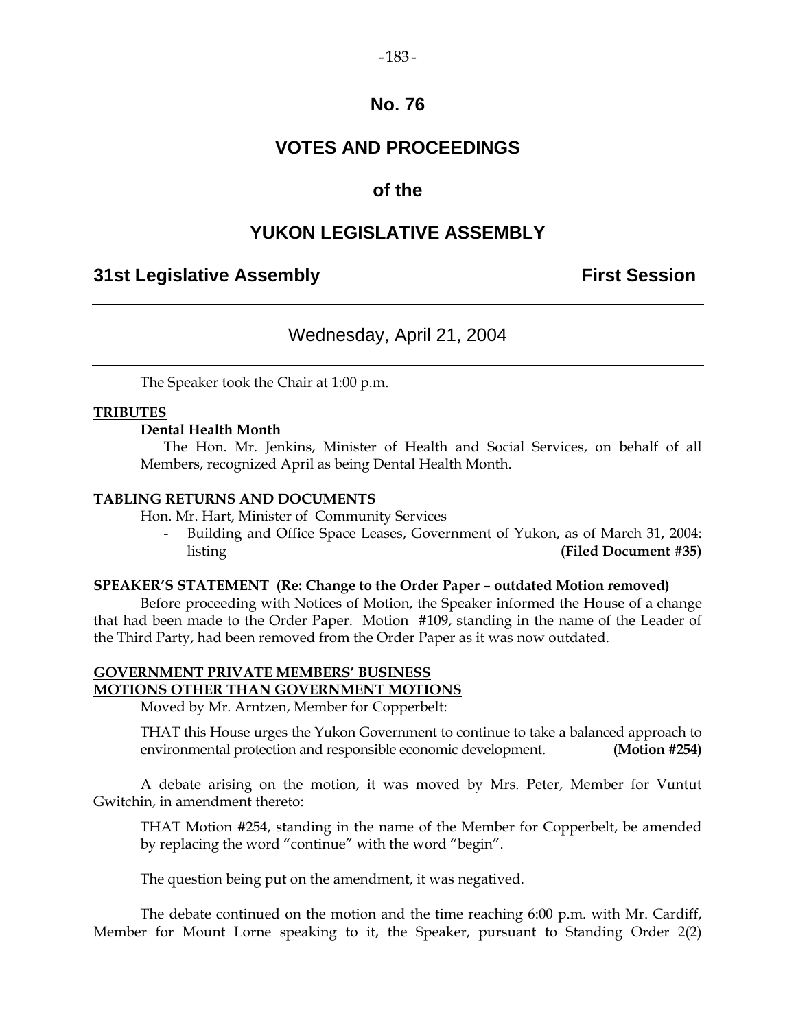# No. 76

# VOTES AND PROCEEDINGS

# of the

# YUKON LEGISLATIVE ASSEMBLY

## 31st Legislative Assembly First Session

Wednesday, April 21, 2004

The Speaker took the Chair at 1:00 p.m.

**TRIBUTES**

**Dental Health Month**

The Hon. Mr. Jenkins, Minister of Health and Social Services, on behalf of all Members, recognized April as being Dental Health Month.

**TABLING RETURNS AND DOCUMENTS**

Hon. Mr. Hart, Minister of Community Services

- Building and Office Space Leases, Government of Yukon, as of March 31, 2004: listing **(Filed Document #35)**

**SPEAKER'S STATEMENT (Re: Change to the Order Paper – outdated Motion removed)**

Before proceeding with Notices of Motion, the Speaker informed the House of a change that had been made to the Order Paper. Motion #109, standing in the name of the Leader of the Third Party, had been removed from the Order Paper as it was now outdated.

**GOVERNMENT PRIVATE MEMBERS' BUSINESS**
**MOTIONS OTHER THAN GOVERNMENT MOTIONS**

Moved by Mr. Arntzen, Member for Copperbelt:

THAT this House urges the Yukon Government to continue to take a balanced approach to environmental protection and responsible economic development. **(Motion #254)**

A debate arising on the motion, it was moved by Mrs. Peter, Member for Vuntut Gwitchin, in amendment thereto:

THAT Motion #254, standing in the name of the Member for Copperbelt, be amended by replacing the word "continue" with the word "begin".

The question being put on the amendment, it was negatived.

The debate continued on the motion and the time reaching 6:00 p.m. with Mr. Cardiff, Member for Mount Lorne speaking to it, the Speaker, pursuant to Standing Order 2(2)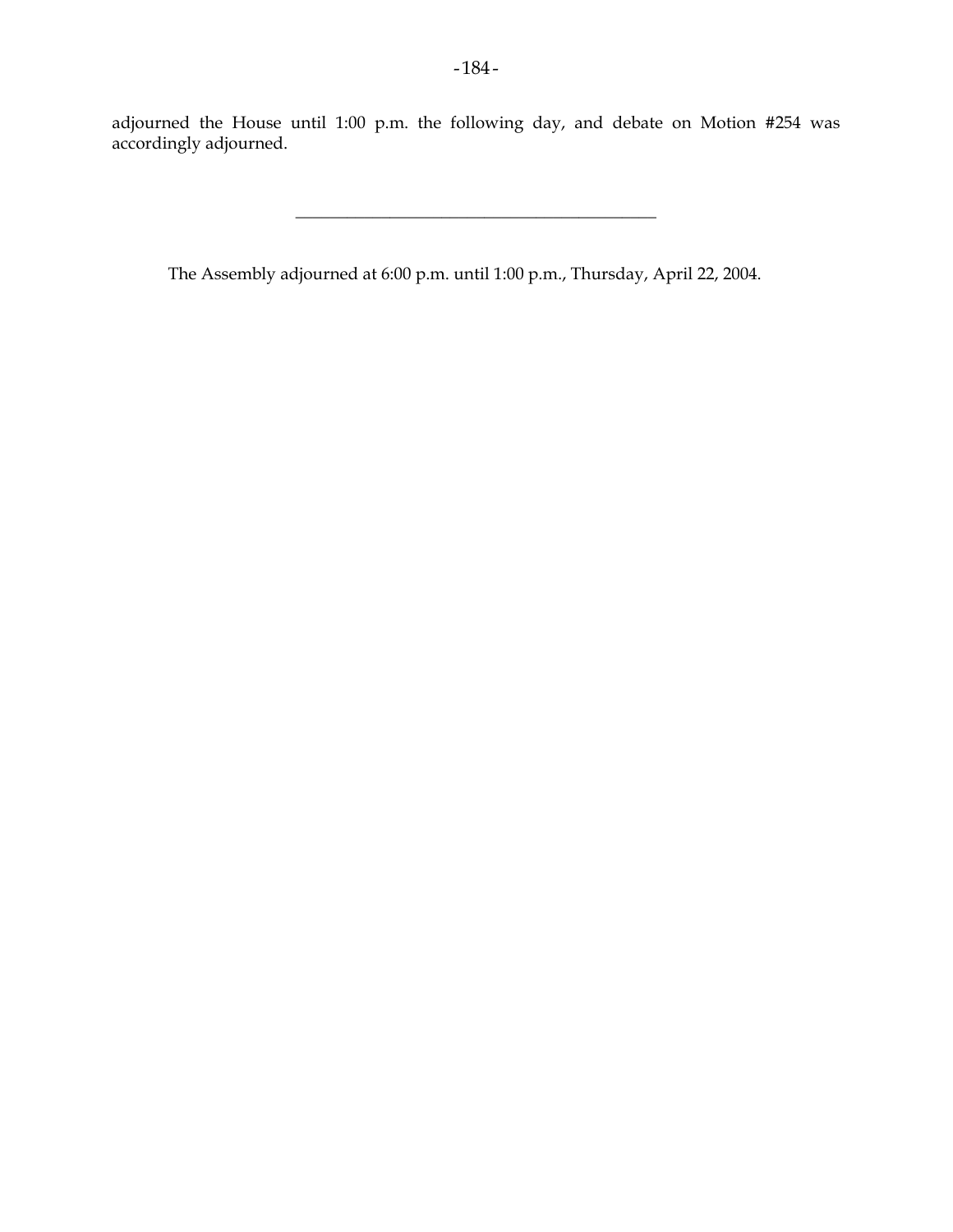adjourned the House until 1:00 p.m. the following day, and debate on Motion #254 was accordingly adjourned.

---

The Assembly adjourned at 6:00 p.m. until 1:00 p.m., Thursday, April 22, 2004.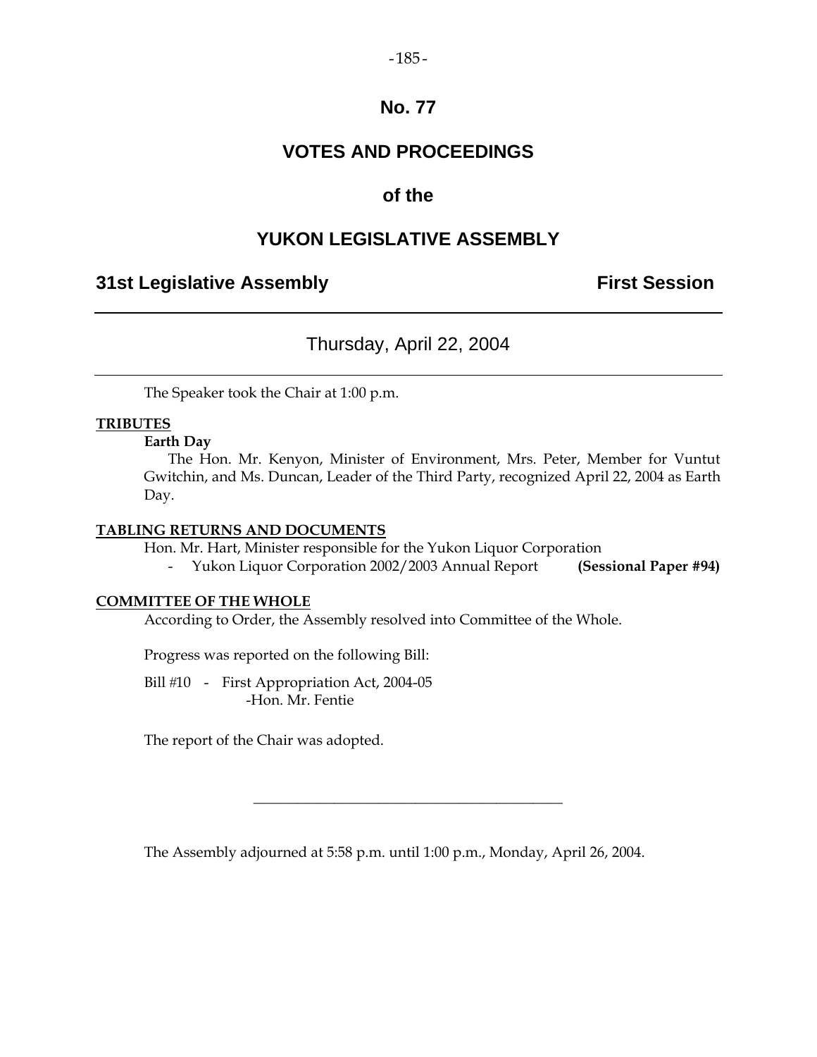# No. 77

# VOTES AND PROCEEDINGS

## of the

# YUKON LEGISLATIVE ASSEMBLY

**31st Legislative Assembly** **First Session**

---

Thursday, April 22, 2004

---

The Speaker took the Chair at 1:00 p.m.

**TRIBUTES**

**Earth Day**

The Hon. Mr. Kenyon, Minister of Environment, Mrs. Peter, Member for Vuntut Gwitchin, and Ms. Duncan, Leader of the Third Party, recognized April 22, 2004 as Earth Day.

**TABLING RETURNS AND DOCUMENTS**

Hon. Mr. Hart, Minister responsible for the Yukon Liquor Corporation

- Yukon Liquor Corporation 2002/2003 Annual Report **(Sessional Paper #94)**

**COMMITTEE OF THE WHOLE**

According to Order, the Assembly resolved into Committee of the Whole.

Progress was reported on the following Bill:

Bill #10 - First Appropriation Act, 2004-05
-Hon. Mr. Fentie

The report of the Chair was adopted.

---

The Assembly adjourned at 5:58 p.m. until 1:00 p.m., Monday, April 26, 2004.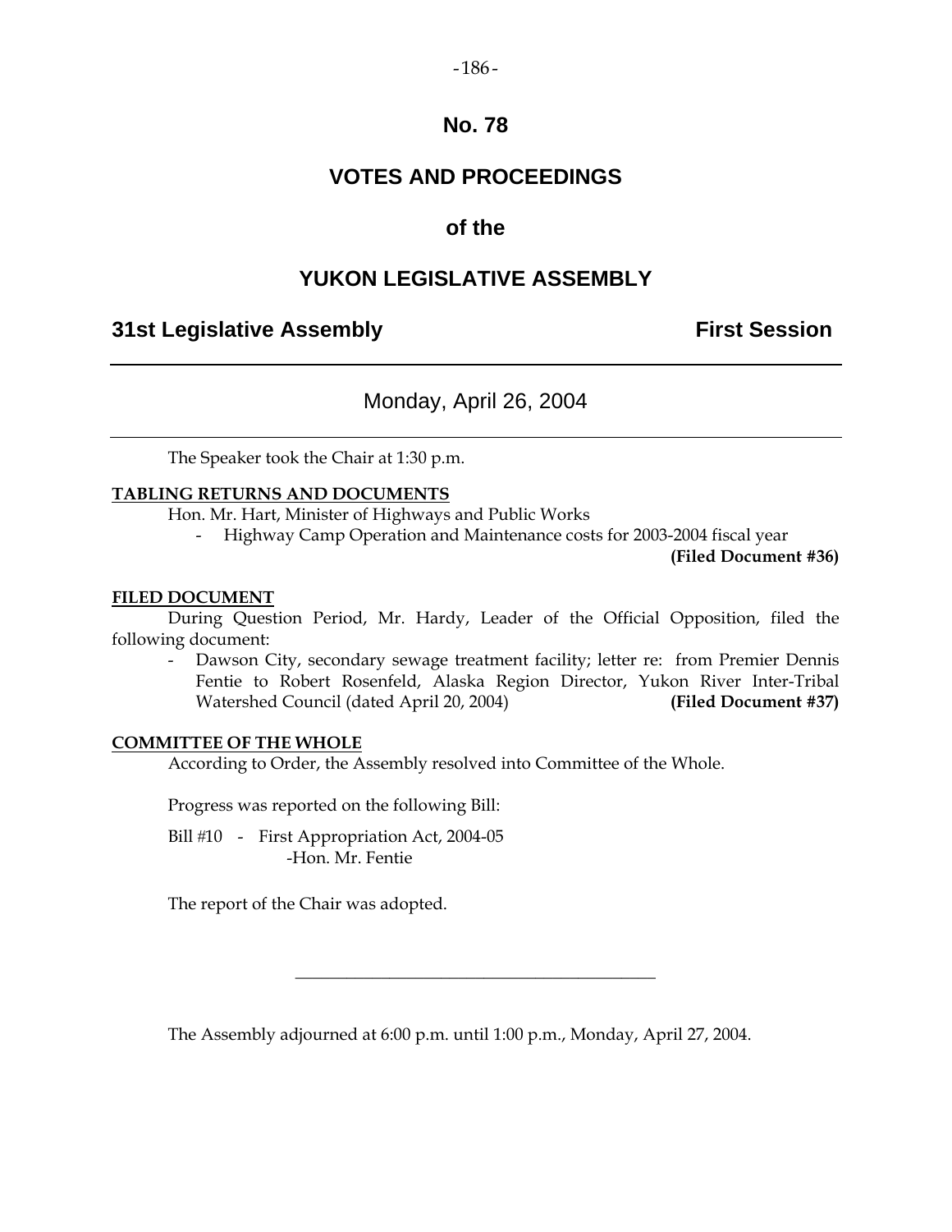# No. 78

# VOTES AND PROCEEDINGS

# of the

# YUKON LEGISLATIVE ASSEMBLY

**31st Legislative Assembly** **First Session**

---

Monday, April 26, 2004

---

The Speaker took the Chair at 1:30 p.m.

**TABLING RETURNS AND DOCUMENTS**

Hon. Mr. Hart, Minister of Highways and Public Works

- Highway Camp Operation and Maintenance costs for 2003-2004 fiscal year **(Filed Document #36)**

**FILED DOCUMENT**

During Question Period, Mr. Hardy, Leader of the Official Opposition, filed the following document:

- Dawson City, secondary sewage treatment facility; letter re: from Premier Dennis Fentie to Robert Rosenfeld, Alaska Region Director, Yukon River Inter-Tribal Watershed Council (dated April 20, 2004) **(Filed Document #37)**

**COMMITTEE OF THE WHOLE**

According to Order, the Assembly resolved into Committee of the Whole.

Progress was reported on the following Bill:

Bill #10 - First Appropriation Act, 2004-05
-Hon. Mr. Fentie

The report of the Chair was adopted.

---

The Assembly adjourned at 6:00 p.m. until 1:00 p.m., Monday, April 27, 2004.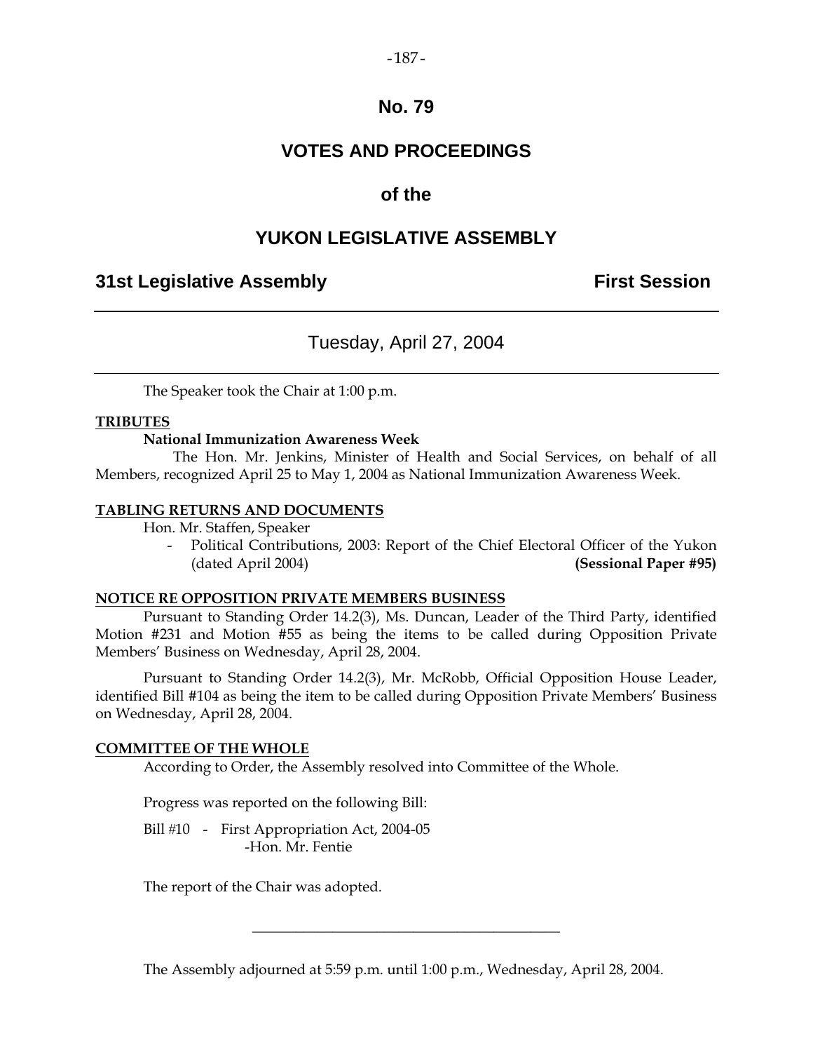# No. 79

# VOTES AND PROCEEDINGS

## of the

# YUKON LEGISLATIVE ASSEMBLY

**31st Legislative Assembly** **First Session**

---

Tuesday, April 27, 2004

---

The Speaker took the Chair at 1:00 p.m.

**TRIBUTES**

**National Immunization Awareness Week**

The Hon. Mr. Jenkins, Minister of Health and Social Services, on behalf of all Members, recognized April 25 to May 1, 2004 as National Immunization Awareness Week.

**TABLING RETURNS AND DOCUMENTS**

Hon. Mr. Staffen, Speaker

- Political Contributions, 2003: Report of the Chief Electoral Officer of the Yukon (dated April 2004) **(Sessional Paper #95)**

**NOTICE RE OPPOSITION PRIVATE MEMBERS BUSINESS**

Pursuant to Standing Order 14.2(3), Ms. Duncan, Leader of the Third Party, identified Motion #231 and Motion #55 as being the items to be called during Opposition Private Members' Business on Wednesday, April 28, 2004.

Pursuant to Standing Order 14.2(3), Mr. McRobb, Official Opposition House Leader, identified Bill #104 as being the item to be called during Opposition Private Members' Business on Wednesday, April 28, 2004.

**COMMITTEE OF THE WHOLE**

According to Order, the Assembly resolved into Committee of the Whole.

Progress was reported on the following Bill:

Bill #10 - First Appropriation Act, 2004-05
-Hon. Mr. Fentie

The report of the Chair was adopted.

---

The Assembly adjourned at 5:59 p.m. until 1:00 p.m., Wednesday, April 28, 2004.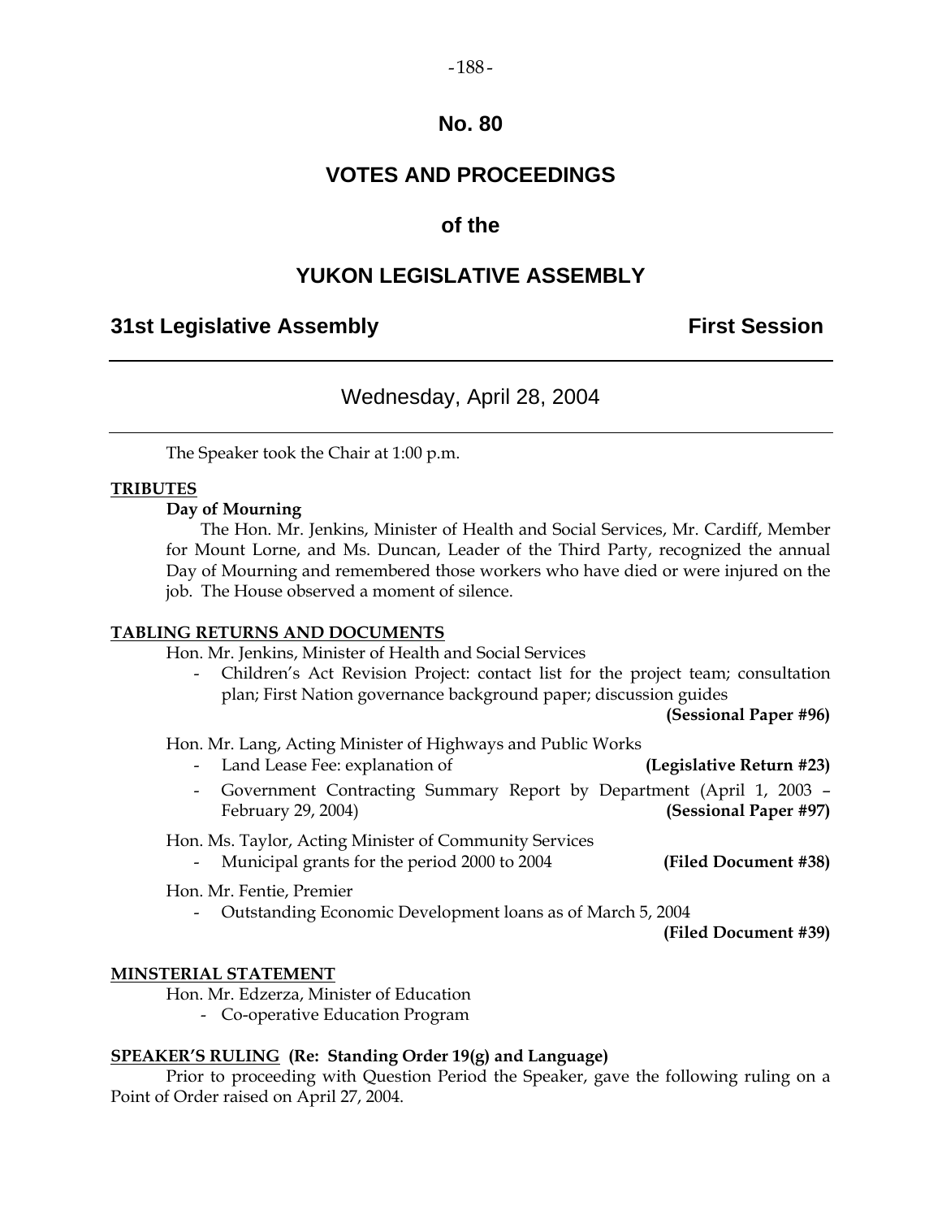# No. 80

# VOTES AND PROCEEDINGS

# of the

# YUKON LEGISLATIVE ASSEMBLY

**31st Legislative Assembly** **First Session**

---

Wednesday, April 28, 2004

---

The Speaker took the Chair at 1:00 p.m.

**TRIBUTES**

**Day of Mourning**

The Hon. Mr. Jenkins, Minister of Health and Social Services, Mr. Cardiff, Member for Mount Lorne, and Ms. Duncan, Leader of the Third Party, recognized the annual Day of Mourning and remembered those workers who have died or were injured on the job. The House observed a moment of silence.

**TABLING RETURNS AND DOCUMENTS**

Hon. Mr. Jenkins, Minister of Health and Social Services

- Children's Act Revision Project: contact list for the project team; consultation plan; First Nation governance background paper; discussion guides **(Sessional Paper #96)**

Hon. Mr. Lang, Acting Minister of Highways and Public Works

- Land Lease Fee: explanation of **(Legislative Return #23)**
- Government Contracting Summary Report by Department (April 1, 2003 – February 29, 2004) **(Sessional Paper #97)**

Hon. Ms. Taylor, Acting Minister of Community Services

- Municipal grants for the period 2000 to 2004 **(Filed Document #38)**

Hon. Mr. Fentie, Premier

- Outstanding Economic Development loans as of March 5, 2004 **(Filed Document #39)**

**MINSTERIAL STATEMENT**

Hon. Mr. Edzerza, Minister of Education

- Co-operative Education Program

**SPEAKER'S RULING (Re: Standing Order 19(g) and Language)**

Prior to proceeding with Question Period the Speaker, gave the following ruling on a Point of Order raised on April 27, 2004.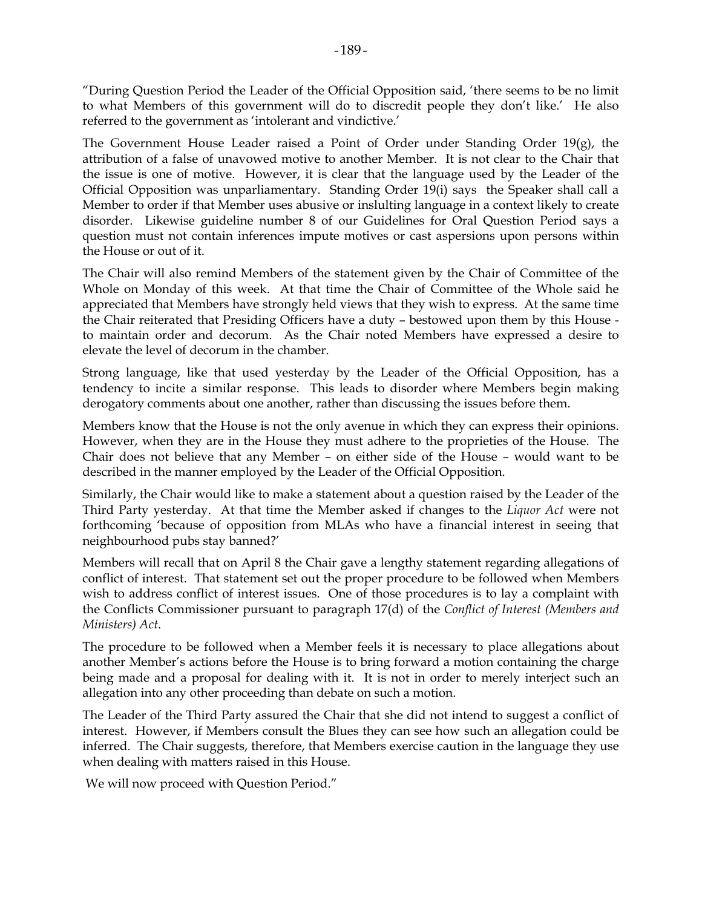"During Question Period the Leader of the Official Opposition said, 'there seems to be no limit to what Members of this government will do to discredit people they don't like.' He also referred to the government as 'intolerant and vindictive.'

The Government House Leader raised a Point of Order under Standing Order 19(g), the attribution of a false of unavowed motive to another Member. It is not clear to the Chair that the issue is one of motive. However, it is clear that the language used by the Leader of the Official Opposition was unparliamentary. Standing Order 19(i) says the Speaker shall call a Member to order if that Member uses abusive or inslulting language in a context likely to create disorder. Likewise guideline number 8 of our Guidelines for Oral Question Period says a question must not contain inferences impute motives or cast aspersions upon persons within the House or out of it.

The Chair will also remind Members of the statement given by the Chair of Committee of the Whole on Monday of this week. At that time the Chair of Committee of the Whole said he appreciated that Members have strongly held views that they wish to express. At the same time the Chair reiterated that Presiding Officers have a duty – bestowed upon them by this House - to maintain order and decorum. As the Chair noted Members have expressed a desire to elevate the level of decorum in the chamber.

Strong language, like that used yesterday by the Leader of the Official Opposition, has a tendency to incite a similar response. This leads to disorder where Members begin making derogatory comments about one another, rather than discussing the issues before them.

Members know that the House is not the only avenue in which they can express their opinions. However, when they are in the House they must adhere to the proprieties of the House. The Chair does not believe that any Member – on either side of the House – would want to be described in the manner employed by the Leader of the Official Opposition.

Similarly, the Chair would like to make a statement about a question raised by the Leader of the Third Party yesterday. At that time the Member asked if changes to the *Liquor Act* were not forthcoming 'because of opposition from MLAs who have a financial interest in seeing that neighbourhood pubs stay banned?'

Members will recall that on April 8 the Chair gave a lengthy statement regarding allegations of conflict of interest. That statement set out the proper procedure to be followed when Members wish to address conflict of interest issues. One of those procedures is to lay a complaint with the Conflicts Commissioner pursuant to paragraph 17(d) of the *Conflict of Interest (Members and Ministers) Act*.

The procedure to be followed when a Member feels it is necessary to place allegations about another Member's actions before the House is to bring forward a motion containing the charge being made and a proposal for dealing with it. It is not in order to merely interject such an allegation into any other proceeding than debate on such a motion.

The Leader of the Third Party assured the Chair that she did not intend to suggest a conflict of interest. However, if Members consult the Blues they can see how such an allegation could be inferred. The Chair suggests, therefore, that Members exercise caution in the language they use when dealing with matters raised in this House.

We will now proceed with Question Period."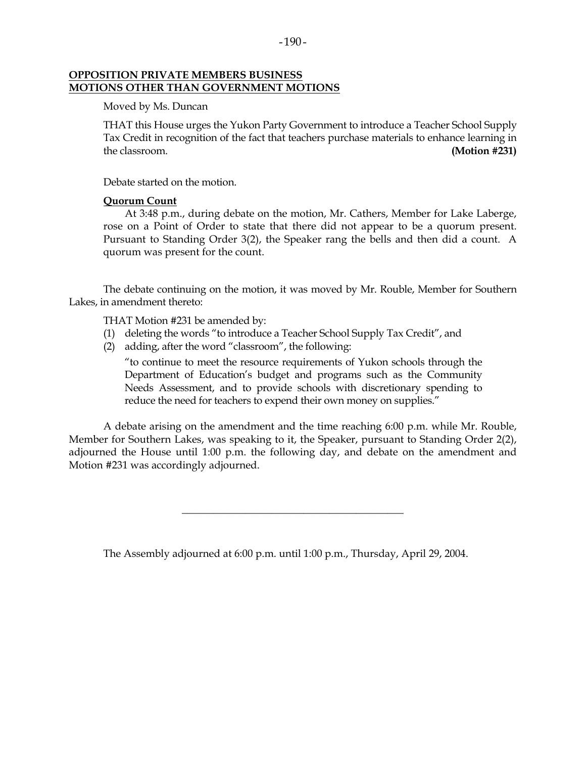**OPPOSITION PRIVATE MEMBERS BUSINESS**
**MOTIONS OTHER THAN GOVERNMENT MOTIONS**

Moved by Ms. Duncan

THAT this House urges the Yukon Party Government to introduce a Teacher School Supply Tax Credit in recognition of the fact that teachers purchase materials to enhance learning in the classroom. **(Motion #231)**

Debate started on the motion.

**Quorum Count**

At 3:48 p.m., during debate on the motion, Mr. Cathers, Member for Lake Laberge, rose on a Point of Order to state that there did not appear to be a quorum present. Pursuant to Standing Order 3(2), the Speaker rang the bells and then did a count. A quorum was present for the count.

The debate continuing on the motion, it was moved by Mr. Rouble, Member for Southern Lakes, in amendment thereto:

THAT Motion #231 be amended by:

(1) deleting the words "to introduce a Teacher School Supply Tax Credit", and
(2) adding, after the word "classroom", the following:

"to continue to meet the resource requirements of Yukon schools through the Department of Education's budget and programs such as the Community Needs Assessment, and to provide schools with discretionary spending to reduce the need for teachers to expend their own money on supplies."

A debate arising on the amendment and the time reaching 6:00 p.m. while Mr. Rouble, Member for Southern Lakes, was speaking to it, the Speaker, pursuant to Standing Order 2(2), adjourned the House until 1:00 p.m. the following day, and debate on the amendment and Motion #231 was accordingly adjourned.

---

The Assembly adjourned at 6:00 p.m. until 1:00 p.m., Thursday, April 29, 2004.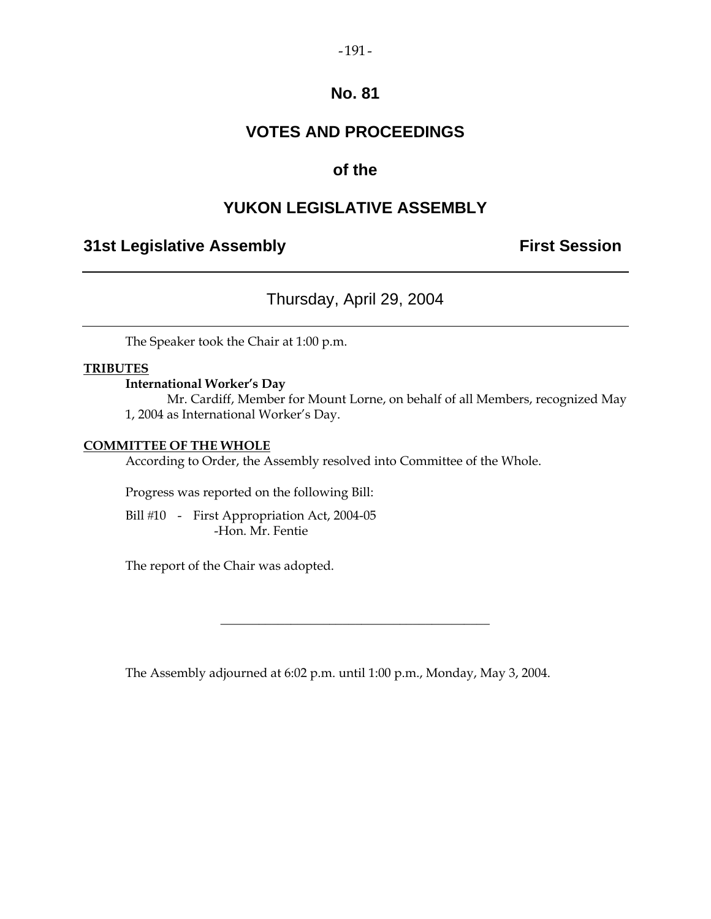# No. 81

## VOTES AND PROCEEDINGS

## of the

## YUKON LEGISLATIVE ASSEMBLY

**31st Legislative Assembly** **First Session**

---

Thursday, April 29, 2004

---

The Speaker took the Chair at 1:00 p.m.

**TRIBUTES**

**International Worker's Day**

Mr. Cardiff, Member for Mount Lorne, on behalf of all Members, recognized May 1, 2004 as International Worker's Day.

**COMMITTEE OF THE WHOLE**

According to Order, the Assembly resolved into Committee of the Whole.

Progress was reported on the following Bill:

Bill #10 - First Appropriation Act, 2004-05
-Hon. Mr. Fentie

The report of the Chair was adopted.

---

The Assembly adjourned at 6:02 p.m. until 1:00 p.m., Monday, May 3, 2004.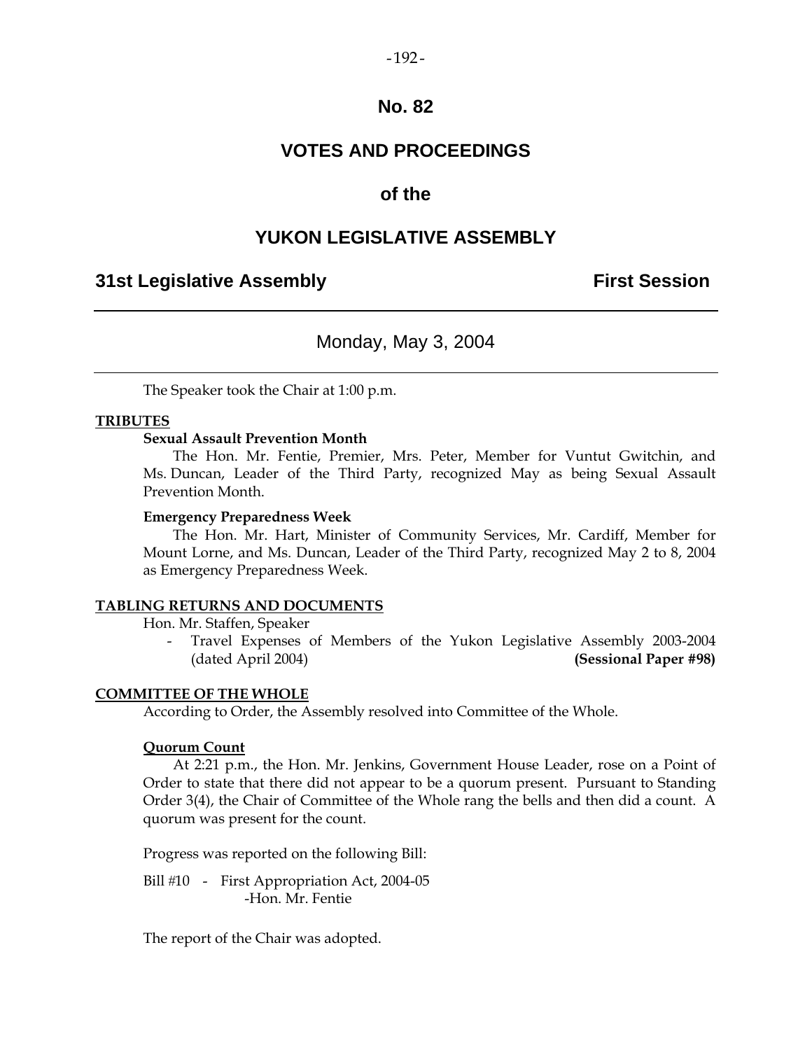# No. 82

# VOTES AND PROCEEDINGS

# of the

# YUKON LEGISLATIVE ASSEMBLY

**31st Legislative Assembly** **First Session**

---

Monday, May 3, 2004

---

The Speaker took the Chair at 1:00 p.m.

**TRIBUTES**

**Sexual Assault Prevention Month**

The Hon. Mr. Fentie, Premier, Mrs. Peter, Member for Vuntut Gwitchin, and Ms. Duncan, Leader of the Third Party, recognized May as being Sexual Assault Prevention Month.

**Emergency Preparedness Week**

The Hon. Mr. Hart, Minister of Community Services, Mr. Cardiff, Member for Mount Lorne, and Ms. Duncan, Leader of the Third Party, recognized May 2 to 8, 2004 as Emergency Preparedness Week.

**TABLING RETURNS AND DOCUMENTS**

Hon. Mr. Staffen, Speaker

- Travel Expenses of Members of the Yukon Legislative Assembly 2003-2004 (dated April 2004) **(Sessional Paper #98)**

**COMMITTEE OF THE WHOLE**

According to Order, the Assembly resolved into Committee of the Whole.

**Quorum Count**

At 2:21 p.m., the Hon. Mr. Jenkins, Government House Leader, rose on a Point of Order to state that there did not appear to be a quorum present. Pursuant to Standing Order 3(4), the Chair of Committee of the Whole rang the bells and then did a count. A quorum was present for the count.

Progress was reported on the following Bill:

Bill #10 - First Appropriation Act, 2004-05
-Hon. Mr. Fentie

The report of the Chair was adopted.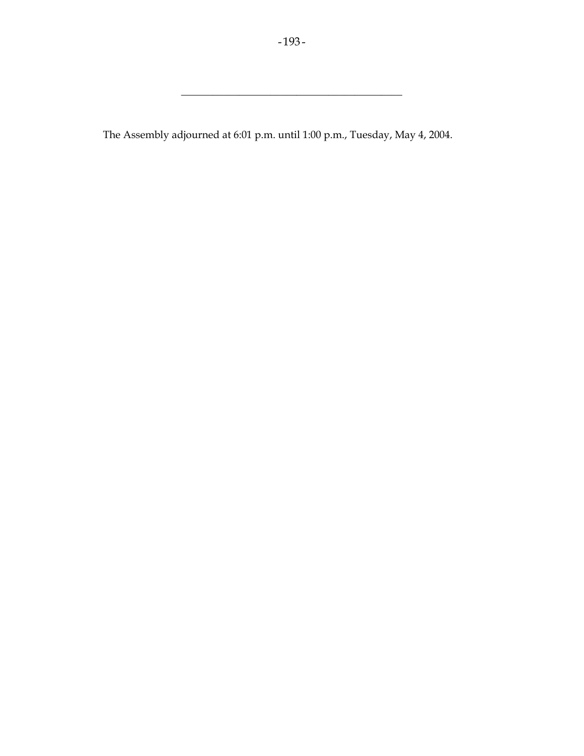---

The Assembly adjourned at 6:01 p.m. until 1:00 p.m., Tuesday, May 4, 2004.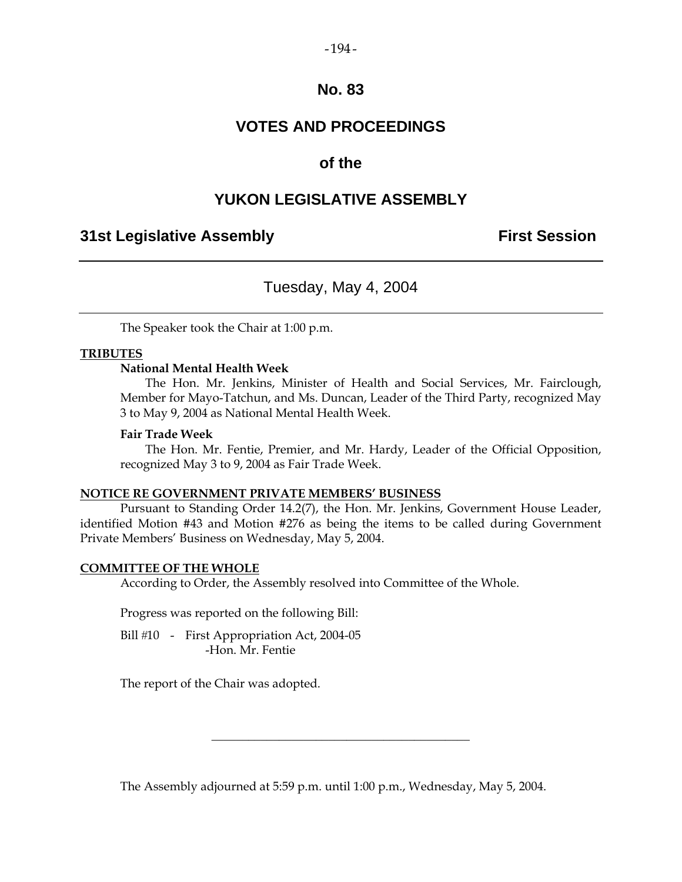# No. 83

# VOTES AND PROCEEDINGS

# of the

# YUKON LEGISLATIVE ASSEMBLY

**31st Legislative Assembly** **First Session**

---

## Tuesday, May 4, 2004

---

The Speaker took the Chair at 1:00 p.m.

**TRIBUTES**

**National Mental Health Week**

The Hon. Mr. Jenkins, Minister of Health and Social Services, Mr. Fairclough, Member for Mayo-Tatchun, and Ms. Duncan, Leader of the Third Party, recognized May 3 to May 9, 2004 as National Mental Health Week.

**Fair Trade Week**

The Hon. Mr. Fentie, Premier, and Mr. Hardy, Leader of the Official Opposition, recognized May 3 to 9, 2004 as Fair Trade Week.

**NOTICE RE GOVERNMENT PRIVATE MEMBERS' BUSINESS**

Pursuant to Standing Order 14.2(7), the Hon. Mr. Jenkins, Government House Leader, identified Motion #43 and Motion #276 as being the items to be called during Government Private Members' Business on Wednesday, May 5, 2004.

**COMMITTEE OF THE WHOLE**

According to Order, the Assembly resolved into Committee of the Whole.

Progress was reported on the following Bill:

Bill #10 - First Appropriation Act, 2004-05
-Hon. Mr. Fentie

The report of the Chair was adopted.

---

The Assembly adjourned at 5:59 p.m. until 1:00 p.m., Wednesday, May 5, 2004.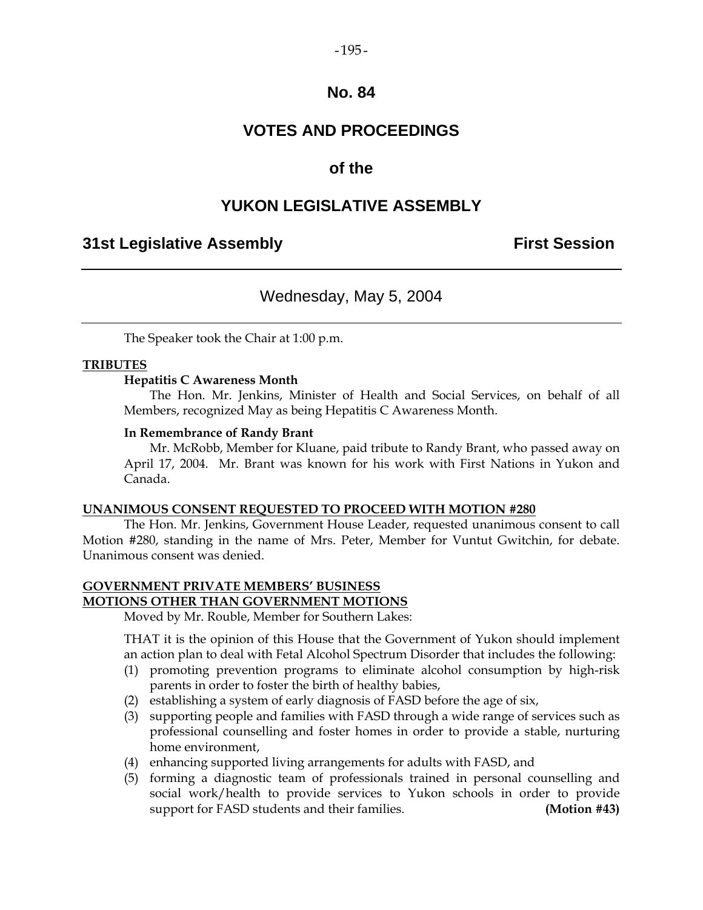# No. 84

## VOTES AND PROCEEDINGS

## of the

## YUKON LEGISLATIVE ASSEMBLY

**31st Legislative Assembly** **First Session**

---

Wednesday, May 5, 2004

---

The Speaker took the Chair at 1:00 p.m.

**TRIBUTES**

**Hepatitis C Awareness Month**

The Hon. Mr. Jenkins, Minister of Health and Social Services, on behalf of all Members, recognized May as being Hepatitis C Awareness Month.

**In Remembrance of Randy Brant**

Mr. McRobb, Member for Kluane, paid tribute to Randy Brant, who passed away on April 17, 2004. Mr. Brant was known for his work with First Nations in Yukon and Canada.

**UNANIMOUS CONSENT REQUESTED TO PROCEED WITH MOTION #280**

The Hon. Mr. Jenkins, Government House Leader, requested unanimous consent to call Motion #280, standing in the name of Mrs. Peter, Member for Vuntut Gwitchin, for debate. Unanimous consent was denied.

**GOVERNMENT PRIVATE MEMBERS' BUSINESS**
**MOTIONS OTHER THAN GOVERNMENT MOTIONS**

Moved by Mr. Rouble, Member for Southern Lakes:

THAT it is the opinion of this House that the Government of Yukon should implement an action plan to deal with Fetal Alcohol Spectrum Disorder that includes the following:

(1) promoting prevention programs to eliminate alcohol consumption by high-risk parents in order to foster the birth of healthy babies,
(2) establishing a system of early diagnosis of FASD before the age of six,
(3) supporting people and families with FASD through a wide range of services such as professional counselling and foster homes in order to provide a stable, nurturing home environment,
(4) enhancing supported living arrangements for adults with FASD, and
(5) forming a diagnostic team of professionals trained in personal counselling and social work/health to provide services to Yukon schools in order to provide support for FASD students and their families. **(Motion #43)**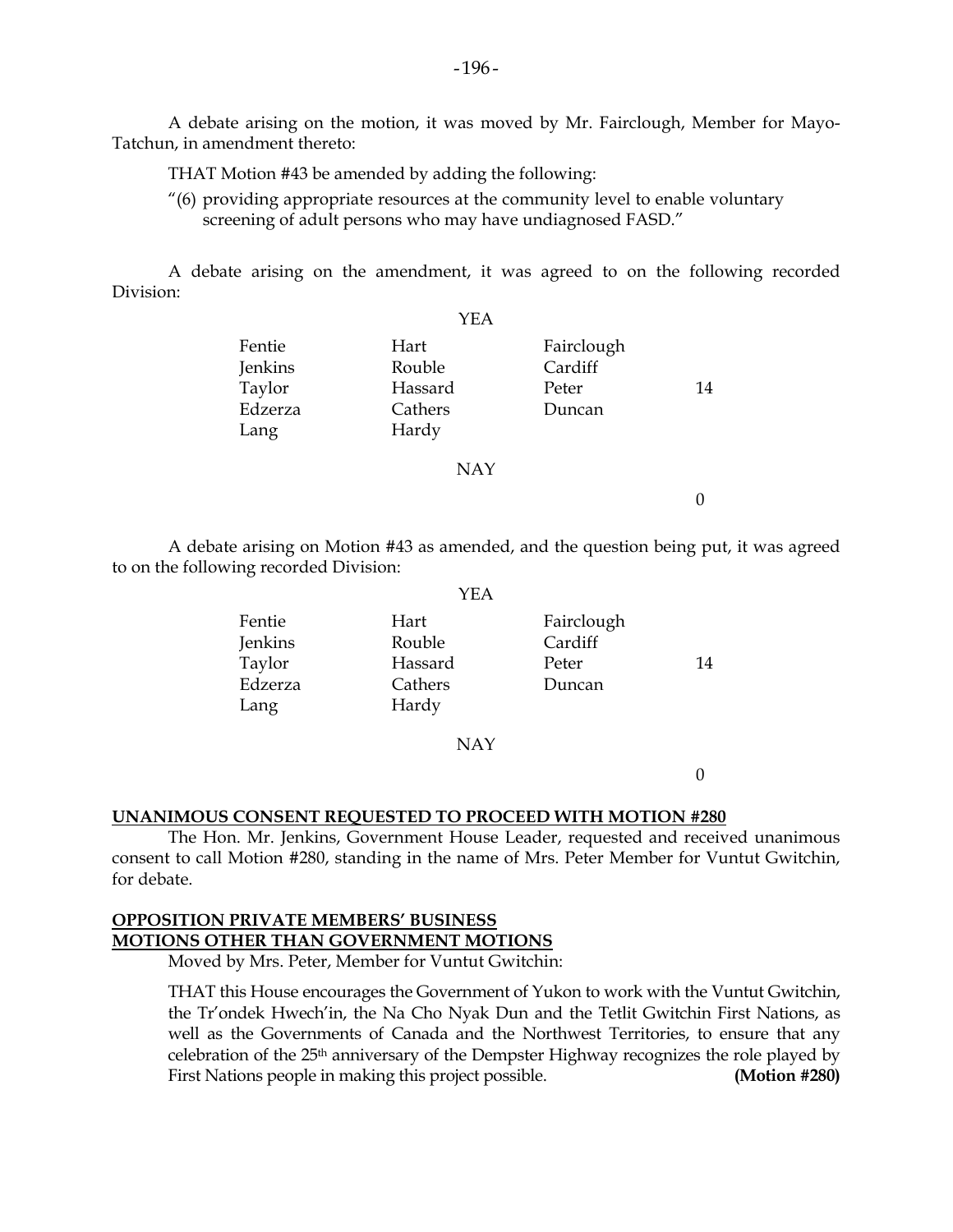A debate arising on the motion, it was moved by Mr. Fairclough, Member for Mayo-Tatchun, in amendment thereto:

THAT Motion #43 be amended by adding the following:

"(6) providing appropriate resources at the community level to enable voluntary screening of adult persons who may have undiagnosed FASD."

A debate arising on the amendment, it was agreed to on the following recorded Division:

YEA

| | | | |
|---|---|---|---|
| Fentie | Hart | Fairclough | |
| Jenkins | Rouble | Cardiff | |
| Taylor | Hassard | Peter | 14 |
| Edzerza | Cathers | Duncan | |
| Lang | Hardy | | |

NAY

0

A debate arising on Motion #43 as amended, and the question being put, it was agreed to on the following recorded Division:

YEA

| | | | |
|---|---|---|---|
| Fentie | Hart | Fairclough | |
| Jenkins | Rouble | Cardiff | |
| Taylor | Hassard | Peter | 14 |
| Edzerza | Cathers | Duncan | |
| Lang | Hardy | | |

NAY

0

**UNANIMOUS CONSENT REQUESTED TO PROCEED WITH MOTION #280**

The Hon. Mr. Jenkins, Government House Leader, requested and received unanimous consent to call Motion #280, standing in the name of Mrs. Peter Member for Vuntut Gwitchin, for debate.

**OPPOSITION PRIVATE MEMBERS' BUSINESS**
**MOTIONS OTHER THAN GOVERNMENT MOTIONS**

Moved by Mrs. Peter, Member for Vuntut Gwitchin:

THAT this House encourages the Government of Yukon to work with the Vuntut Gwitchin, the Tr'ondek Hwech'in, the Na Cho Nyak Dun and the Tetlit Gwitchin First Nations, as well as the Governments of Canada and the Northwest Territories, to ensure that any celebration of the 25th anniversary of the Dempster Highway recognizes the role played by First Nations people in making this project possible. **(Motion #280)**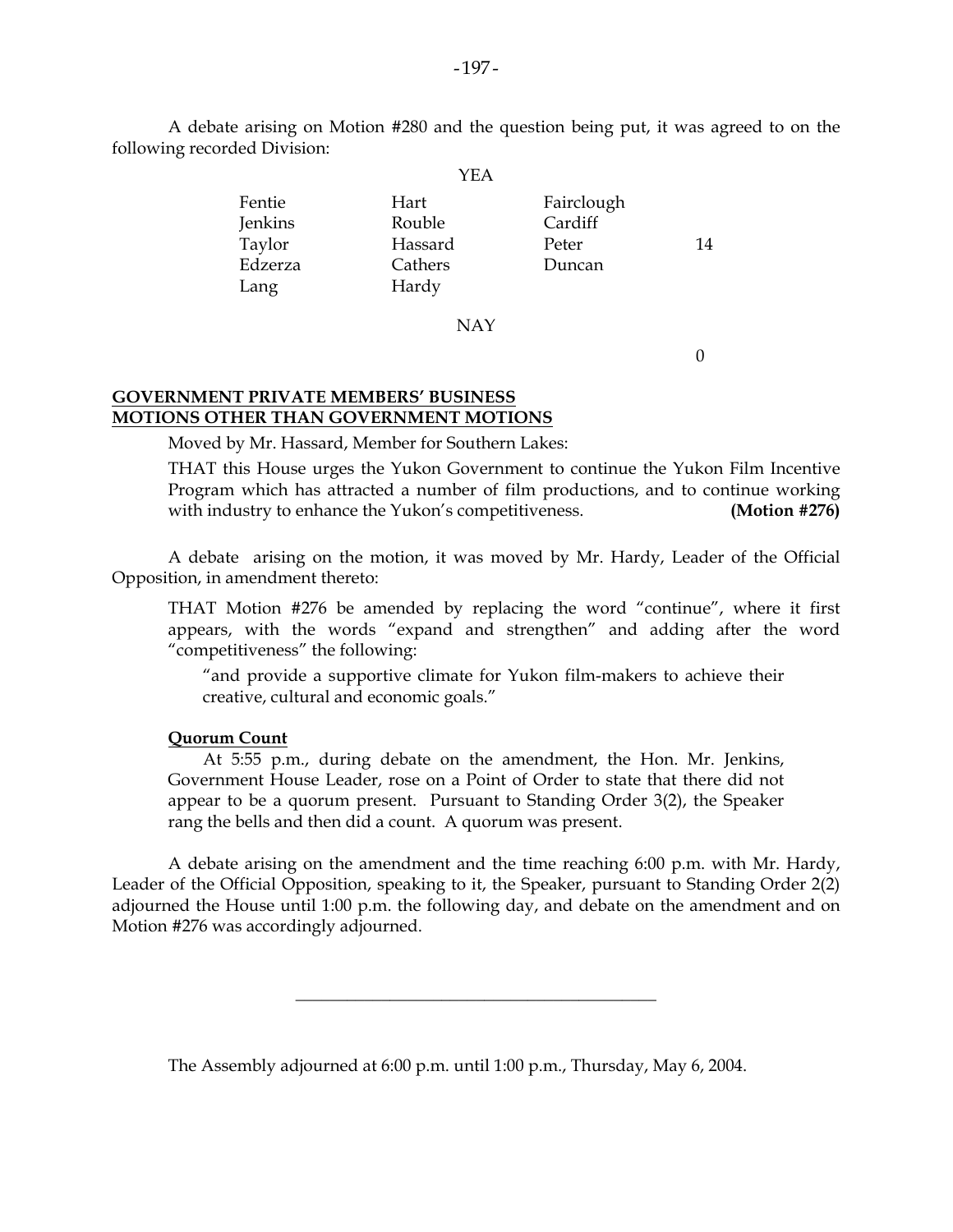A debate arising on Motion #280 and the question being put, it was agreed to on the following recorded Division:

YEA

| | | | |
|---|---|---|---|
| Fentie | Hart | Fairclough | |
| Jenkins | Rouble | Cardiff | |
| Taylor | Hassard | Peter | 14 |
| Edzerza | Cathers | Duncan | |
| Lang | Hardy | | |

NAY

0

**GOVERNMENT PRIVATE MEMBERS' BUSINESS**
**MOTIONS OTHER THAN GOVERNMENT MOTIONS**

Moved by Mr. Hassard, Member for Southern Lakes:

THAT this House urges the Yukon Government to continue the Yukon Film Incentive Program which has attracted a number of film productions, and to continue working with industry to enhance the Yukon's competitiveness. **(Motion #276)**

A debate arising on the motion, it was moved by Mr. Hardy, Leader of the Official Opposition, in amendment thereto:

THAT Motion #276 be amended by replacing the word "continue", where it first appears, with the words "expand and strengthen" and adding after the word "competitiveness" the following:

"and provide a supportive climate for Yukon film-makers to achieve their creative, cultural and economic goals."

**Quorum Count**

At 5:55 p.m., during debate on the amendment, the Hon. Mr. Jenkins, Government House Leader, rose on a Point of Order to state that there did not appear to be a quorum present. Pursuant to Standing Order 3(2), the Speaker rang the bells and then did a count. A quorum was present.

A debate arising on the amendment and the time reaching 6:00 p.m. with Mr. Hardy, Leader of the Official Opposition, speaking to it, the Speaker, pursuant to Standing Order 2(2) adjourned the House until 1:00 p.m. the following day, and debate on the amendment and on Motion #276 was accordingly adjourned.

---

The Assembly adjourned at 6:00 p.m. until 1:00 p.m., Thursday, May 6, 2004.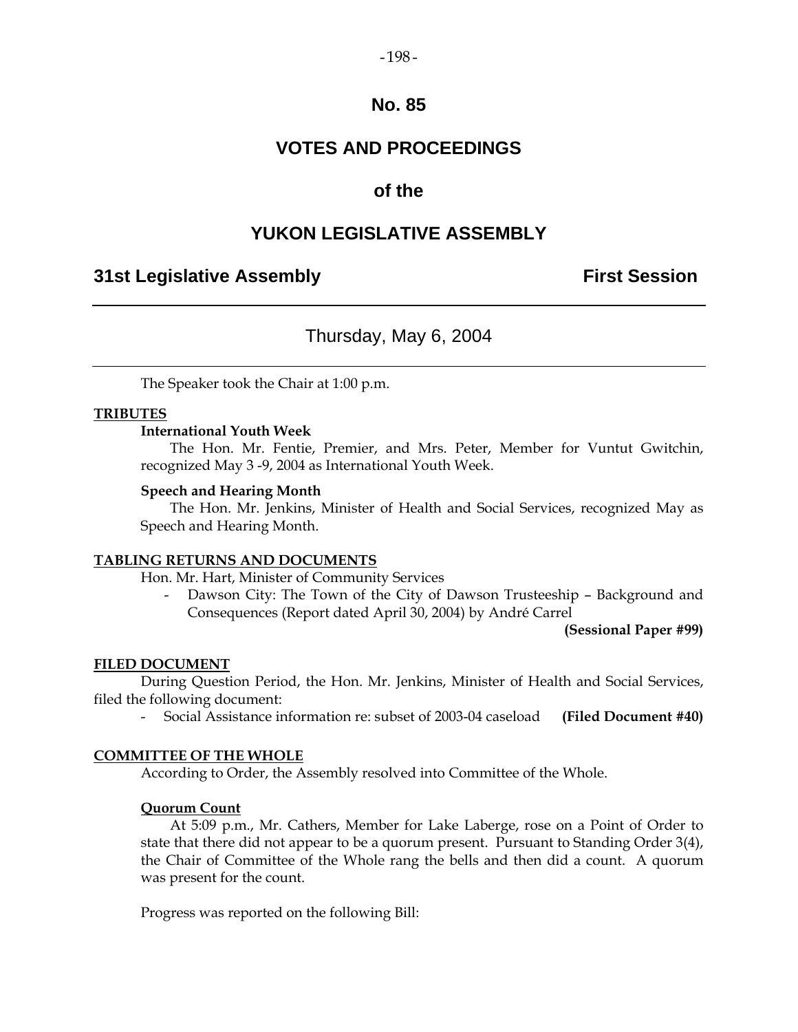# No. 85

## VOTES AND PROCEEDINGS

## of the

## YUKON LEGISLATIVE ASSEMBLY

**31st Legislative Assembly** **First Session**

---

Thursday, May 6, 2004

---

The Speaker took the Chair at 1:00 p.m.

**TRIBUTES**

**International Youth Week**

The Hon. Mr. Fentie, Premier, and Mrs. Peter, Member for Vuntut Gwitchin, recognized May 3 -9, 2004 as International Youth Week.

**Speech and Hearing Month**

The Hon. Mr. Jenkins, Minister of Health and Social Services, recognized May as Speech and Hearing Month.

**TABLING RETURNS AND DOCUMENTS**

Hon. Mr. Hart, Minister of Community Services

- Dawson City: The Town of the City of Dawson Trusteeship – Background and Consequences (Report dated April 30, 2004) by André Carrel

**(Sessional Paper #99)**

**FILED DOCUMENT**

During Question Period, the Hon. Mr. Jenkins, Minister of Health and Social Services, filed the following document:

- Social Assistance information re: subset of 2003-04 caseload **(Filed Document #40)**

**COMMITTEE OF THE WHOLE**

According to Order, the Assembly resolved into Committee of the Whole.

**Quorum Count**

At 5:09 p.m., Mr. Cathers, Member for Lake Laberge, rose on a Point of Order to state that there did not appear to be a quorum present. Pursuant to Standing Order 3(4), the Chair of Committee of the Whole rang the bells and then did a count. A quorum was present for the count.

Progress was reported on the following Bill: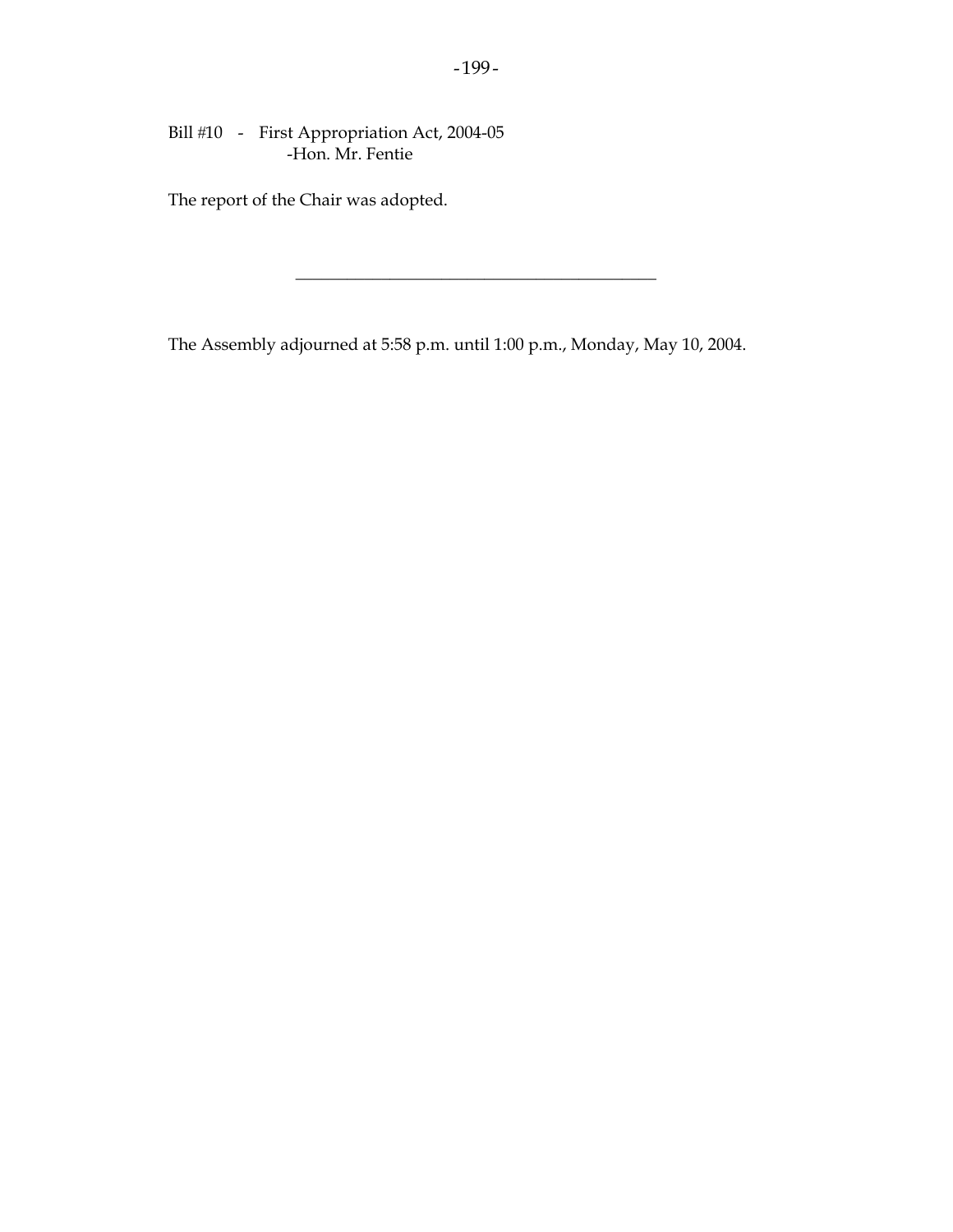Bill #10 - First Appropriation Act, 2004-05
-Hon. Mr. Fentie

The report of the Chair was adopted.

---

The Assembly adjourned at 5:58 p.m. until 1:00 p.m., Monday, May 10, 2004.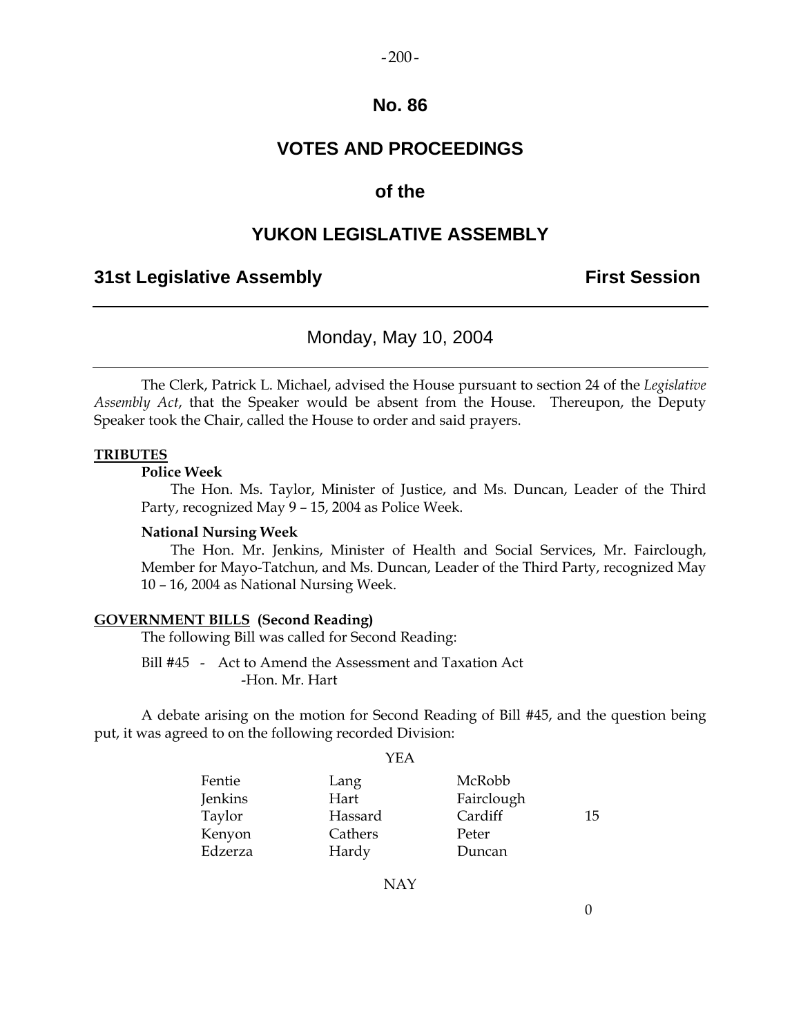# No. 86

# VOTES AND PROCEEDINGS

# of the

# YUKON LEGISLATIVE ASSEMBLY

## 31st Legislative Assembly — First Session

### Monday, May 10, 2004

The Clerk, Patrick L. Michael, advised the House pursuant to section 24 of the *Legislative Assembly Act*, that the Speaker would be absent from the House. Thereupon, the Deputy Speaker took the Chair, called the House to order and said prayers.

**TRIBUTES**

**Police Week**

The Hon. Ms. Taylor, Minister of Justice, and Ms. Duncan, Leader of the Third Party, recognized May 9 – 15, 2004 as Police Week.

**National Nursing Week**

The Hon. Mr. Jenkins, Minister of Health and Social Services, Mr. Fairclough, Member for Mayo-Tatchun, and Ms. Duncan, Leader of the Third Party, recognized May 10 – 16, 2004 as National Nursing Week.

**GOVERNMENT BILLS (Second Reading)**

The following Bill was called for Second Reading:

Bill #45 - Act to Amend the Assessment and Taxation Act
-Hon. Mr. Hart

A debate arising on the motion for Second Reading of Bill #45, and the question being put, it was agreed to on the following recorded Division:

YEA

| | | | |
|---|---|---|---|
| Fentie | Lang | McRobb | |
| Jenkins | Hart | Fairclough | |
| Taylor | Hassard | Cardiff | 15 |
| Kenyon | Cathers | Peter | |
| Edzerza | Hardy | Duncan | |

NAY

0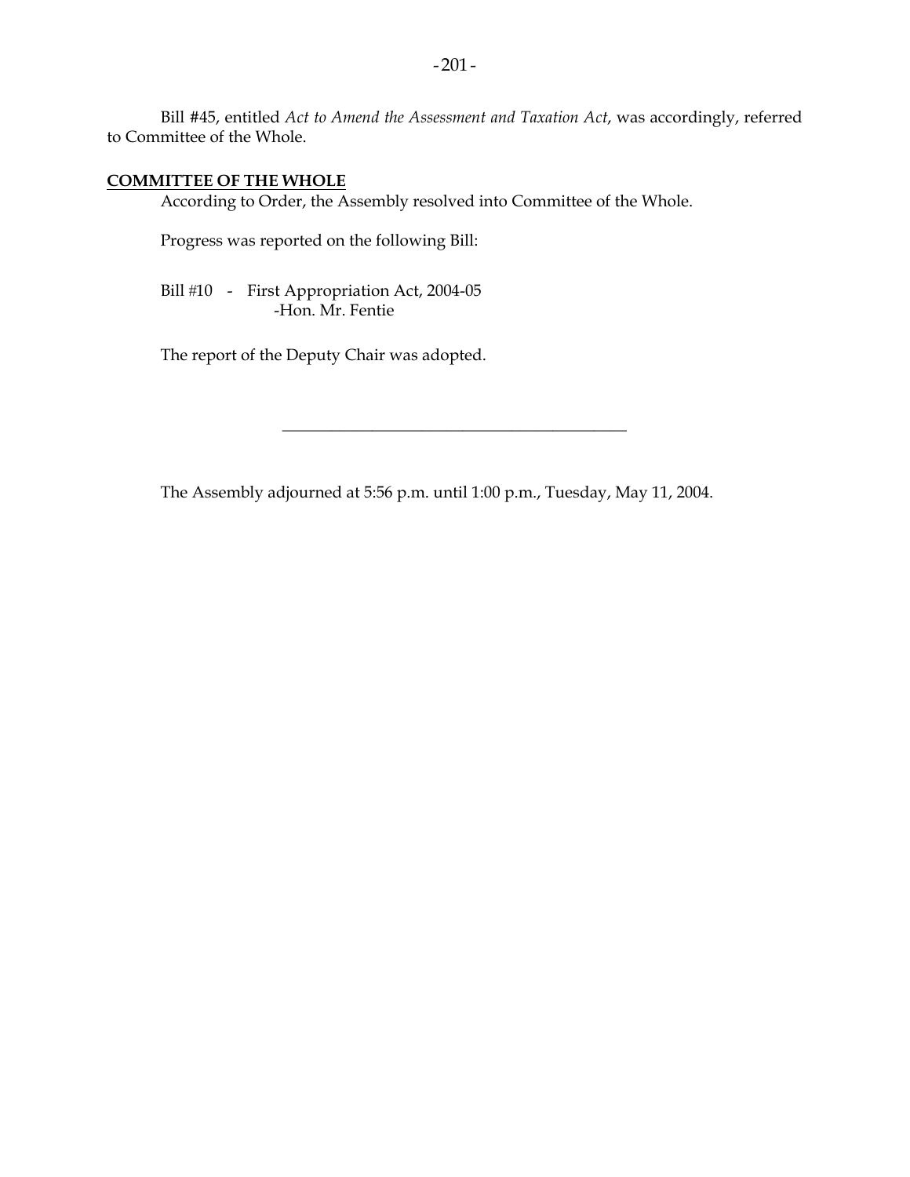Bill #45, entitled *Act to Amend the Assessment and Taxation Act*, was accordingly, referred to Committee of the Whole.

**COMMITTEE OF THE WHOLE**

According to Order, the Assembly resolved into Committee of the Whole.

Progress was reported on the following Bill:

Bill #10 - First Appropriation Act, 2004-05
-Hon. Mr. Fentie

The report of the Deputy Chair was adopted.

---

The Assembly adjourned at 5:56 p.m. until 1:00 p.m., Tuesday, May 11, 2004.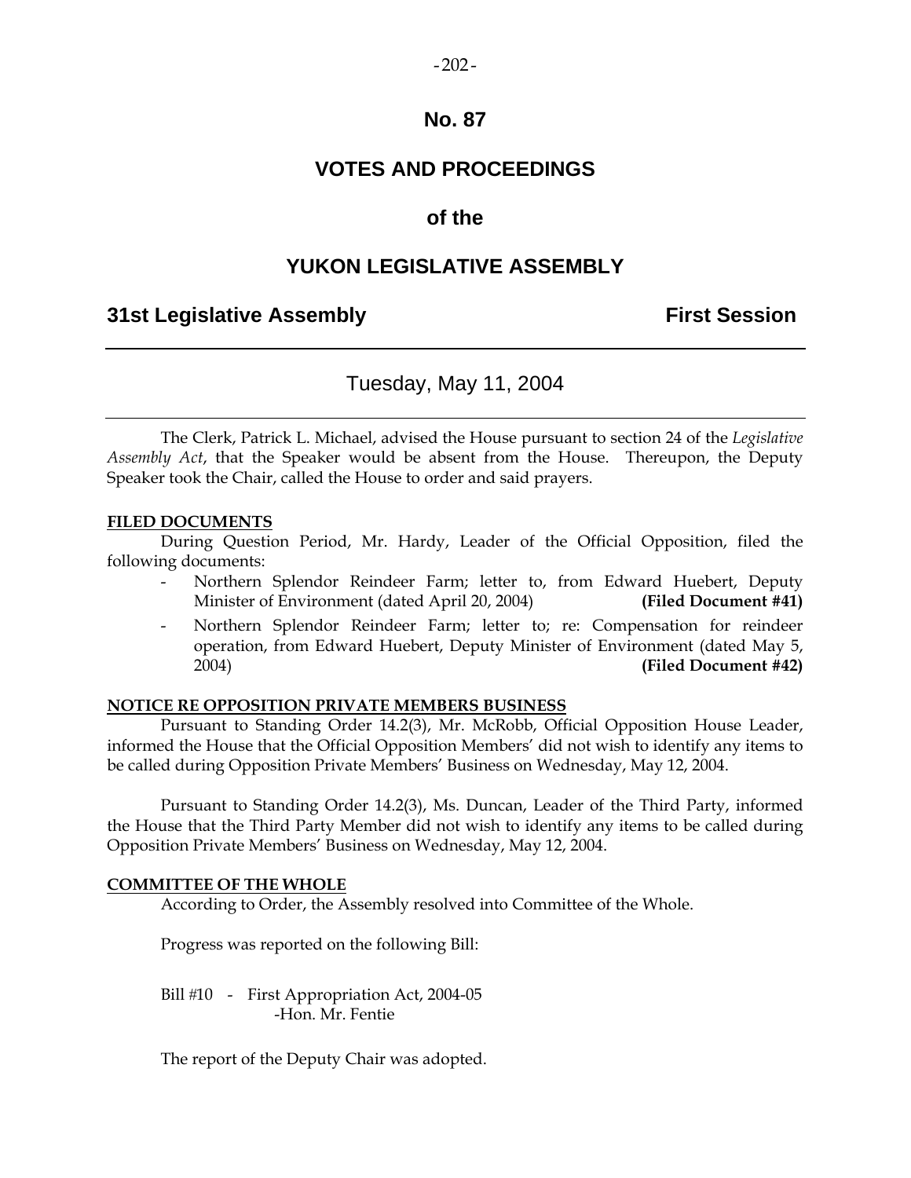# No. 87

# VOTES AND PROCEEDINGS

# of the

# YUKON LEGISLATIVE ASSEMBLY

## 31st Legislative Assembly — First Session

---

### Tuesday, May 11, 2004

---

The Clerk, Patrick L. Michael, advised the House pursuant to section 24 of the *Legislative Assembly Act*, that the Speaker would be absent from the House. Thereupon, the Deputy Speaker took the Chair, called the House to order and said prayers.

**FILED DOCUMENTS**

During Question Period, Mr. Hardy, Leader of the Official Opposition, filed the following documents:

- Northern Splendor Reindeer Farm; letter to, from Edward Huebert, Deputy Minister of Environment (dated April 20, 2004) **(Filed Document #41)**
- Northern Splendor Reindeer Farm; letter to; re: Compensation for reindeer operation, from Edward Huebert, Deputy Minister of Environment (dated May 5, 2004) **(Filed Document #42)**

**NOTICE RE OPPOSITION PRIVATE MEMBERS BUSINESS**

Pursuant to Standing Order 14.2(3), Mr. McRobb, Official Opposition House Leader, informed the House that the Official Opposition Members' did not wish to identify any items to be called during Opposition Private Members' Business on Wednesday, May 12, 2004.

Pursuant to Standing Order 14.2(3), Ms. Duncan, Leader of the Third Party, informed the House that the Third Party Member did not wish to identify any items to be called during Opposition Private Members' Business on Wednesday, May 12, 2004.

**COMMITTEE OF THE WHOLE**

According to Order, the Assembly resolved into Committee of the Whole.

Progress was reported on the following Bill:

Bill #10 - First Appropriation Act, 2004-05
-Hon. Mr. Fentie

The report of the Deputy Chair was adopted.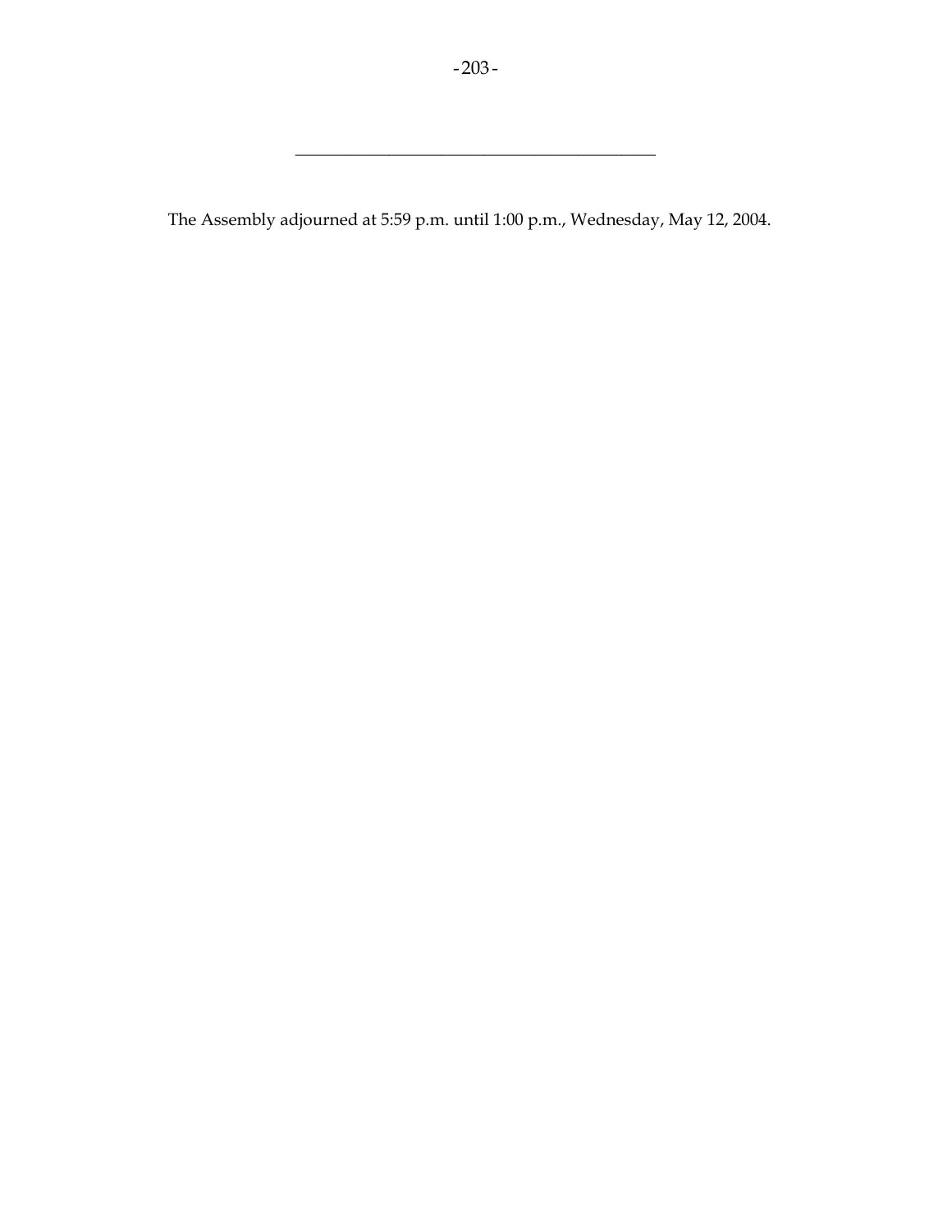---

The Assembly adjourned at 5:59 p.m. until 1:00 p.m., Wednesday, May 12, 2004.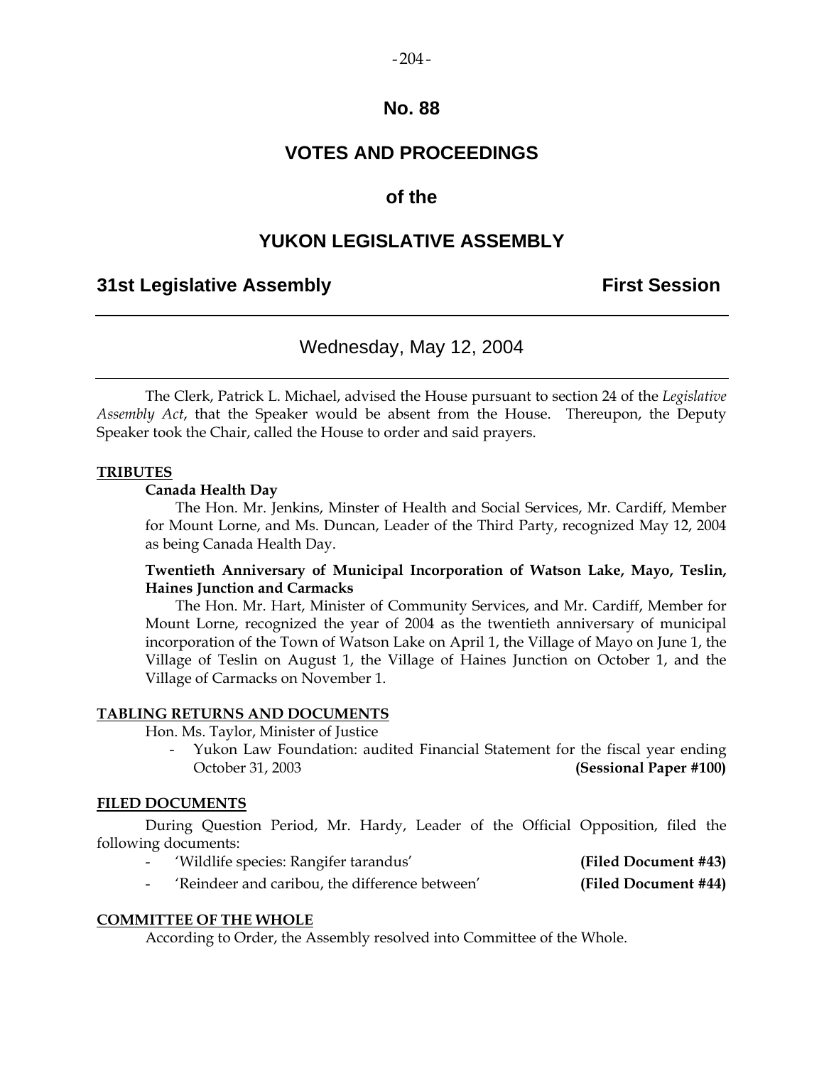# No. 88

## VOTES AND PROCEEDINGS

## of the

## YUKON LEGISLATIVE ASSEMBLY

**31st Legislative Assembly** **First Session**

---

Wednesday, May 12, 2004

---

The Clerk, Patrick L. Michael, advised the House pursuant to section 24 of the *Legislative Assembly Act*, that the Speaker would be absent from the House. Thereupon, the Deputy Speaker took the Chair, called the House to order and said prayers.

**TRIBUTES**

**Canada Health Day**

The Hon. Mr. Jenkins, Minster of Health and Social Services, Mr. Cardiff, Member for Mount Lorne, and Ms. Duncan, Leader of the Third Party, recognized May 12, 2004 as being Canada Health Day.

**Twentieth Anniversary of Municipal Incorporation of Watson Lake, Mayo, Teslin, Haines Junction and Carmacks**

The Hon. Mr. Hart, Minister of Community Services, and Mr. Cardiff, Member for Mount Lorne, recognized the year of 2004 as the twentieth anniversary of municipal incorporation of the Town of Watson Lake on April 1, the Village of Mayo on June 1, the Village of Teslin on August 1, the Village of Haines Junction on October 1, and the Village of Carmacks on November 1.

**TABLING RETURNS AND DOCUMENTS**

Hon. Ms. Taylor, Minister of Justice

- Yukon Law Foundation: audited Financial Statement for the fiscal year ending October 31, 2003 **(Sessional Paper #100)**

**FILED DOCUMENTS**

During Question Period, Mr. Hardy, Leader of the Official Opposition, filed the following documents:

- 'Wildlife species: Rangifer tarandus' **(Filed Document #43)**
- 'Reindeer and caribou, the difference between' **(Filed Document #44)**

**COMMITTEE OF THE WHOLE**

According to Order, the Assembly resolved into Committee of the Whole.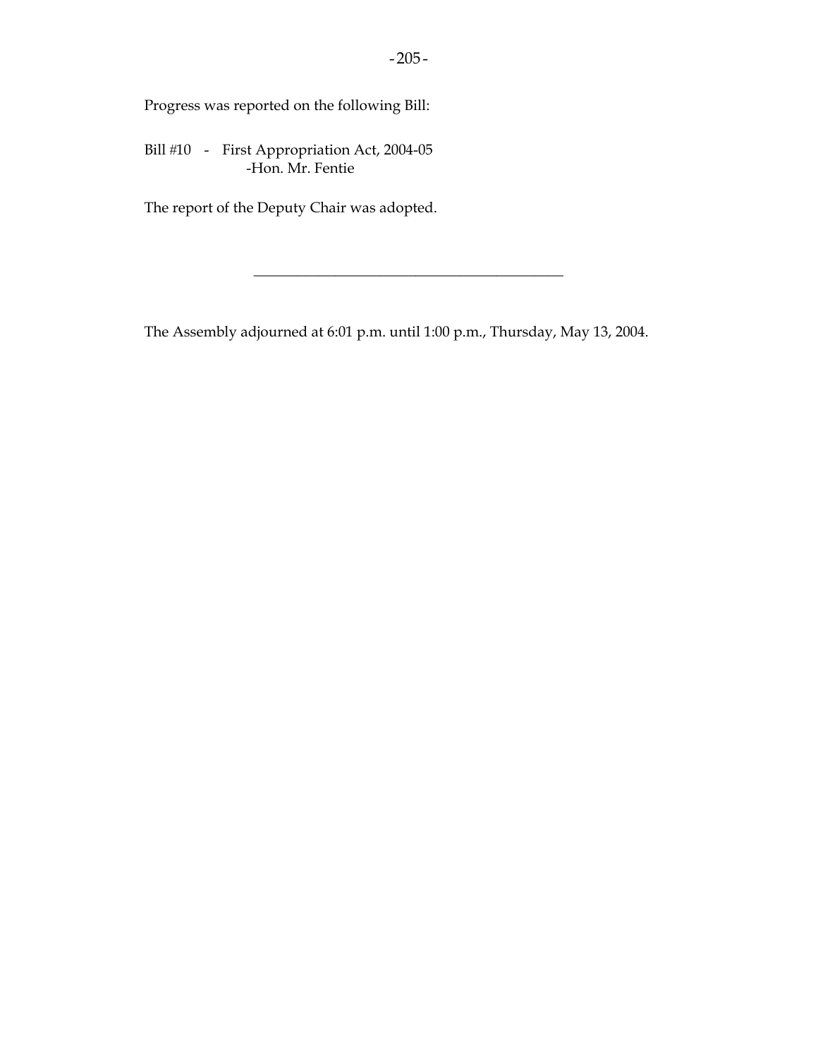Progress was reported on the following Bill:

Bill #10 - First Appropriation Act, 2004-05
-Hon. Mr. Fentie

The report of the Deputy Chair was adopted.

---

The Assembly adjourned at 6:01 p.m. until 1:00 p.m., Thursday, May 13, 2004.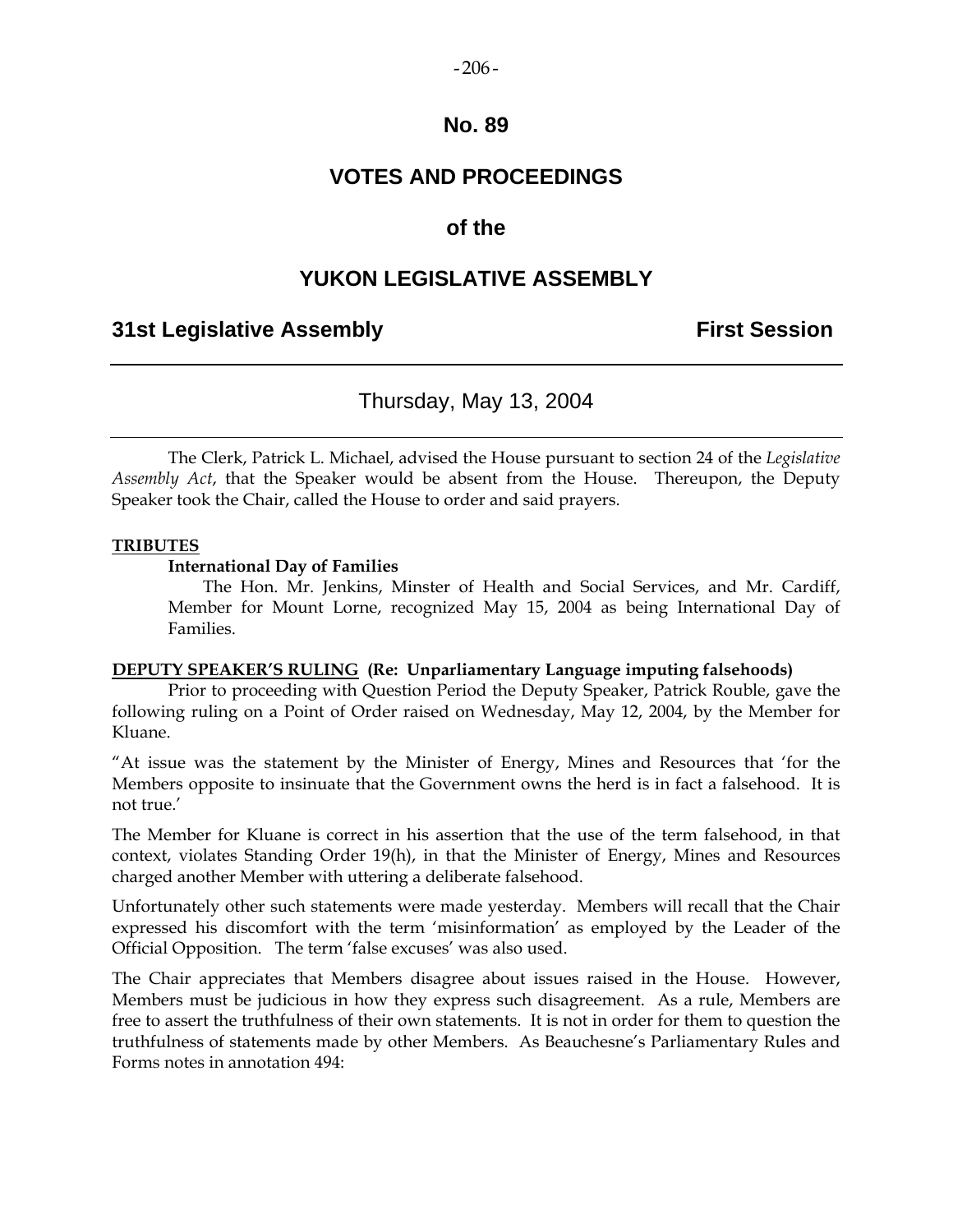# No. 89

## VOTES AND PROCEEDINGS

## of the

## YUKON LEGISLATIVE ASSEMBLY

**31st Legislative Assembly** **First Session**

---

Thursday, May 13, 2004

---

The Clerk, Patrick L. Michael, advised the House pursuant to section 24 of the *Legislative Assembly Act*, that the Speaker would be absent from the House. Thereupon, the Deputy Speaker took the Chair, called the House to order and said prayers.

**TRIBUTES**

**International Day of Families**

The Hon. Mr. Jenkins, Minster of Health and Social Services, and Mr. Cardiff, Member for Mount Lorne, recognized May 15, 2004 as being International Day of Families.

**DEPUTY SPEAKER'S RULING (Re: Unparliamentary Language imputing falsehoods)**

Prior to proceeding with Question Period the Deputy Speaker, Patrick Rouble, gave the following ruling on a Point of Order raised on Wednesday, May 12, 2004, by the Member for Kluane.

"At issue was the statement by the Minister of Energy, Mines and Resources that 'for the Members opposite to insinuate that the Government owns the herd is in fact a falsehood. It is not true.'

The Member for Kluane is correct in his assertion that the use of the term falsehood, in that context, violates Standing Order 19(h), in that the Minister of Energy, Mines and Resources charged another Member with uttering a deliberate falsehood.

Unfortunately other such statements were made yesterday. Members will recall that the Chair expressed his discomfort with the term 'misinformation' as employed by the Leader of the Official Opposition. The term 'false excuses' was also used.

The Chair appreciates that Members disagree about issues raised in the House. However, Members must be judicious in how they express such disagreement. As a rule, Members are free to assert the truthfulness of their own statements. It is not in order for them to question the truthfulness of statements made by other Members. As Beauchesne's Parliamentary Rules and Forms notes in annotation 494: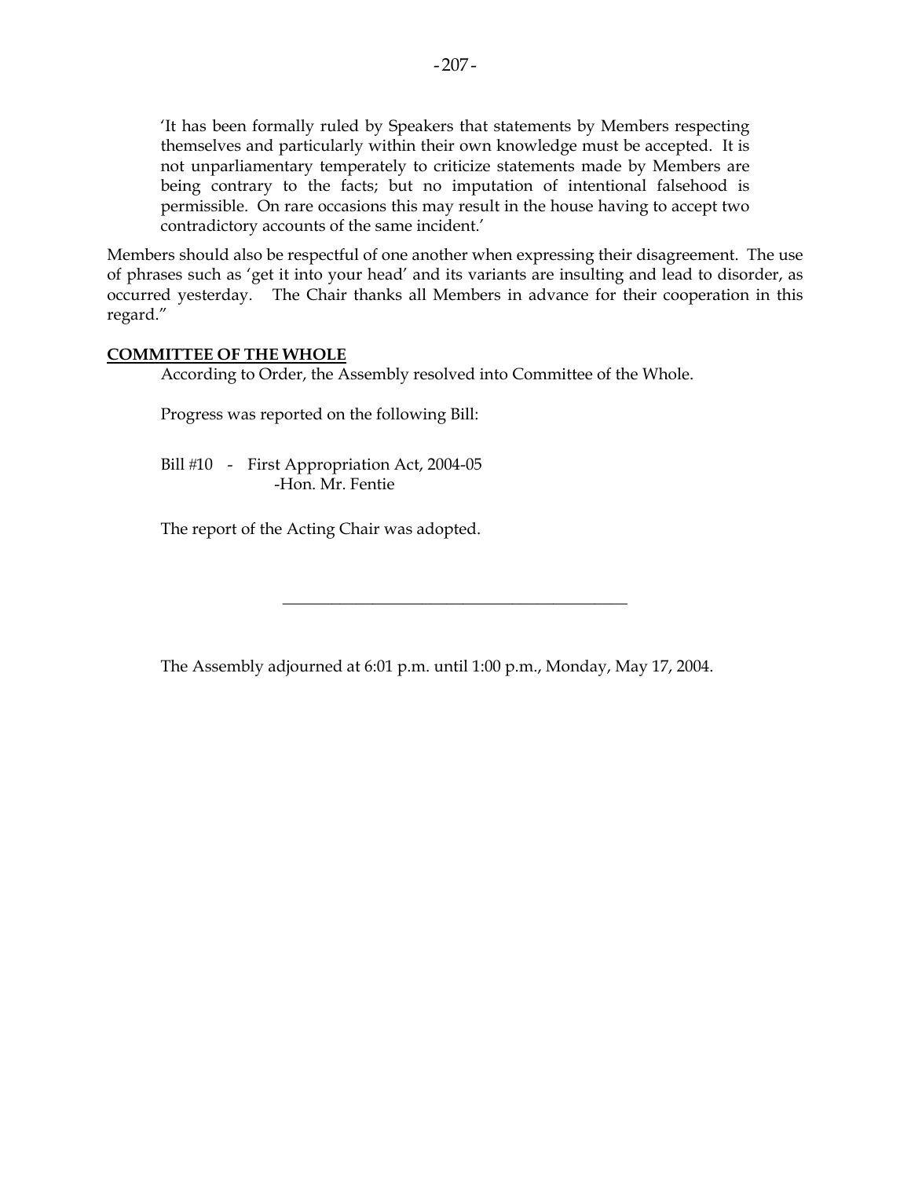> 'It has been formally ruled by Speakers that statements by Members respecting themselves and particularly within their own knowledge must be accepted. It is not unparliamentary temperately to criticize statements made by Members are being contrary to the facts; but no imputation of intentional falsehood is permissible. On rare occasions this may result in the house having to accept two contradictory accounts of the same incident.'

Members should also be respectful of one another when expressing their disagreement. The use of phrases such as 'get it into your head' and its variants are insulting and lead to disorder, as occurred yesterday. The Chair thanks all Members in advance for their cooperation in this regard."

**COMMITTEE OF THE WHOLE**

According to Order, the Assembly resolved into Committee of the Whole.

Progress was reported on the following Bill:

Bill #10 - First Appropriation Act, 2004-05
-Hon. Mr. Fentie

The report of the Acting Chair was adopted.

---

The Assembly adjourned at 6:01 p.m. until 1:00 p.m., Monday, May 17, 2004.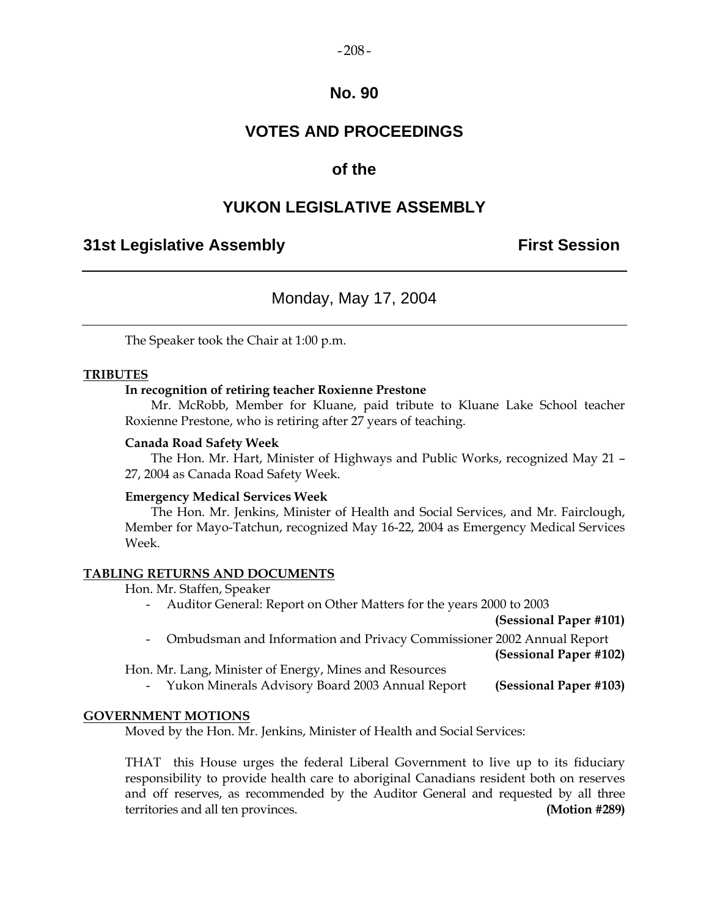# No. 90

# VOTES AND PROCEEDINGS

# of the

# YUKON LEGISLATIVE ASSEMBLY

## 31st Legislative Assembly — First Session

Monday, May 17, 2004

The Speaker took the Chair at 1:00 p.m.

**TRIBUTES**

**In recognition of retiring teacher Roxienne Prestone**

Mr. McRobb, Member for Kluane, paid tribute to Kluane Lake School teacher Roxienne Prestone, who is retiring after 27 years of teaching.

**Canada Road Safety Week**

The Hon. Mr. Hart, Minister of Highways and Public Works, recognized May 21 – 27, 2004 as Canada Road Safety Week.

**Emergency Medical Services Week**

The Hon. Mr. Jenkins, Minister of Health and Social Services, and Mr. Fairclough, Member for Mayo-Tatchun, recognized May 16-22, 2004 as Emergency Medical Services Week.

**TABLING RETURNS AND DOCUMENTS**

Hon. Mr. Staffen, Speaker

- Auditor General: Report on Other Matters for the years 2000 to 2003 **(Sessional Paper #101)**
- Ombudsman and Information and Privacy Commissioner 2002 Annual Report **(Sessional Paper #102)**

Hon. Mr. Lang, Minister of Energy, Mines and Resources

- Yukon Minerals Advisory Board 2003 Annual Report **(Sessional Paper #103)**

**GOVERNMENT MOTIONS**

Moved by the Hon. Mr. Jenkins, Minister of Health and Social Services:

THAT this House urges the federal Liberal Government to live up to its fiduciary responsibility to provide health care to aboriginal Canadians resident both on reserves and off reserves, as recommended by the Auditor General and requested by all three territories and all ten provinces. **(Motion #289)**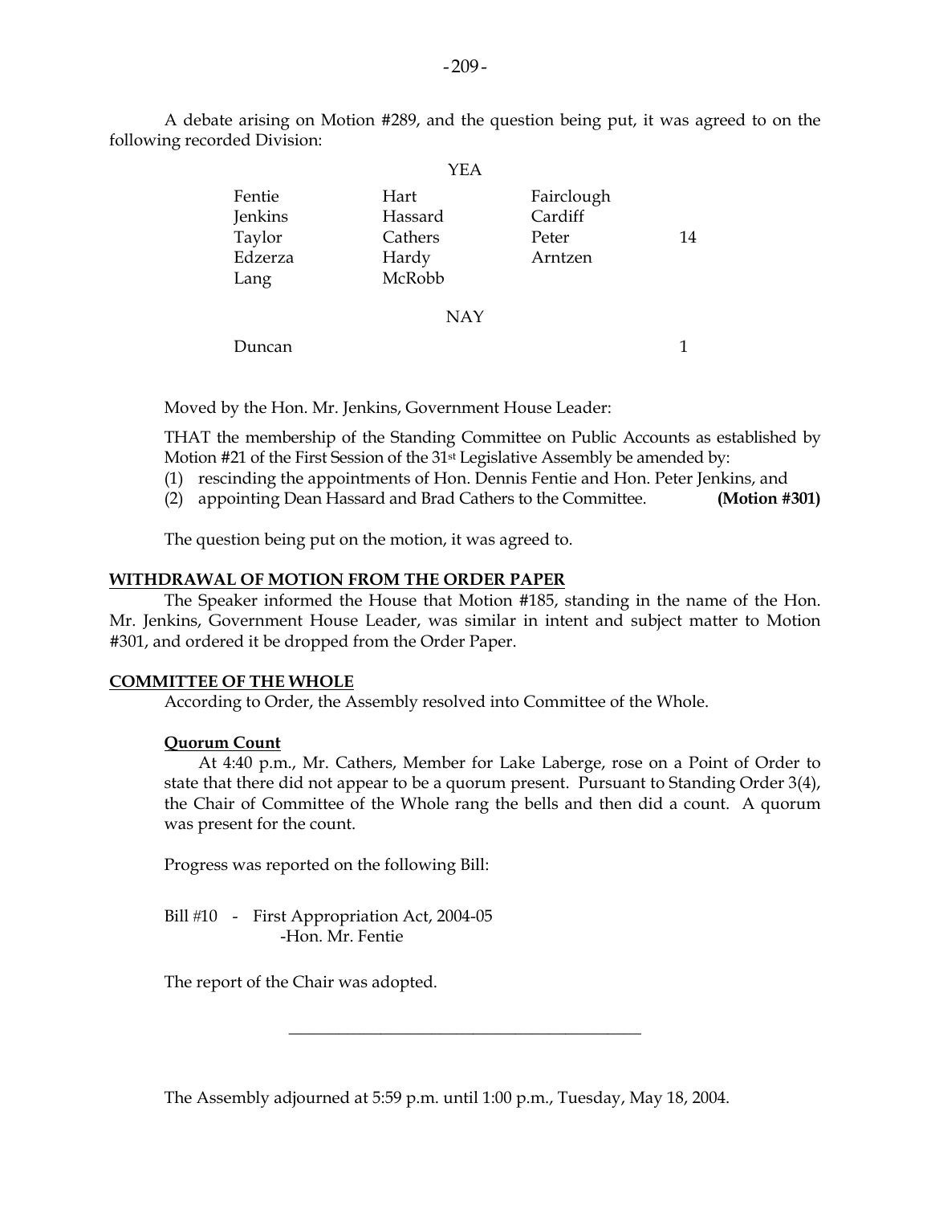A debate arising on Motion #289, and the question being put, it was agreed to on the following recorded Division:

YEA

| | | | |
|---|---|---|---|
| Fentie | Hart | Fairclough | |
| Jenkins | Hassard | Cardiff | |
| Taylor | Cathers | Peter | 14 |
| Edzerza | Hardy | Arntzen | |
| Lang | McRobb | | |

NAY

| | | | |
|---|---|---|---|
| Duncan | | | 1 |

Moved by the Hon. Mr. Jenkins, Government House Leader:

THAT the membership of the Standing Committee on Public Accounts as established by Motion #21 of the First Session of the 31st Legislative Assembly be amended by:

(1) rescinding the appointments of Hon. Dennis Fentie and Hon. Peter Jenkins, and
(2) appointing Dean Hassard and Brad Cathers to the Committee. **(Motion #301)**

The question being put on the motion, it was agreed to.

**WITHDRAWAL OF MOTION FROM THE ORDER PAPER**

The Speaker informed the House that Motion #185, standing in the name of the Hon. Mr. Jenkins, Government House Leader, was similar in intent and subject matter to Motion #301, and ordered it be dropped from the Order Paper.

**COMMITTEE OF THE WHOLE**

According to Order, the Assembly resolved into Committee of the Whole.

**Quorum Count**

At 4:40 p.m., Mr. Cathers, Member for Lake Laberge, rose on a Point of Order to state that there did not appear to be a quorum present. Pursuant to Standing Order 3(4), the Chair of Committee of the Whole rang the bells and then did a count. A quorum was present for the count.

Progress was reported on the following Bill:

Bill #10 - First Appropriation Act, 2004-05
-Hon. Mr. Fentie

The report of the Chair was adopted.

---

The Assembly adjourned at 5:59 p.m. until 1:00 p.m., Tuesday, May 18, 2004.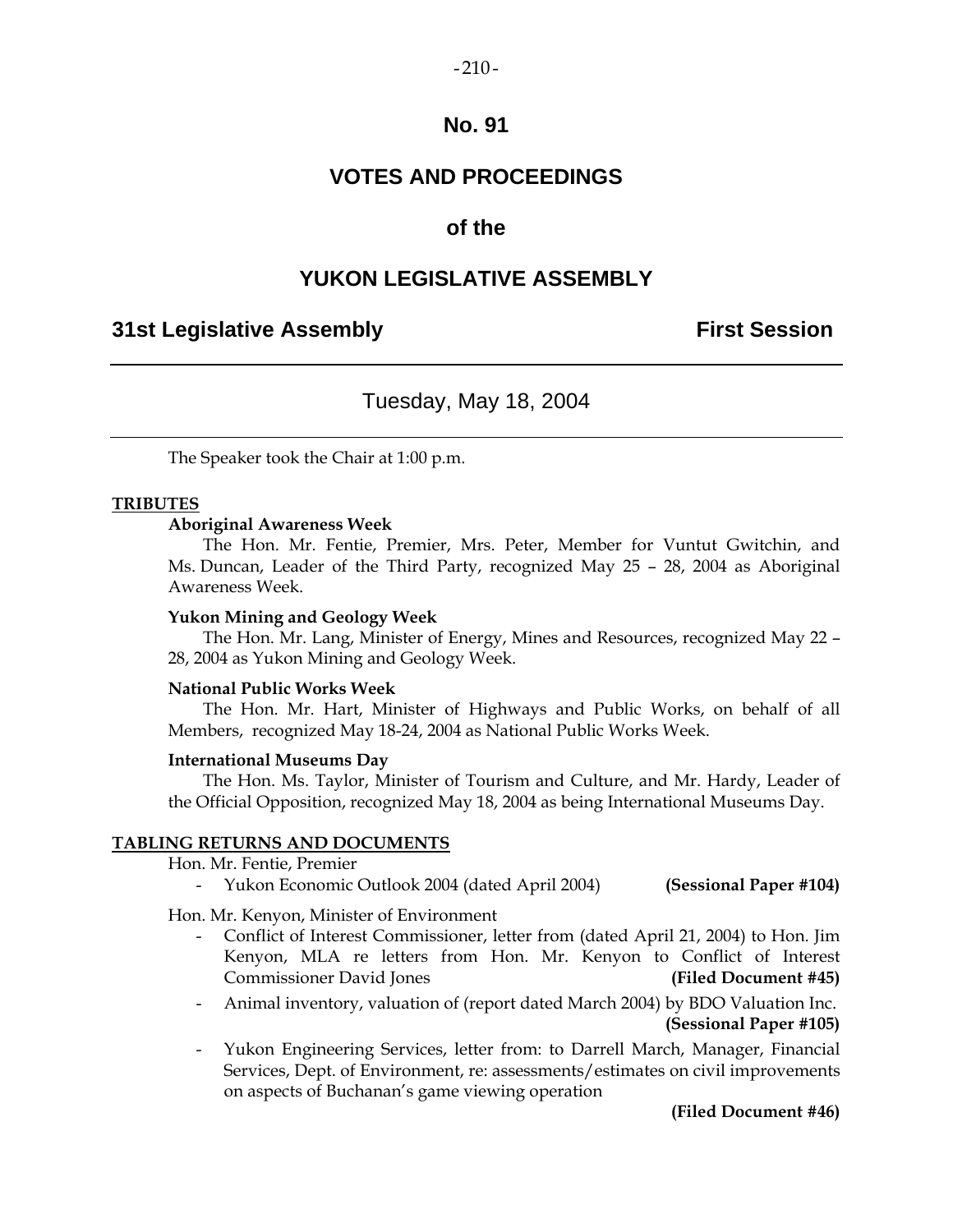# No. 91

# VOTES AND PROCEEDINGS

# of the

# YUKON LEGISLATIVE ASSEMBLY

**31st Legislative Assembly** **First Session**

---

Tuesday, May 18, 2004

---

The Speaker took the Chair at 1:00 p.m.

## TRIBUTES

### Aboriginal Awareness Week

The Hon. Mr. Fentie, Premier, Mrs. Peter, Member for Vuntut Gwitchin, and Ms. Duncan, Leader of the Third Party, recognized May 25 – 28, 2004 as Aboriginal Awareness Week.

### Yukon Mining and Geology Week

The Hon. Mr. Lang, Minister of Energy, Mines and Resources, recognized May 22 – 28, 2004 as Yukon Mining and Geology Week.

### National Public Works Week

The Hon. Mr. Hart, Minister of Highways and Public Works, on behalf of all Members, recognized May 18-24, 2004 as National Public Works Week.

### International Museums Day

The Hon. Ms. Taylor, Minister of Tourism and Culture, and Mr. Hardy, Leader of the Official Opposition, recognized May 18, 2004 as being International Museums Day.

## TABLING RETURNS AND DOCUMENTS

Hon. Mr. Fentie, Premier

- Yukon Economic Outlook 2004 (dated April 2004) **(Sessional Paper #104)**

Hon. Mr. Kenyon, Minister of Environment

- Conflict of Interest Commissioner, letter from (dated April 21, 2004) to Hon. Jim Kenyon, MLA re letters from Hon. Mr. Kenyon to Conflict of Interest Commissioner David Jones **(Filed Document #45)**
- Animal inventory, valuation of (report dated March 2004) by BDO Valuation Inc. **(Sessional Paper #105)**
- Yukon Engineering Services, letter from: to Darrell March, Manager, Financial Services, Dept. of Environment, re: assessments/estimates on civil improvements on aspects of Buchanan's game viewing operation **(Filed Document #46)**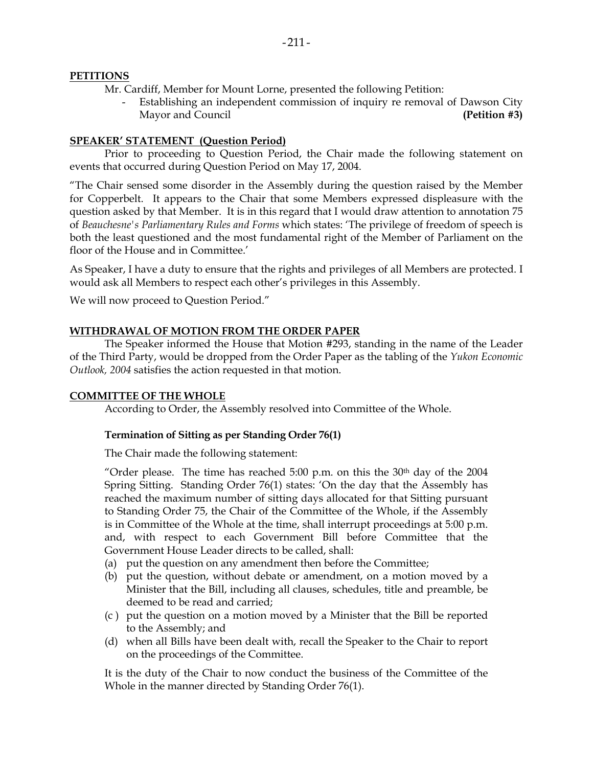**PETITIONS**

Mr. Cardiff, Member for Mount Lorne, presented the following Petition:

- Establishing an independent commission of inquiry re removal of Dawson City Mayor and Council **(Petition #3)**

**SPEAKER' STATEMENT (Question Period)**

Prior to proceeding to Question Period, the Chair made the following statement on events that occurred during Question Period on May 17, 2004.

"The Chair sensed some disorder in the Assembly during the question raised by the Member for Copperbelt. It appears to the Chair that some Members expressed displeasure with the question asked by that Member. It is in this regard that I would draw attention to annotation 75 of *Beauchesne's Parliamentary Rules and Forms* which states: 'The privilege of freedom of speech is both the least questioned and the most fundamental right of the Member of Parliament on the floor of the House and in Committee.'

As Speaker, I have a duty to ensure that the rights and privileges of all Members are protected. I would ask all Members to respect each other's privileges in this Assembly.

We will now proceed to Question Period."

**WITHDRAWAL OF MOTION FROM THE ORDER PAPER**

The Speaker informed the House that Motion #293, standing in the name of the Leader of the Third Party, would be dropped from the Order Paper as the tabling of the *Yukon Economic Outlook, 2004* satisfies the action requested in that motion.

**COMMITTEE OF THE WHOLE**

According to Order, the Assembly resolved into Committee of the Whole.

**Termination of Sitting as per Standing Order 76(1)**

The Chair made the following statement:

"Order please. The time has reached 5:00 p.m. on this the 30th day of the 2004 Spring Sitting. Standing Order 76(1) states: 'On the day that the Assembly has reached the maximum number of sitting days allocated for that Sitting pursuant to Standing Order 75, the Chair of the Committee of the Whole, if the Assembly is in Committee of the Whole at the time, shall interrupt proceedings at 5:00 p.m. and, with respect to each Government Bill before Committee that the Government House Leader directs to be called, shall:

(a) put the question on any amendment then before the Committee;
(b) put the question, without debate or amendment, on a motion moved by a Minister that the Bill, including all clauses, schedules, title and preamble, be deemed to be read and carried;
(c ) put the question on a motion moved by a Minister that the Bill be reported to the Assembly; and
(d) when all Bills have been dealt with, recall the Speaker to the Chair to report on the proceedings of the Committee.

It is the duty of the Chair to now conduct the business of the Committee of the Whole in the manner directed by Standing Order 76(1).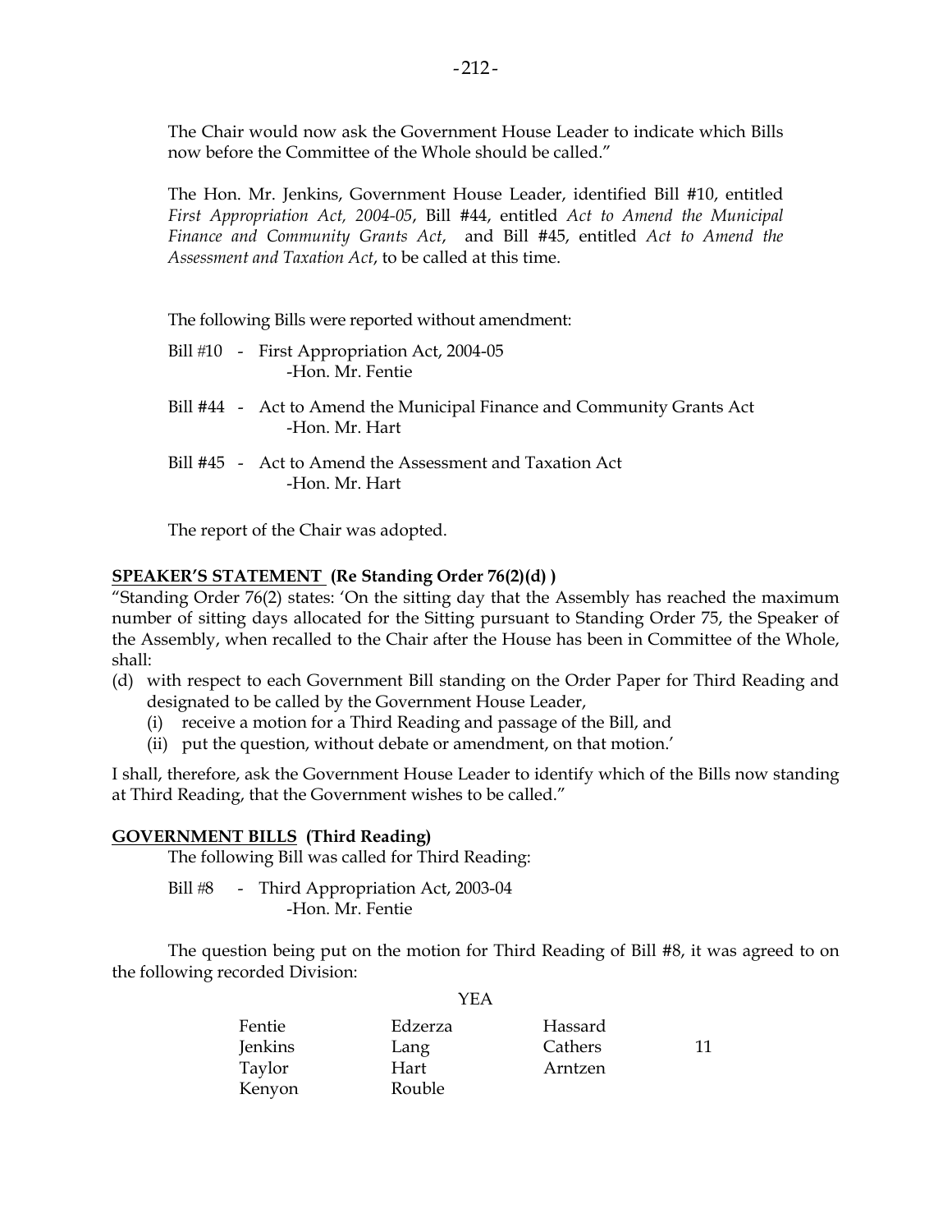The Chair would now ask the Government House Leader to indicate which Bills now before the Committee of the Whole should be called."

The Hon. Mr. Jenkins, Government House Leader, identified Bill #10, entitled *First Appropriation Act, 2004-05*, Bill #44, entitled *Act to Amend the Municipal Finance and Community Grants Act*, and Bill #45, entitled *Act to Amend the Assessment and Taxation Act*, to be called at this time.

The following Bills were reported without amendment:

Bill #10 - First Appropriation Act, 2004-05
-Hon. Mr. Fentie

Bill #44 - Act to Amend the Municipal Finance and Community Grants Act
-Hon. Mr. Hart

Bill #45 - Act to Amend the Assessment and Taxation Act
-Hon. Mr. Hart

The report of the Chair was adopted.

**SPEAKER'S STATEMENT (Re Standing Order 76(2)(d) )**

"Standing Order 76(2) states: 'On the sitting day that the Assembly has reached the maximum number of sitting days allocated for the Sitting pursuant to Standing Order 75, the Speaker of the Assembly, when recalled to the Chair after the House has been in Committee of the Whole, shall:

(d) with respect to each Government Bill standing on the Order Paper for Third Reading and designated to be called by the Government House Leader,
   (i) receive a motion for a Third Reading and passage of the Bill, and
   (ii) put the question, without debate or amendment, on that motion.'

I shall, therefore, ask the Government House Leader to identify which of the Bills now standing at Third Reading, that the Government wishes to be called."

**GOVERNMENT BILLS (Third Reading)**

The following Bill was called for Third Reading:

Bill #8 - Third Appropriation Act, 2003-04
-Hon. Mr. Fentie

The question being put on the motion for Third Reading of Bill #8, it was agreed to on the following recorded Division:

YEA

| | | | |
|---|---|---|---|
| Fentie | Edzerza | Hassard | |
| Jenkins | Lang | Cathers | 11 |
| Taylor | Hart | Arntzen | |
| Kenyon | Rouble | | |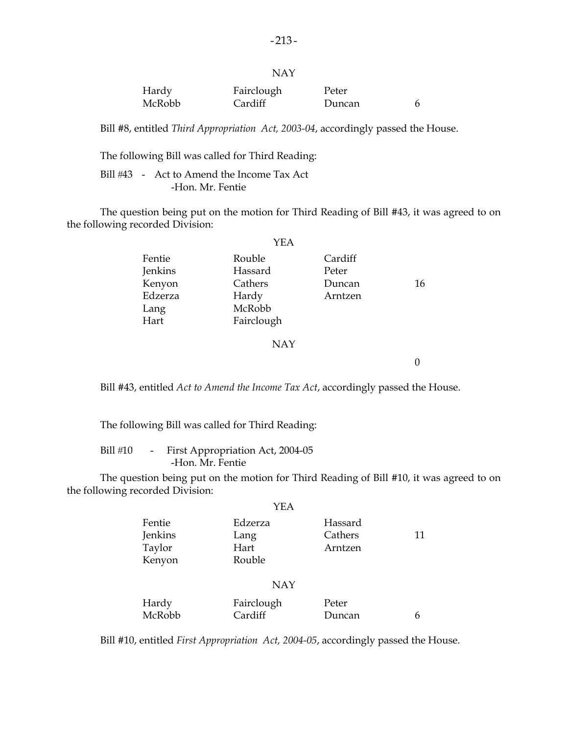NAY

| | | | |
|---|---|---|---|
| Hardy | Fairclough | Peter | |
| McRobb | Cardiff | Duncan | 6 |

Bill #8, entitled *Third Appropriation Act, 2003-04*, accordingly passed the House.

The following Bill was called for Third Reading:

Bill #43 - Act to Amend the Income Tax Act
-Hon. Mr. Fentie

The question being put on the motion for Third Reading of Bill #43, it was agreed to on the following recorded Division:

YEA

| | | | |
|---|---|---|---|
| Fentie | Rouble | Cardiff | |
| Jenkins | Hassard | Peter | |
| Kenyon | Cathers | Duncan | 16 |
| Edzerza | Hardy | Arntzen | |
| Lang | McRobb | | |
| Hart | Fairclough | | |

NAY

0

Bill #43, entitled *Act to Amend the Income Tax Act*, accordingly passed the House.

The following Bill was called for Third Reading:

Bill #10 - First Appropriation Act, 2004-05
-Hon. Mr. Fentie

The question being put on the motion for Third Reading of Bill #10, it was agreed to on the following recorded Division:

YEA

| | | | |
|---|---|---|---|
| Fentie | Edzerza | Hassard | |
| Jenkins | Lang | Cathers | 11 |
| Taylor | Hart | Arntzen | |
| Kenyon | Rouble | | |

NAY

| | | | |
|---|---|---|---|
| Hardy | Fairclough | Peter | |
| McRobb | Cardiff | Duncan | 6 |

Bill #10, entitled *First Appropriation Act, 2004-05*, accordingly passed the House.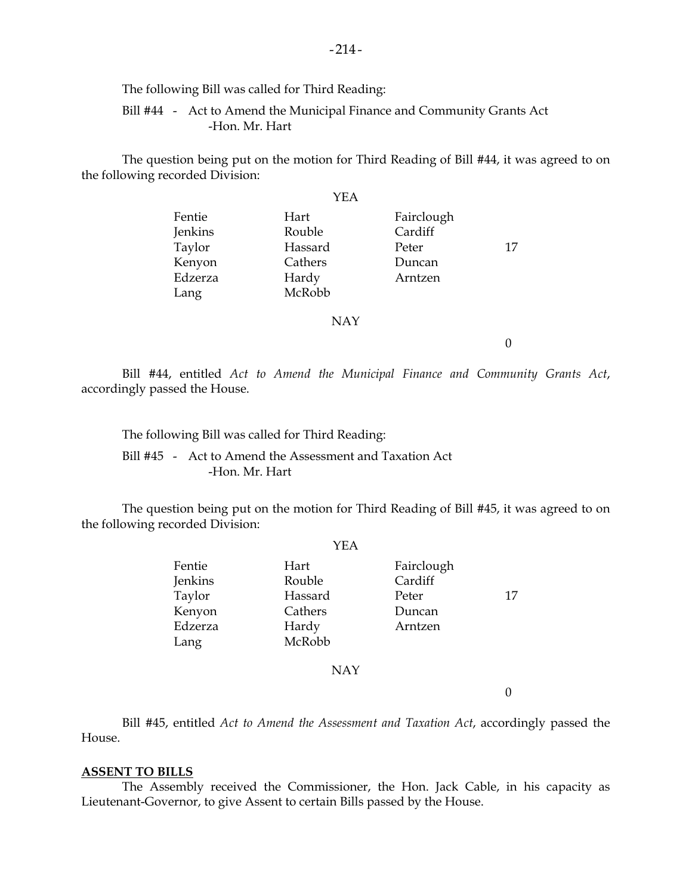The following Bill was called for Third Reading:

Bill #44 - Act to Amend the Municipal Finance and Community Grants Act
-Hon. Mr. Hart

The question being put on the motion for Third Reading of Bill #44, it was agreed to on the following recorded Division:

YEA

| | | | |
|---|---|---|---|
| Fentie | Hart | Fairclough | |
| Jenkins | Rouble | Cardiff | |
| Taylor | Hassard | Peter | 17 |
| Kenyon | Cathers | Duncan | |
| Edzerza | Hardy | Arntzen | |
| Lang | McRobb | | |

NAY

0

Bill #44, entitled *Act to Amend the Municipal Finance and Community Grants Act*, accordingly passed the House.

The following Bill was called for Third Reading:

Bill #45 - Act to Amend the Assessment and Taxation Act
-Hon. Mr. Hart

The question being put on the motion for Third Reading of Bill #45, it was agreed to on the following recorded Division:

YEA

| | | | |
|---|---|---|---|
| Fentie | Hart | Fairclough | |
| Jenkins | Rouble | Cardiff | |
| Taylor | Hassard | Peter | 17 |
| Kenyon | Cathers | Duncan | |
| Edzerza | Hardy | Arntzen | |
| Lang | McRobb | | |

NAY

0

Bill #45, entitled *Act to Amend the Assessment and Taxation Act*, accordingly passed the House.

**ASSENT TO BILLS**

The Assembly received the Commissioner, the Hon. Jack Cable, in his capacity as Lieutenant-Governor, to give Assent to certain Bills passed by the House.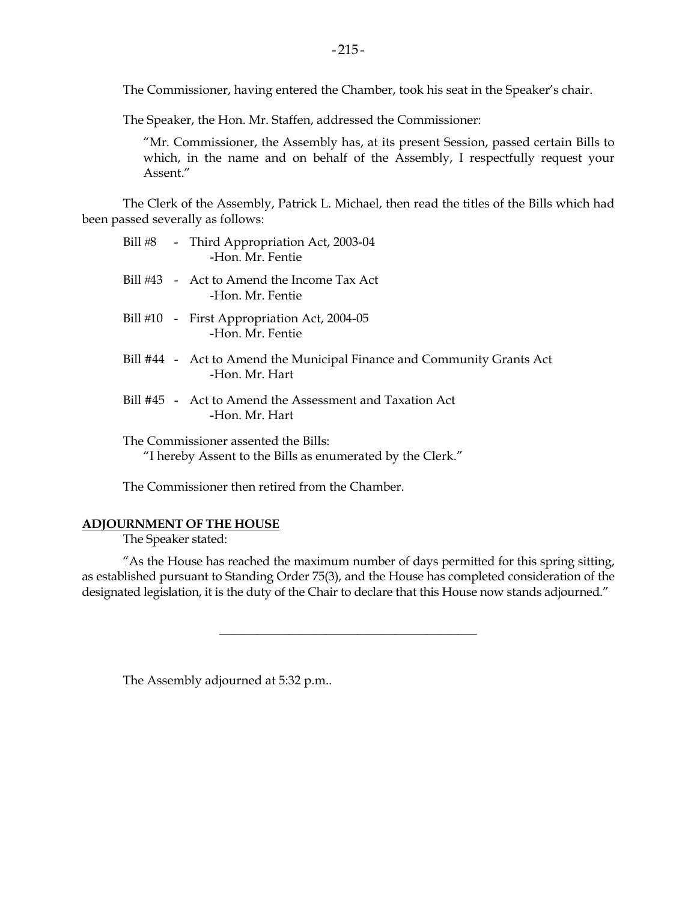The Commissioner, having entered the Chamber, took his seat in the Speaker's chair.

The Speaker, the Hon. Mr. Staffen, addressed the Commissioner:

> "Mr. Commissioner, the Assembly has, at its present Session, passed certain Bills to which, in the name and on behalf of the Assembly, I respectfully request your Assent."

The Clerk of the Assembly, Patrick L. Michael, then read the titles of the Bills which had been passed severally as follows:

Bill #8 - Third Appropriation Act, 2003-04
-Hon. Mr. Fentie

Bill #43 - Act to Amend the Income Tax Act
-Hon. Mr. Fentie

Bill #10 - First Appropriation Act, 2004-05
-Hon. Mr. Fentie

Bill #44 - Act to Amend the Municipal Finance and Community Grants Act
-Hon. Mr. Hart

Bill #45 - Act to Amend the Assessment and Taxation Act
-Hon. Mr. Hart

The Commissioner assented the Bills:
"I hereby Assent to the Bills as enumerated by the Clerk."

The Commissioner then retired from the Chamber.

**ADJOURNMENT OF THE HOUSE**

The Speaker stated:

"As the House has reached the maximum number of days permitted for this spring sitting, as established pursuant to Standing Order 75(3), and the House has completed consideration of the designated legislation, it is the duty of the Chair to declare that this House now stands adjourned."

---

The Assembly adjourned at 5:32 p.m..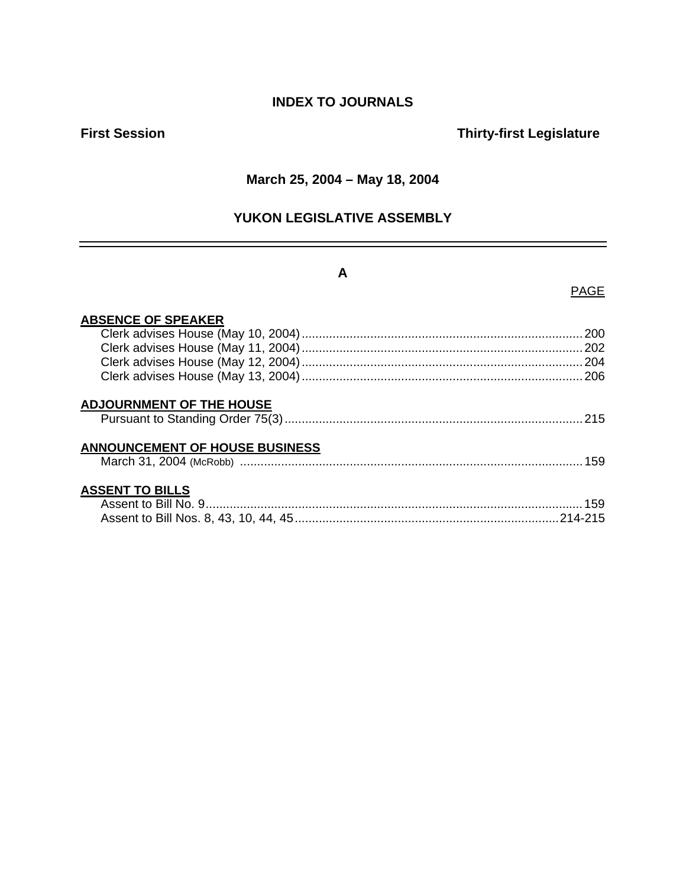# INDEX TO JOURNALS

**First Session** **Thirty-first Legislature**

**March 25, 2004 – May 18, 2004**

## YUKON LEGISLATIVE ASSEMBLY

---

### A

PAGE

**ABSENCE OF SPEAKER**

- Clerk advises House (May 10, 2004) .......... 200
- Clerk advises House (May 11, 2004) .......... 202
- Clerk advises House (May 12, 2004) .......... 204
- Clerk advises House (May 13, 2004) .......... 206

**ADJOURNMENT OF THE HOUSE**

- Pursuant to Standing Order 75(3) .......... 215

**ANNOUNCEMENT OF HOUSE BUSINESS**

- March 31, 2004 (McRobb) .......... 159

**ASSENT TO BILLS**

- Assent to Bill No. 9 .......... 159
- Assent to Bill Nos. 8, 43, 10, 44, 45 .......... 214-215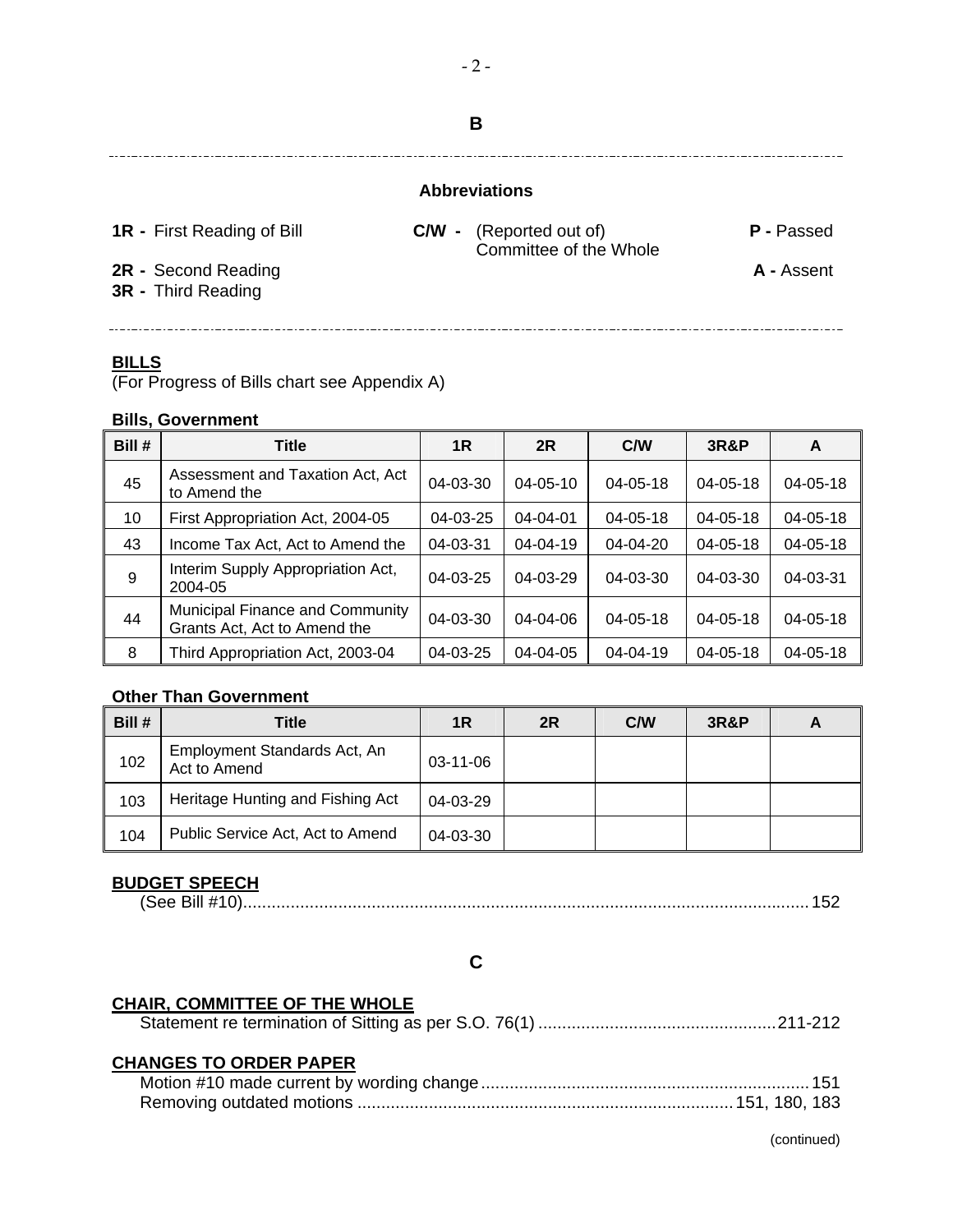## B

### Abbreviations

**1R -** First Reading of Bill
**2R -** Second Reading
**3R -** Third Reading
**C/W -** (Reported out of) Committee of the Whole
**P -** Passed
**A -** Assent

## BILLS

(For Progress of Bills chart see Appendix A)

### Bills, Government

| Bill # | Title | 1R | 2R | C/W | 3R&P | A |
|---|---|---|---|---|---|---|
| 45 | Assessment and Taxation Act, Act to Amend the | 04-03-30 | 04-05-10 | 04-05-18 | 04-05-18 | 04-05-18 |
| 10 | First Appropriation Act, 2004-05 | 04-03-25 | 04-04-01 | 04-05-18 | 04-05-18 | 04-05-18 |
| 43 | Income Tax Act, Act to Amend the | 04-03-31 | 04-04-19 | 04-04-20 | 04-05-18 | 04-05-18 |
| 9 | Interim Supply Appropriation Act, 2004-05 | 04-03-25 | 04-03-29 | 04-03-30 | 04-03-30 | 04-03-31 |
| 44 | Municipal Finance and Community Grants Act, Act to Amend the | 04-03-30 | 04-04-06 | 04-05-18 | 04-05-18 | 04-05-18 |
| 8 | Third Appropriation Act, 2003-04 | 04-03-25 | 04-04-05 | 04-04-19 | 04-05-18 | 04-05-18 |

### Other Than Government

| Bill # | Title | 1R | 2R | C/W | 3R&P | A |
|---|---|---|---|---|---|---|
| 102 | Employment Standards Act, An Act to Amend | 03-11-06 | | | | |
| 103 | Heritage Hunting and Fishing Act | 04-03-29 | | | | |
| 104 | Public Service Act, Act to Amend | 04-03-30 | | | | |

## BUDGET SPEECH

(See Bill #10)....................................................................................................152

## C

## CHAIR, COMMITTEE OF THE WHOLE

Statement re termination of Sitting as per S.O. 76(1) ..................................................211-212

## CHANGES TO ORDER PAPER

Motion #10 made current by wording change.....................................................................151
Removing outdated motions ..............................................................................151, 180, 183

(continued)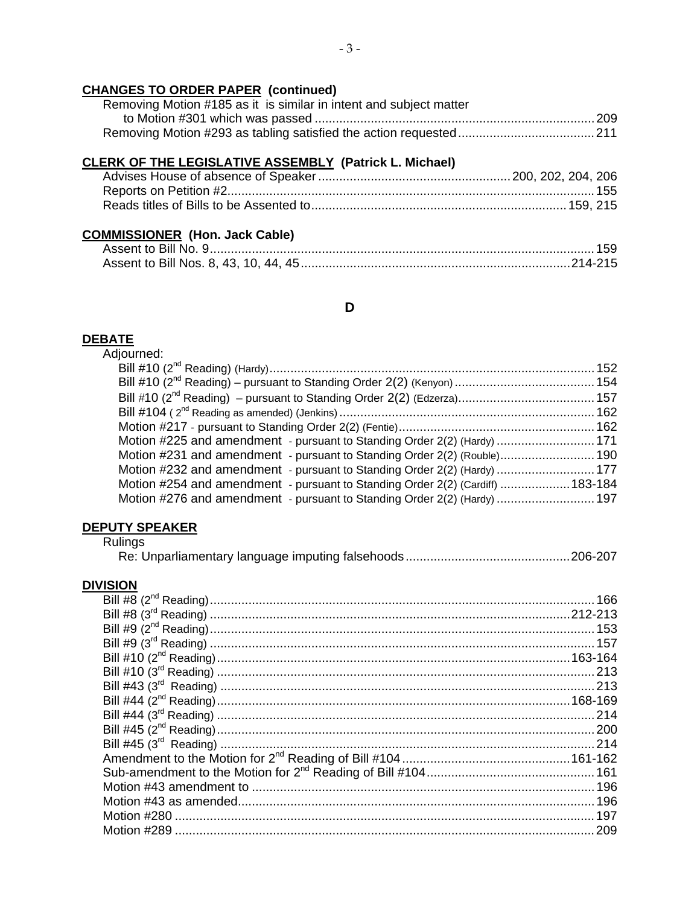**CHANGES TO ORDER PAPER (continued)**

Removing Motion #185 as it is similar in intent and subject matter to Motion #301 which was passed ..... 209
Removing Motion #293 as tabling satisfied the action requested ..... 211

**CLERK OF THE LEGISLATIVE ASSEMBLY (Patrick L. Michael)**

Advises House of absence of Speaker ..... 200, 202, 204, 206
Reports on Petition #2 ..... 155
Reads titles of Bills to be Assented to ..... 159, 215

**COMMISSIONER (Hon. Jack Cable)**

Assent to Bill No. 9 ..... 159
Assent to Bill Nos. 8, 43, 10, 44, 45 ..... 214-215

## D

**DEBATE**

Adjourned:

Bill #10 (2nd Reading) (Hardy) ..... 152
Bill #10 (2nd Reading) – pursuant to Standing Order 2(2) (Kenyon) ..... 154
Bill #10 (2nd Reading) – pursuant to Standing Order 2(2) (Edzerza) ..... 157
Bill #104 ( 2nd Reading as amended) (Jenkins) ..... 162
Motion #217 - pursuant to Standing Order 2(2) (Fentie) ..... 162
Motion #225 and amendment - pursuant to Standing Order 2(2) (Hardy) ..... 171
Motion #231 and amendment - pursuant to Standing Order 2(2) (Rouble) ..... 190
Motion #232 and amendment - pursuant to Standing Order 2(2) (Hardy) ..... 177
Motion #254 and amendment - pursuant to Standing Order 2(2) (Cardiff) ..... 183-184
Motion #276 and amendment - pursuant to Standing Order 2(2) (Hardy) ..... 197

**DEPUTY SPEAKER**

Rulings

Re: Unparliamentary language imputing falsehoods ..... 206-207

**DIVISION**

Bill #8 (2nd Reading) ..... 166
Bill #8 (3rd Reading) ..... 212-213
Bill #9 (2nd Reading) ..... 153
Bill #9 (3rd Reading) ..... 157
Bill #10 (2nd Reading) ..... 163-164
Bill #10 (3rd Reading) ..... 213
Bill #43 (3rd Reading) ..... 213
Bill #44 (2nd Reading) ..... 168-169
Bill #44 (3rd Reading) ..... 214
Bill #45 (2nd Reading) ..... 200
Bill #45 (3rd Reading) ..... 214
Amendment to the Motion for 2nd Reading of Bill #104 ..... 161-162
Sub-amendment to the Motion for 2nd Reading of Bill #104 ..... 161
Motion #43 amendment to ..... 196
Motion #43 as amended ..... 196
Motion #280 ..... 197
Motion #289 ..... 209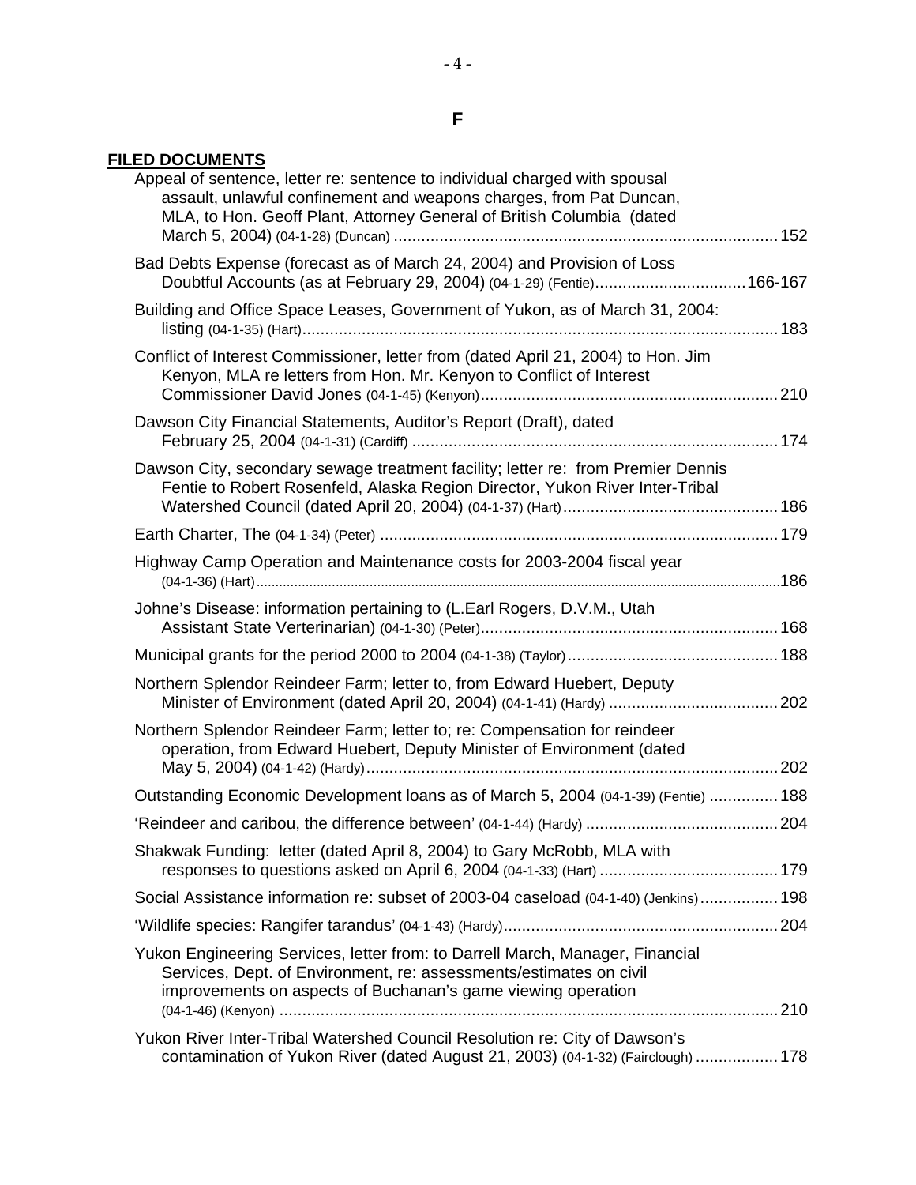# F

**FILED DOCUMENTS**

Appeal of sentence, letter re: sentence to individual charged with spousal assault, unlawful confinement and weapons charges, from Pat Duncan, MLA, to Hon. Geoff Plant, Attorney General of British Columbia (dated March 5, 2004) (04-1-28) (Duncan) .................................................................................... 152

Bad Debts Expense (forecast as of March 24, 2004) and Provision of Loss Doubtful Accounts (as at February 29, 2004) (04-1-29) (Fentie)................................. 166-167

Building and Office Space Leases, Government of Yukon, as of March 31, 2004: listing (04-1-35) (Hart)........................................................................................................ 183

Conflict of Interest Commissioner, letter from (dated April 21, 2004) to Hon. Jim Kenyon, MLA re letters from Hon. Mr. Kenyon to Conflict of Interest Commissioner David Jones (04-1-45) (Kenyon)................................................................. 210

Dawson City Financial Statements, Auditor's Report (Draft), dated February 25, 2004 (04-1-31) (Cardiff) ................................................................................ 174

Dawson City, secondary sewage treatment facility; letter re: from Premier Dennis Fentie to Robert Rosenfeld, Alaska Region Director, Yukon River Inter-Tribal Watershed Council (dated April 20, 2004) (04-1-37) (Hart)............................................... 186

Earth Charter, The (04-1-34) (Peter) ....................................................................................... 179

Highway Camp Operation and Maintenance costs for 2003-2004 fiscal year (04-1-36) (Hart)............................................................................................................................186

Johne's Disease: information pertaining to (L.Earl Rogers, D.V.M., Utah Assistant State Verterinarian) (04-1-30) (Peter)................................................................ 168

Municipal grants for the period 2000 to 2004 (04-1-38) (Taylor).............................................. 188

Northern Splendor Reindeer Farm; letter to, from Edward Huebert, Deputy Minister of Environment (dated April 20, 2004) (04-1-41) (Hardy) ..................................... 202

Northern Splendor Reindeer Farm; letter to; re: Compensation for reindeer operation, from Edward Huebert, Deputy Minister of Environment (dated May 5, 2004) (04-1-42) (Hardy).......................................................................................... 202

Outstanding Economic Development loans as of March 5, 2004 (04-1-39) (Fentie) ............... 188

'Reindeer and caribou, the difference between' (04-1-44) (Hardy) .......................................... 204

Shakwak Funding: letter (dated April 8, 2004) to Gary McRobb, MLA with responses to questions asked on April 6, 2004 (04-1-33) (Hart) ....................................... 179

Social Assistance information re: subset of 2003-04 caseload (04-1-40) (Jenkins)................. 198

'Wildlife species: Rangifer tarandus' (04-1-43) (Hardy)............................................................ 204

Yukon Engineering Services, letter from: to Darrell March, Manager, Financial Services, Dept. of Environment, re: assessments/estimates on civil improvements on aspects of Buchanan's game viewing operation (04-1-46) (Kenyon) ............................................................................................................ 210

Yukon River Inter-Tribal Watershed Council Resolution re: City of Dawson's contamination of Yukon River (dated August 21, 2003) (04-1-32) (Fairclough) .................. 178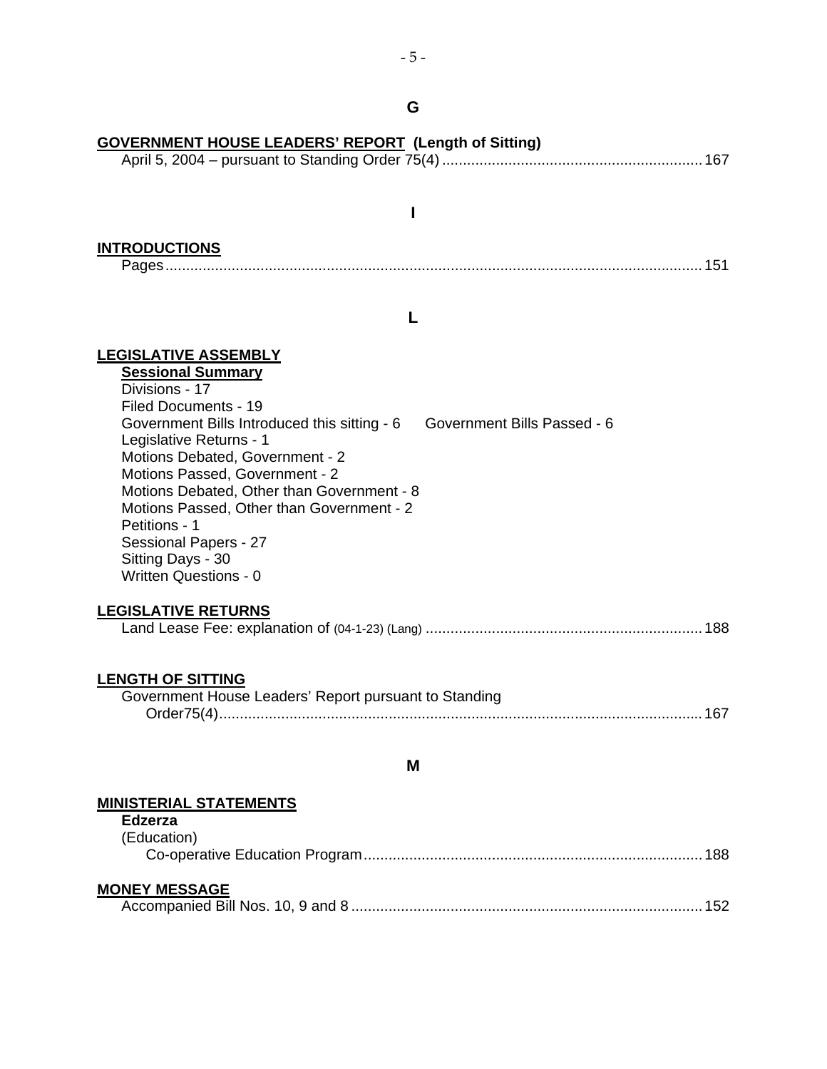## G

**GOVERNMENT HOUSE LEADERS' REPORT (Length of Sitting)**

April 5, 2004 – pursuant to Standing Order 75(4) ............................................................... 167

## I

**INTRODUCTIONS**

Pages.................................................................................................................................. 151

## L

**LEGISLATIVE ASSEMBLY**

**Sessional Summary**

Divisions - 17
Filed Documents - 19
Government Bills Introduced this sitting - 6 Government Bills Passed - 6
Legislative Returns - 1
Motions Debated, Government - 2
Motions Passed, Government - 2
Motions Debated, Other than Government - 8
Motions Passed, Other than Government - 2
Petitions - 1
Sessional Papers - 27
Sitting Days - 30
Written Questions - 0

**LEGISLATIVE RETURNS**

Land Lease Fee: explanation of (04-1-23) (Lang) .................................................................. 188

**LENGTH OF SITTING**

Government House Leaders' Report pursuant to Standing Order75(4)...................................................................................................................... 167

## M

**MINISTERIAL STATEMENTS**

**Edzerza**

(Education)

Co-operative Education Program.................................................................................. 188

**MONEY MESSAGE**

Accompanied Bill Nos. 10, 9 and 8 ..................................................................................... 152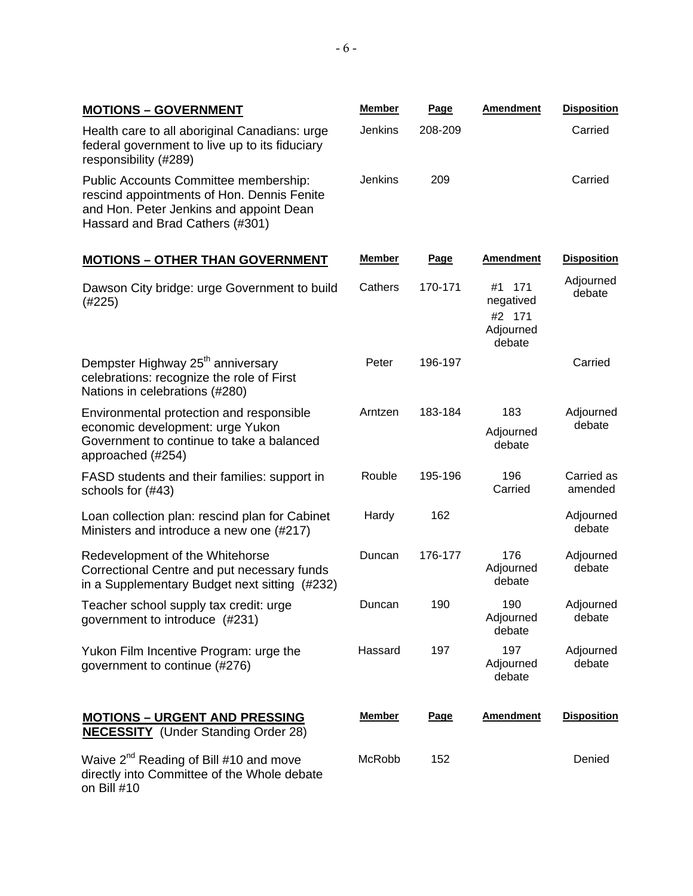| MOTIONS – GOVERNMENT | Member | Page | Amendment | Disposition |
|---|---|---|---|---|
| Health care to all aboriginal Canadians: urge federal government to live up to its fiduciary responsibility (#289) | Jenkins | 208-209 | | Carried |
| Public Accounts Committee membership: rescind appointments of Hon. Dennis Fenite and Hon. Peter Jenkins and appoint Dean Hassard and Brad Cathers (#301) | Jenkins | 209 | | Carried |

| MOTIONS – OTHER THAN GOVERNMENT | Member | Page | Amendment | Disposition |
|---|---|---|---|---|
| Dawson City bridge: urge Government to build (#225) | Cathers | 170-171 | #1 171 negatived #2 171 Adjourned debate | Adjourned debate |
| Dempster Highway 25th anniversary celebrations: recognize the role of First Nations in celebrations (#280) | Peter | 196-197 | | Carried |
| Environmental protection and responsible economic development: urge Yukon Government to continue to take a balanced approached (#254) | Arntzen | 183-184 | 183 Adjourned debate | Adjourned debate |
| FASD students and their families: support in schools for (#43) | Rouble | 195-196 | 196 Carried | Carried as amended |
| Loan collection plan: rescind plan for Cabinet Ministers and introduce a new one (#217) | Hardy | 162 | | Adjourned debate |
| Redevelopment of the Whitehorse Correctional Centre and put necessary funds in a Supplementary Budget next sitting (#232) | Duncan | 176-177 | 176 Adjourned debate | Adjourned debate |
| Teacher school supply tax credit: urge government to introduce (#231) | Duncan | 190 | 190 Adjourned debate | Adjourned debate |
| Yukon Film Incentive Program: urge the government to continue (#276) | Hassard | 197 | 197 Adjourned debate | Adjourned debate |

| MOTIONS – URGENT AND PRESSING NECESSITY (Under Standing Order 28) | Member | Page | Amendment | Disposition |
|---|---|---|---|---|
| Waive 2nd Reading of Bill #10 and move directly into Committee of the Whole debate on Bill #10 | McRobb | 152 | | Denied |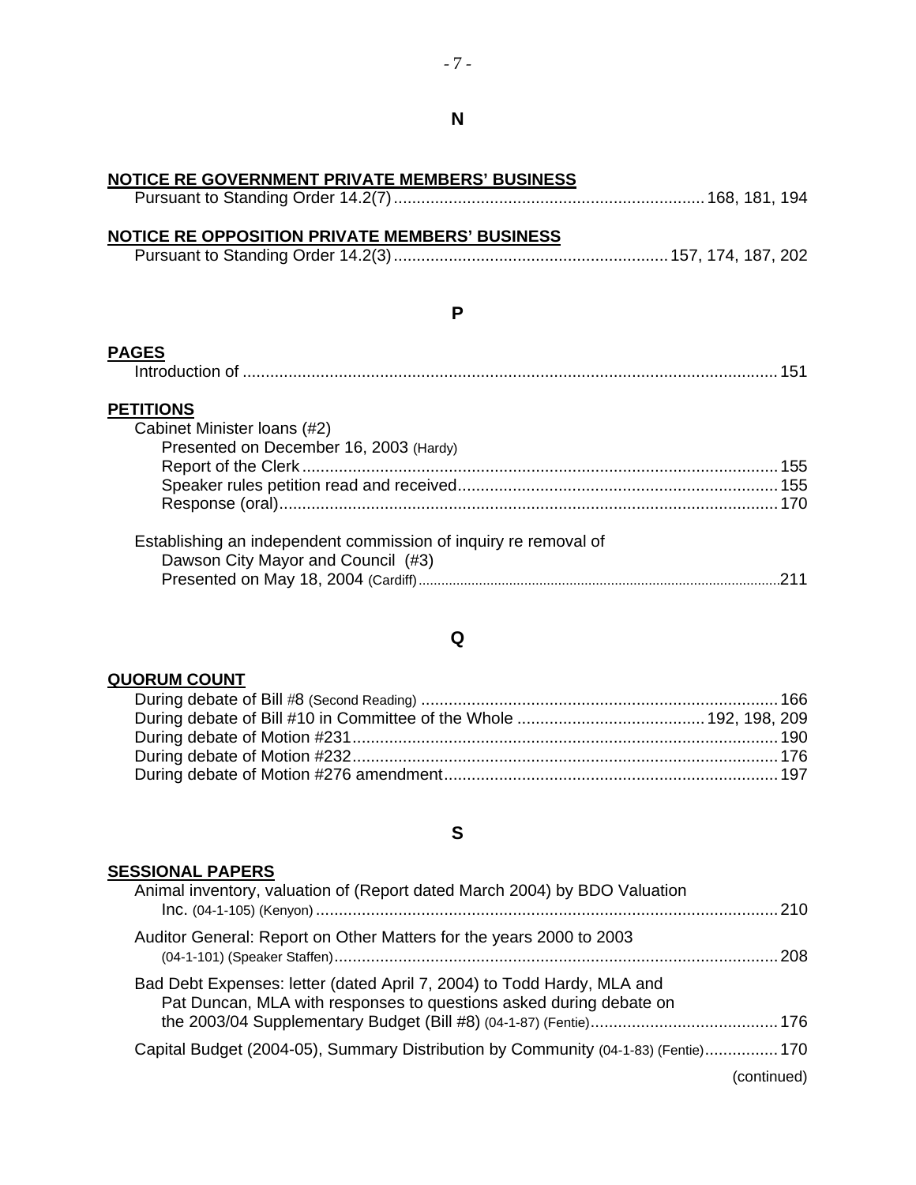## N

**NOTICE RE GOVERNMENT PRIVATE MEMBERS' BUSINESS**

Pursuant to Standing Order 14.2(7) ... 168, 181, 194

**NOTICE RE OPPOSITION PRIVATE MEMBERS' BUSINESS**

Pursuant to Standing Order 14.2(3) ... 157, 174, 187, 202

## P

**PAGES**

Introduction of ... 151

**PETITIONS**

Cabinet Minister loans (#2)
- Presented on December 16, 2003 (Hardy)
  - Report of the Clerk ... 155
  - Speaker rules petition read and received ... 155
  - Response (oral) ... 170

Establishing an independent commission of inquiry re removal of Dawson City Mayor and Council (#3)
- Presented on May 18, 2004 (Cardiff) ... 211

## Q

**QUORUM COUNT**

During debate of Bill #8 (Second Reading) ... 166
During debate of Bill #10 in Committee of the Whole ... 192, 198, 209
During debate of Motion #231 ... 190
During debate of Motion #232 ... 176
During debate of Motion #276 amendment ... 197

## S

**SESSIONAL PAPERS**

Animal inventory, valuation of (Report dated March 2004) by BDO Valuation Inc. (04-1-105) (Kenyon) ... 210

Auditor General: Report on Other Matters for the years 2000 to 2003 (04-1-101) (Speaker Staffen) ... 208

Bad Debt Expenses: letter (dated April 7, 2004) to Todd Hardy, MLA and Pat Duncan, MLA with responses to questions asked during debate on the 2003/04 Supplementary Budget (Bill #8) (04-1-87) (Fentie) ... 176

Capital Budget (2004-05), Summary Distribution by Community (04-1-83) (Fentie) ... 170

(continued)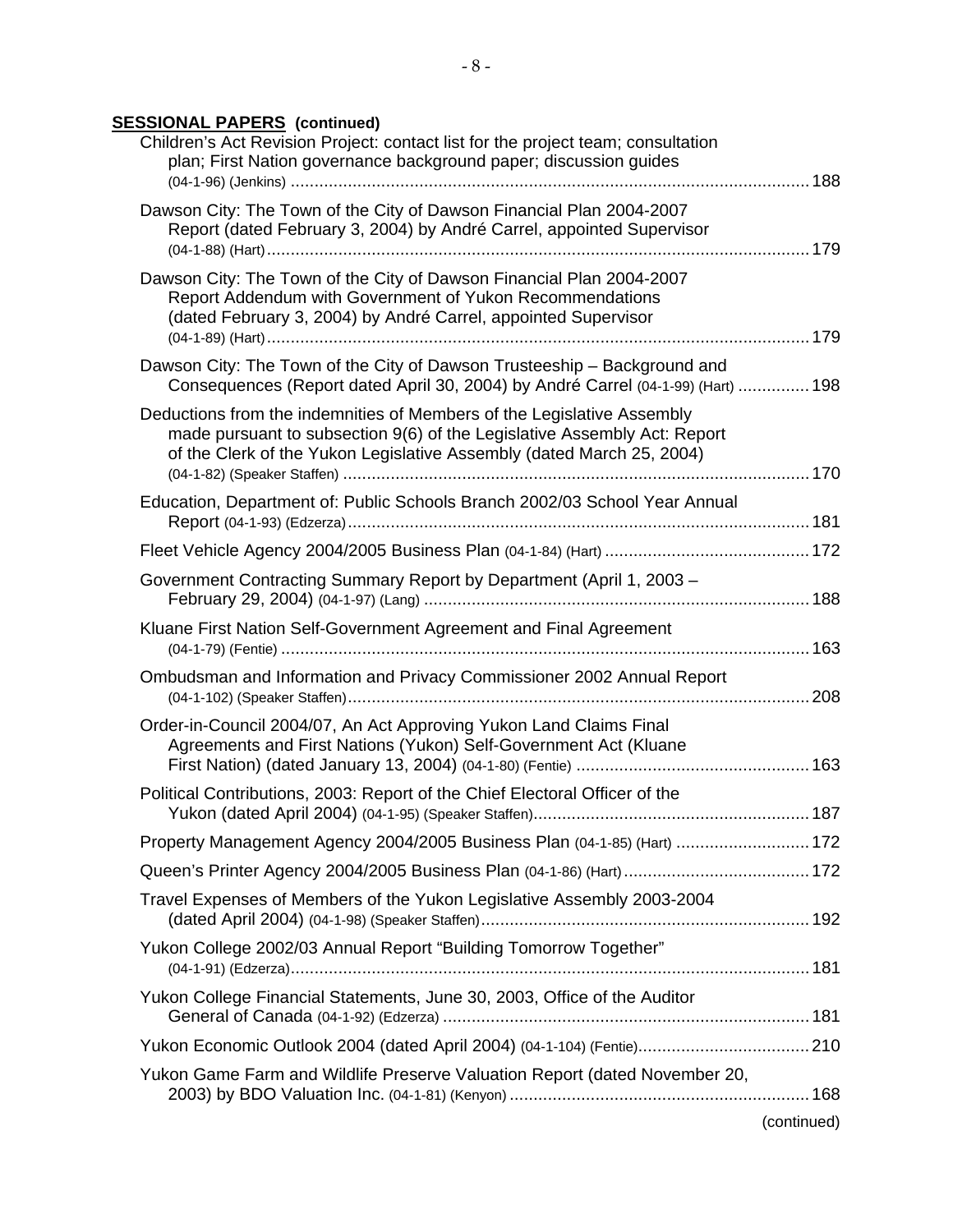**SESSIONAL PAPERS (continued)**

Children's Act Revision Project: contact list for the project team; consultation plan; First Nation governance background paper; discussion guides (04-1-96) (Jenkins) ............ 188

Dawson City: The Town of the City of Dawson Financial Plan 2004-2007 Report (dated February 3, 2004) by André Carrel, appointed Supervisor (04-1-88) (Hart) ............ 179

Dawson City: The Town of the City of Dawson Financial Plan 2004-2007 Report Addendum with Government of Yukon Recommendations (dated February 3, 2004) by André Carrel, appointed Supervisor (04-1-89) (Hart) ............ 179

Dawson City: The Town of the City of Dawson Trusteeship – Background and Consequences (Report dated April 30, 2004) by André Carrel (04-1-99) (Hart) ............ 198

Deductions from the indemnities of Members of the Legislative Assembly made pursuant to subsection 9(6) of the Legislative Assembly Act: Report of the Clerk of the Yukon Legislative Assembly (dated March 25, 2004) (04-1-82) (Speaker Staffen) ............ 170

Education, Department of: Public Schools Branch 2002/03 School Year Annual Report (04-1-93) (Edzerza) ............ 181

Fleet Vehicle Agency 2004/2005 Business Plan (04-1-84) (Hart) ............ 172

Government Contracting Summary Report by Department (April 1, 2003 – February 29, 2004) (04-1-97) (Lang) ............ 188

Kluane First Nation Self-Government Agreement and Final Agreement (04-1-79) (Fentie) ............ 163

Ombudsman and Information and Privacy Commissioner 2002 Annual Report (04-1-102) (Speaker Staffen) ............ 208

Order-in-Council 2004/07, An Act Approving Yukon Land Claims Final Agreements and First Nations (Yukon) Self-Government Act (Kluane First Nation) (dated January 13, 2004) (04-1-80) (Fentie) ............ 163

Political Contributions, 2003: Report of the Chief Electoral Officer of the Yukon (dated April 2004) (04-1-95) (Speaker Staffen) ............ 187

Property Management Agency 2004/2005 Business Plan (04-1-85) (Hart) ............ 172

Queen's Printer Agency 2004/2005 Business Plan (04-1-86) (Hart) ............ 172

Travel Expenses of Members of the Yukon Legislative Assembly 2003-2004 (dated April 2004) (04-1-98) (Speaker Staffen) ............ 192

Yukon College 2002/03 Annual Report "Building Tomorrow Together" (04-1-91) (Edzerza) ............ 181

Yukon College Financial Statements, June 30, 2003, Office of the Auditor General of Canada (04-1-92) (Edzerza) ............ 181

Yukon Economic Outlook 2004 (dated April 2004) (04-1-104) (Fentie) ............ 210

Yukon Game Farm and Wildlife Preserve Valuation Report (dated November 20, 2003) by BDO Valuation Inc. (04-1-81) (Kenyon) ............ 168

(continued)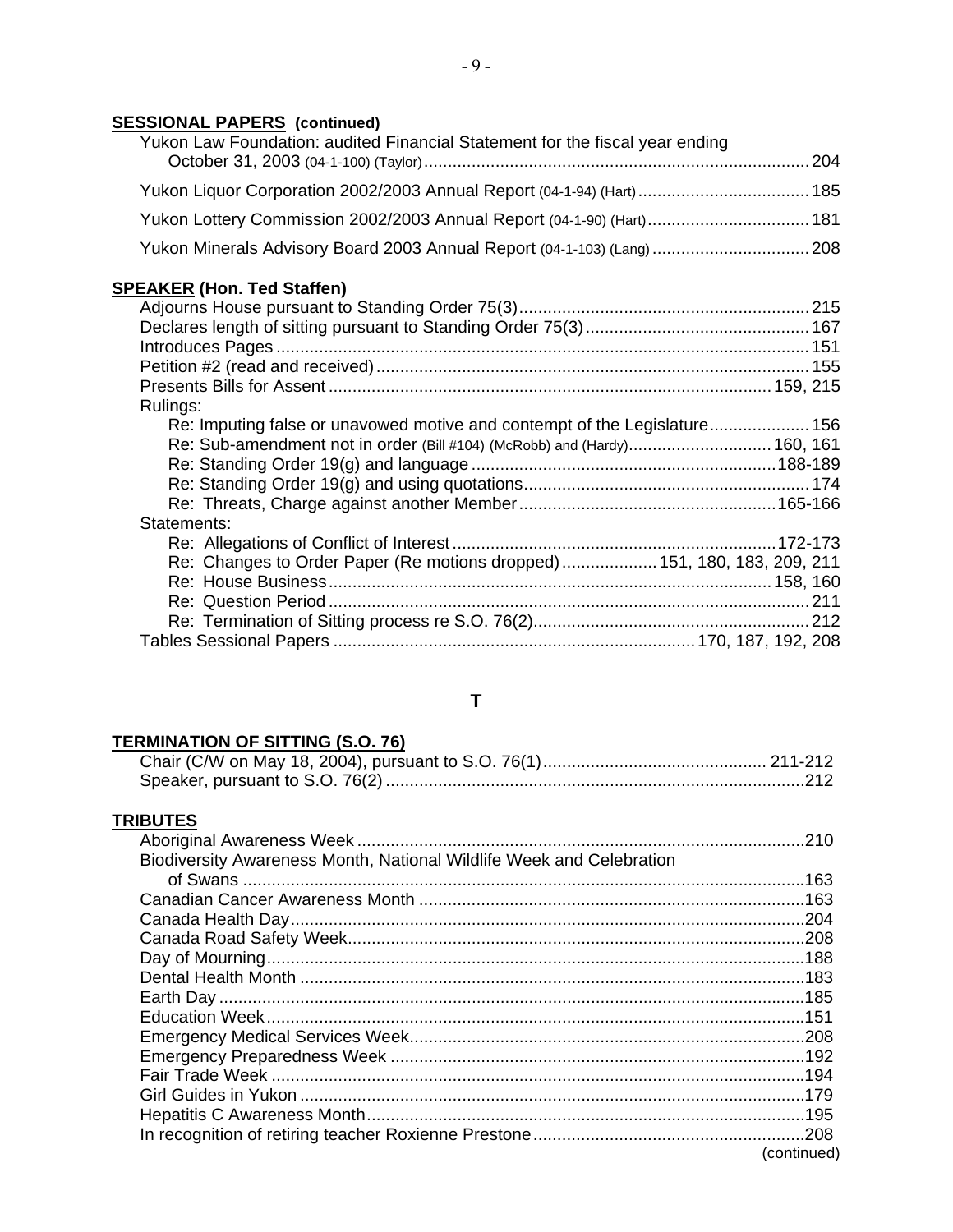**SESSIONAL PAPERS (continued)**

- Yukon Law Foundation: audited Financial Statement for the fiscal year ending October 31, 2003 (04-1-100) (Taylor) ... 204
- Yukon Liquor Corporation 2002/2003 Annual Report (04-1-94) (Hart) ... 185
- Yukon Lottery Commission 2002/2003 Annual Report (04-1-90) (Hart) ... 181
- Yukon Minerals Advisory Board 2003 Annual Report (04-1-103) (Lang) ... 208

**SPEAKER (Hon. Ted Staffen)**

- Adjourns House pursuant to Standing Order 75(3) ... 215
- Declares length of sitting pursuant to Standing Order 75(3) ... 167
- Introduces Pages ... 151
- Petition #2 (read and received) ... 155
- Presents Bills for Assent ... 159, 215
- Rulings:
  - Re: Imputing false or unavowed motive and contempt of the Legislature ... 156
  - Re: Sub-amendment not in order (Bill #104) (McRobb) and (Hardy) ... 160, 161
  - Re: Standing Order 19(g) and language ... 188-189
  - Re: Standing Order 19(g) and using quotations ... 174
  - Re: Threats, Charge against another Member ... 165-166
- Statements:
  - Re: Allegations of Conflict of Interest ... 172-173
  - Re: Changes to Order Paper (Re motions dropped) ... 151, 180, 183, 209, 211
  - Re: House Business ... 158, 160
  - Re: Question Period ... 211
  - Re: Termination of Sitting process re S.O. 76(2) ... 212
- Tables Sessional Papers ... 170, 187, 192, 208

## T

**TERMINATION OF SITTING (S.O. 76)**

- Chair (C/W on May 18, 2004), pursuant to S.O. 76(1) ... 211-212
- Speaker, pursuant to S.O. 76(2) ... 212

**TRIBUTES**

- Aboriginal Awareness Week ... 210
- Biodiversity Awareness Month, National Wildlife Week and Celebration of Swans ... 163
- Canadian Cancer Awareness Month ... 163
- Canada Health Day ... 204
- Canada Road Safety Week ... 208
- Day of Mourning ... 188
- Dental Health Month ... 183
- Earth Day ... 185
- Education Week ... 151
- Emergency Medical Services Week ... 208
- Emergency Preparedness Week ... 192
- Fair Trade Week ... 194
- Girl Guides in Yukon ... 179
- Hepatitis C Awareness Month ... 195
- In recognition of retiring teacher Roxienne Prestone ... 208

(continued)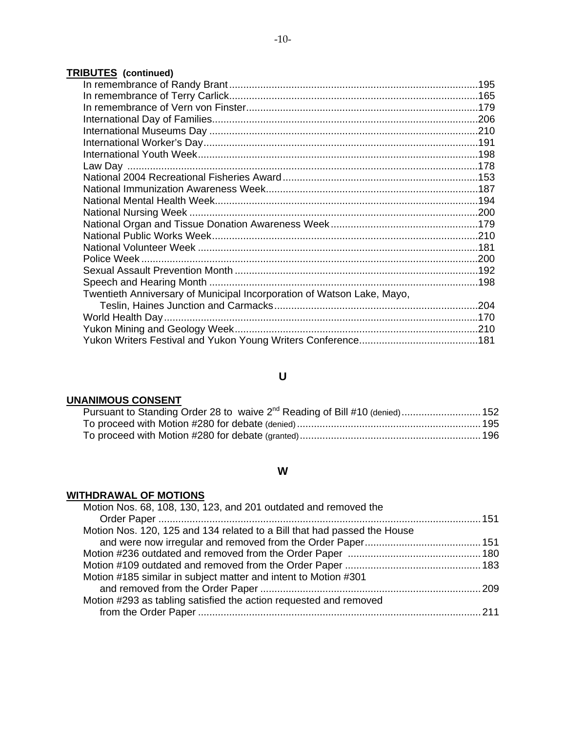**TRIBUTES (continued)**

In remembrance of Randy Brant ........................................................................................ 195
In remembrance of Terry Carlick........................................................................................ 165
In remembrance of Vern von Finster.................................................................................. 179
International Day of Families............................................................................................. 206
International Museums Day .............................................................................................. 210
International Worker's Day................................................................................................ 191
International Youth Week.................................................................................................. 198
Law Day ............................................................................................................................ 178
National 2004 Recreational Fisheries Award..................................................................... 153
National Immunization Awareness Week........................................................................... 187
National Mental Health Week............................................................................................. 194
National Nursing Week ...................................................................................................... 200
National Organ and Tissue Donation Awareness Week .................................................... 179
National Public Works Week.............................................................................................. 210
National Volunteer Week ................................................................................................... 181
Police Week ....................................................................................................................... 200
Sexual Assault Prevention Month ...................................................................................... 192
Speech and Hearing Month ............................................................................................... 198
Twentieth Anniversary of Municipal Incorporation of Watson Lake, Mayo,
Teslin, Haines Junction and Carmacks ........................................................................ 204
World Health Day............................................................................................................... 170
Yukon Mining and Geology Week...................................................................................... 210
Yukon Writers Festival and Yukon Young Writers Conference.......................................... 181

## U

**UNANIMOUS CONSENT**

Pursuant to Standing Order 28 to waive 2nd Reading of Bill #10 (denied)............................ 152
To proceed with Motion #280 for debate (denied)................................................................ 195
To proceed with Motion #280 for debate (granted)............................................................... 196

## W

**WITHDRAWAL OF MOTIONS**

Motion Nos. 68, 108, 130, 123, and 201 outdated and removed the
Order Paper ................................................................................................................. 151
Motion Nos. 120, 125 and 134 related to a Bill that had passed the House
and were now irregular and removed from the Order Paper......................................... 151
Motion #236 outdated and removed from the Order Paper .............................................. 180
Motion #109 outdated and removed from the Order Paper ............................................... 183
Motion #185 similar in subject matter and intent to Motion #301
and removed from the Order Paper .............................................................................. 209
Motion #293 as tabling satisfied the action requested and removed
from the Order Paper .................................................................................................... 211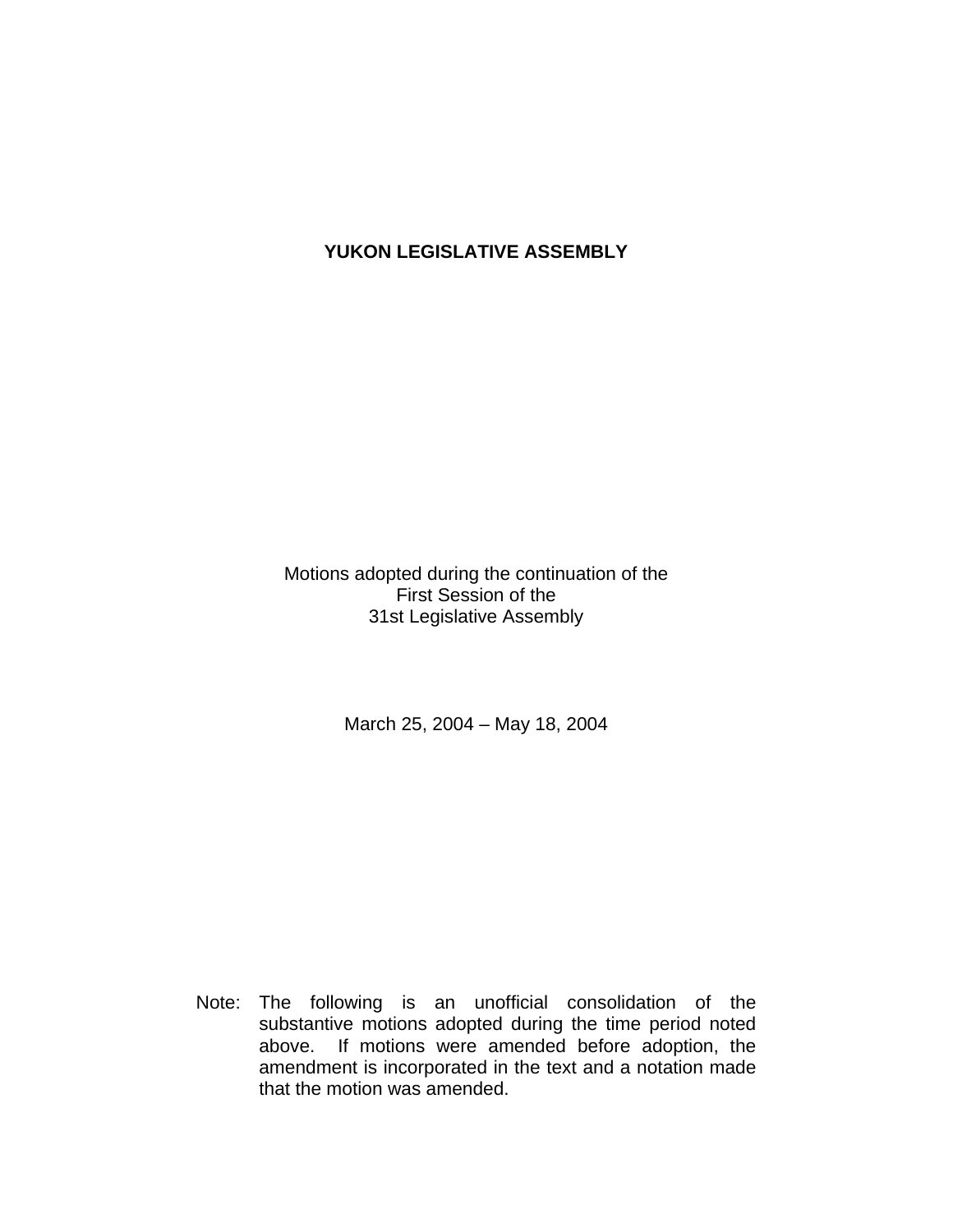# YUKON LEGISLATIVE ASSEMBLY

Motions adopted during the continuation of the
First Session of the
31st Legislative Assembly

March 25, 2004 – May 18, 2004

Note: The following is an unofficial consolidation of the substantive motions adopted during the time period noted above. If motions were amended before adoption, the amendment is incorporated in the text and a notation made that the motion was amended.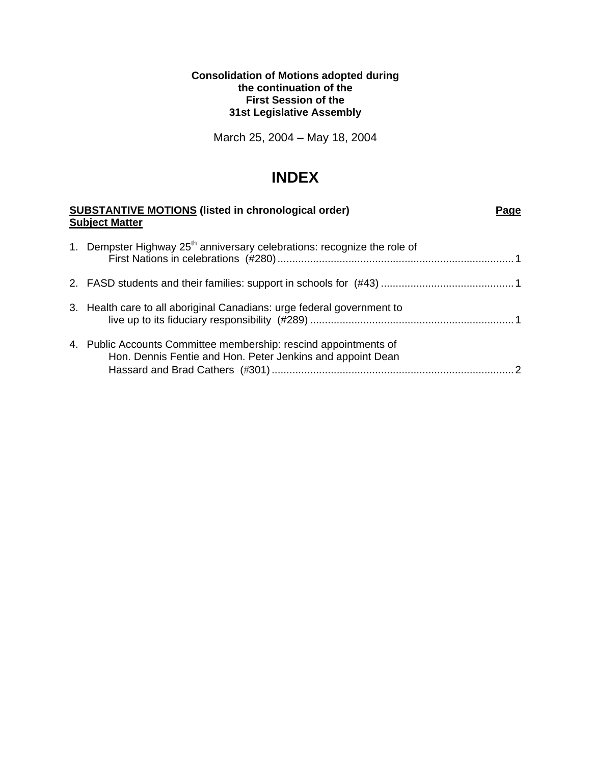**Consolidation of Motions adopted during the continuation of the First Session of the 31st Legislative Assembly**

March 25, 2004 – May 18, 2004

# INDEX

| **SUBSTANTIVE MOTIONS** (listed in chronological order) **Subject Matter** | **Page** |
|---|---|
| 1. Dempster Highway 25th anniversary celebrations: recognize the role of First Nations in celebrations (#280) | 1 |
| 2. FASD students and their families: support in schools for (#43) | 1 |
| 3. Health care to all aboriginal Canadians: urge federal government to live up to its fiduciary responsibility (#289) | 1 |
| 4. Public Accounts Committee membership: rescind appointments of Hon. Dennis Fentie and Hon. Peter Jenkins and appoint Dean Hassard and Brad Cathers (#301) | 2 |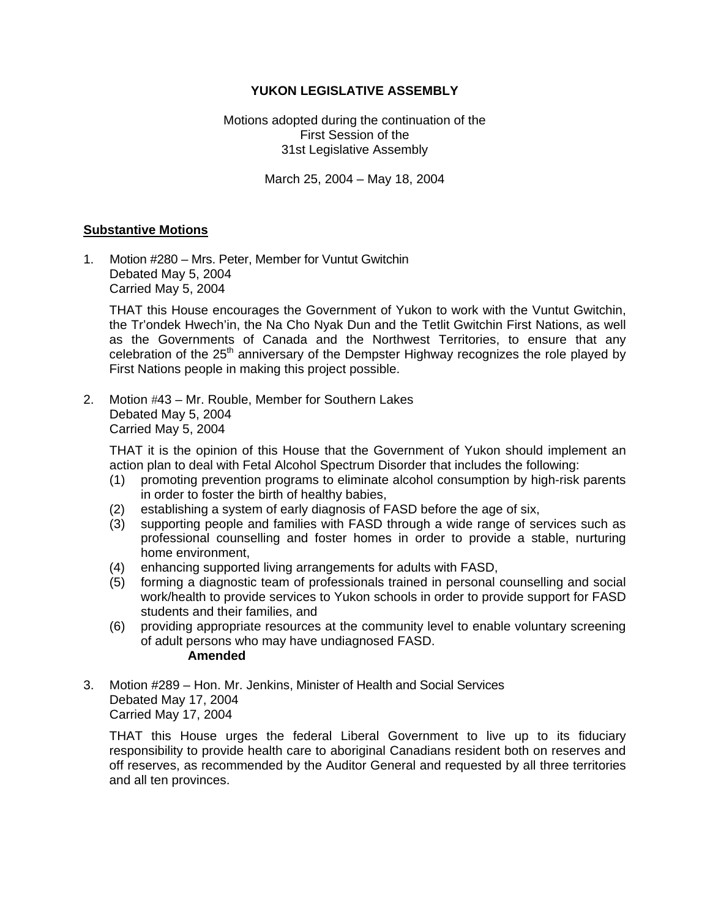**YUKON LEGISLATIVE ASSEMBLY**

Motions adopted during the continuation of the
First Session of the
31st Legislative Assembly

March 25, 2004 – May 18, 2004

## <u>Substantive Motions</u>

1. Motion #280 – Mrs. Peter, Member for Vuntut Gwitchin
   Debated May 5, 2004
   Carried May 5, 2004

   THAT this House encourages the Government of Yukon to work with the Vuntut Gwitchin, the Tr'ondek Hwech'in, the Na Cho Nyak Dun and the Tetlit Gwitchin First Nations, as well as the Governments of Canada and the Northwest Territories, to ensure that any celebration of the 25th anniversary of the Dempster Highway recognizes the role played by First Nations people in making this project possible.

2. Motion #43 – Mr. Rouble, Member for Southern Lakes
   Debated May 5, 2004
   Carried May 5, 2004

   THAT it is the opinion of this House that the Government of Yukon should implement an action plan to deal with Fetal Alcohol Spectrum Disorder that includes the following:
   (1) promoting prevention programs to eliminate alcohol consumption by high-risk parents in order to foster the birth of healthy babies,
   (2) establishing a system of early diagnosis of FASD before the age of six,
   (3) supporting people and families with FASD through a wide range of services such as professional counselling and foster homes in order to provide a stable, nurturing home environment,
   (4) enhancing supported living arrangements for adults with FASD,
   (5) forming a diagnostic team of professionals trained in personal counselling and social work/health to provide services to Yukon schools in order to provide support for FASD students and their families, and
   (6) providing appropriate resources at the community level to enable voluntary screening of adult persons who may have undiagnosed FASD.

   **Amended**

3. Motion #289 – Hon. Mr. Jenkins, Minister of Health and Social Services
   Debated May 17, 2004
   Carried May 17, 2004

   THAT this House urges the federal Liberal Government to live up to its fiduciary responsibility to provide health care to aboriginal Canadians resident both on reserves and off reserves, as recommended by the Auditor General and requested by all three territories and all ten provinces.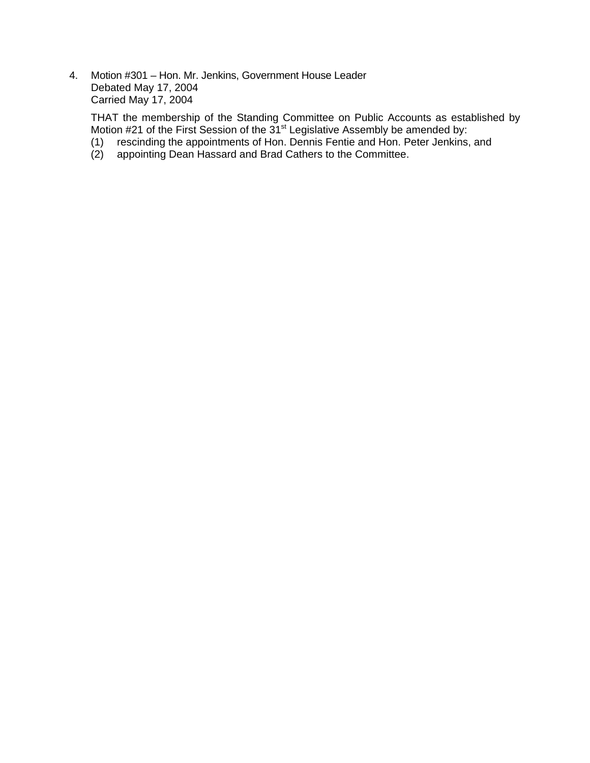4. Motion #301 – Hon. Mr. Jenkins, Government House Leader
   Debated May 17, 2004
   Carried May 17, 2004

   THAT the membership of the Standing Committee on Public Accounts as established by Motion #21 of the First Session of the 31st Legislative Assembly be amended by:
   (1) rescinding the appointments of Hon. Dennis Fentie and Hon. Peter Jenkins, and
   (2) appointing Dean Hassard and Brad Cathers to the Committee.